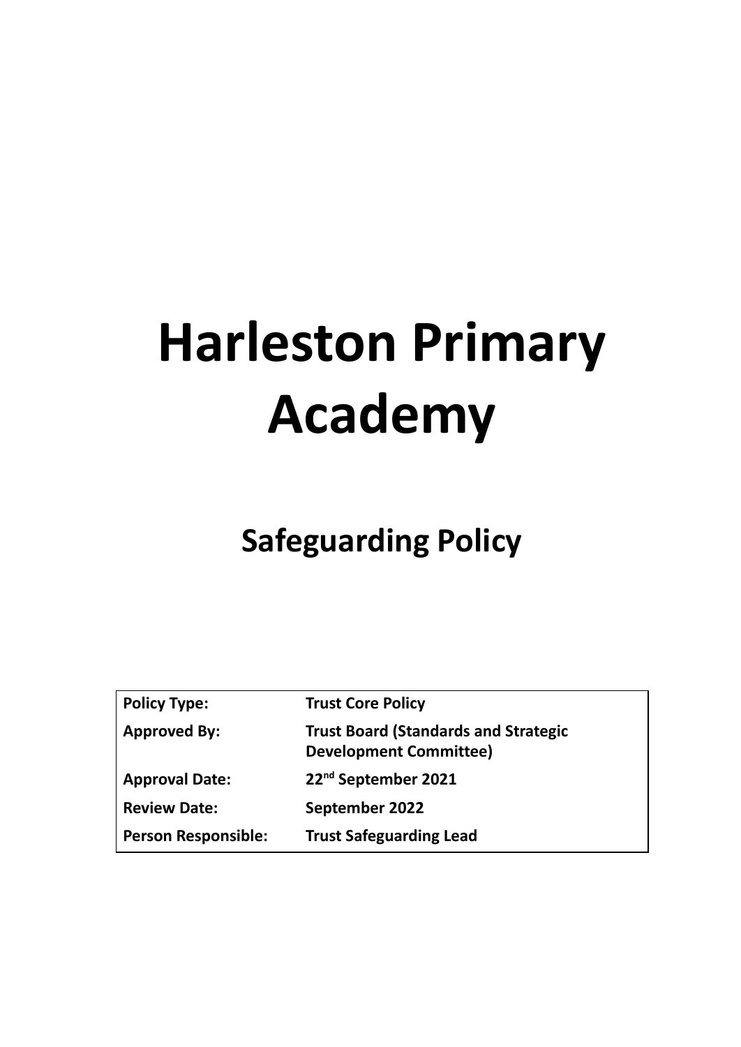# Harleston Primary Academy

## Safeguarding Policy

| **Policy Type:** | **Trust Core Policy** |
|---|---|
| **Approved By:** | **Trust Board (Standards and Strategic Development Committee)** |
| **Approval Date:** | **22nd September 2021** |
| **Review Date:** | **September 2022** |
| **Person Responsible:** | **Trust Safeguarding Lead** |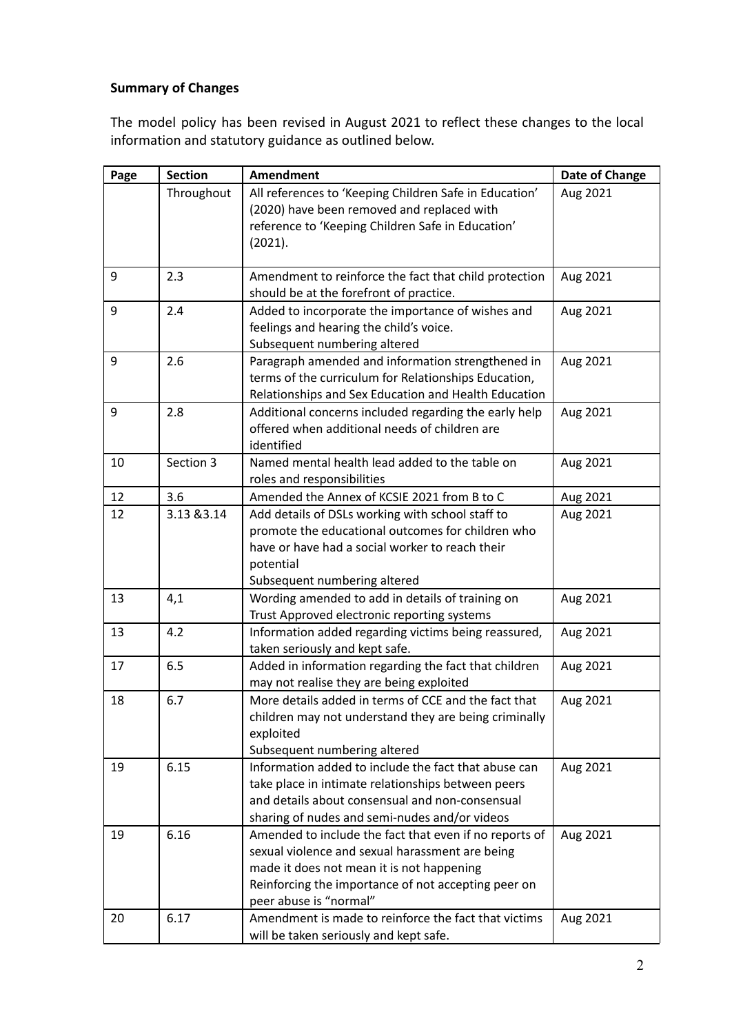**Summary of Changes**

The model policy has been revised in August 2021 to reflect these changes to the local information and statutory guidance as outlined below.

| Page | Section | Amendment | Date of Change |
|---|---|---|---|
| | Throughout | All references to 'Keeping Children Safe in Education' (2020) have been removed and replaced with reference to 'Keeping Children Safe in Education' (2021). | Aug 2021 |
| 9 | 2.3 | Amendment to reinforce the fact that child protection should be at the forefront of practice. | Aug 2021 |
| 9 | 2.4 | Added to incorporate the importance of wishes and feelings and hearing the child's voice.<br>Subsequent numbering altered | Aug 2021 |
| 9 | 2.6 | Paragraph amended and information strengthened in terms of the curriculum for Relationships Education, Relationships and Sex Education and Health Education | Aug 2021 |
| 9 | 2.8 | Additional concerns included regarding the early help offered when additional needs of children are identified | Aug 2021 |
| 10 | Section 3 | Named mental health lead added to the table on roles and responsibilities | Aug 2021 |
| 12 | 3.6 | Amended the Annex of KCSIE 2021 from B to C | Aug 2021 |
| 12 | 3.13 &3.14 | Add details of DSLs working with school staff to promote the educational outcomes for children who have or have had a social worker to reach their potential<br>Subsequent numbering altered | Aug 2021 |
| 13 | 4,1 | Wording amended to add in details of training on Trust Approved electronic reporting systems | Aug 2021 |
| 13 | 4.2 | Information added regarding victims being reassured, taken seriously and kept safe. | Aug 2021 |
| 17 | 6.5 | Added in information regarding the fact that children may not realise they are being exploited | Aug 2021 |
| 18 | 6.7 | More details added in terms of CCE and the fact that children may not understand they are being criminally exploited<br>Subsequent numbering altered | Aug 2021 |
| 19 | 6.15 | Information added to include the fact that abuse can take place in intimate relationships between peers and details about consensual and non-consensual sharing of nudes and semi-nudes and/or videos | Aug 2021 |
| 19 | 6.16 | Amended to include the fact that even if no reports of sexual violence and sexual harassment are being made it does not mean it is not happening<br>Reinforcing the importance of not accepting peer on peer abuse is "normal" | Aug 2021 |
| 20 | 6.17 | Amendment is made to reinforce the fact that victims will be taken seriously and kept safe. | Aug 2021 |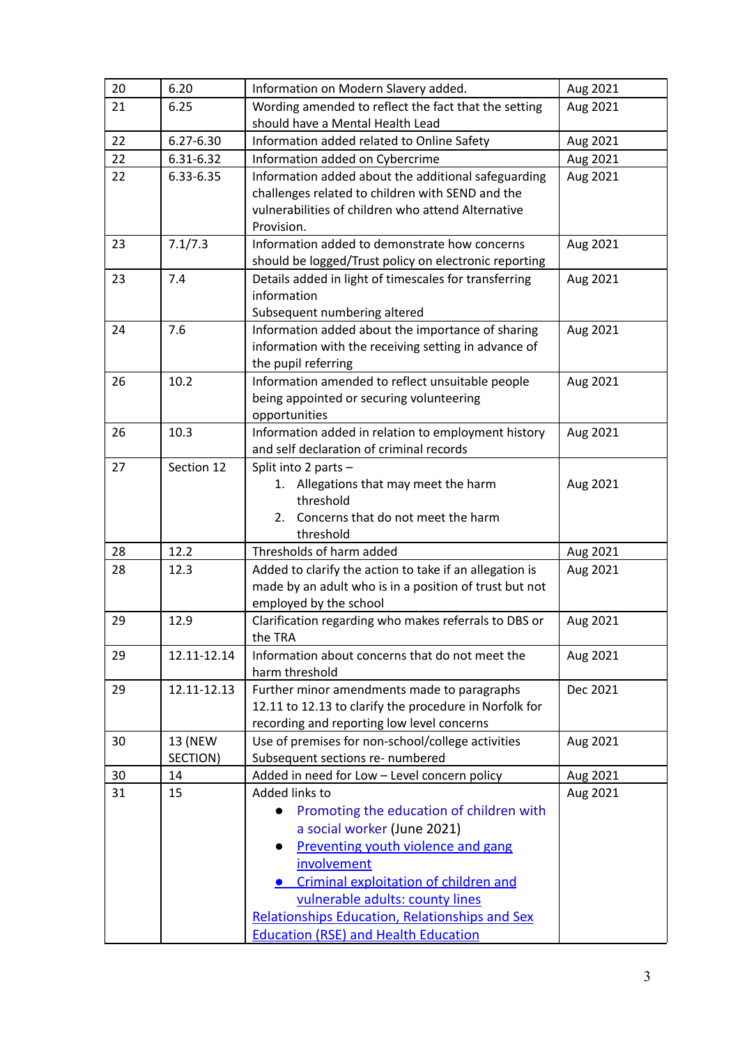| | | | |
|---|---|---|---|
| 20 | 6.20 | Information on Modern Slavery added. | Aug 2021 |
| 21 | 6.25 | Wording amended to reflect the fact that the setting should have a Mental Health Lead | Aug 2021 |
| 22 | 6.27-6.30 | Information added related to Online Safety | Aug 2021 |
| 22 | 6.31-6.32 | Information added on Cybercrime | Aug 2021 |
| 22 | 6.33-6.35 | Information added about the additional safeguarding challenges related to children with SEND and the vulnerabilities of children who attend Alternative Provision. | Aug 2021 |
| 23 | 7.1/7.3 | Information added to demonstrate how concerns should be logged/Trust policy on electronic reporting | Aug 2021 |
| 23 | 7.4 | Details added in light of timescales for transferring information<br>Subsequent numbering altered | Aug 2021 |
| 24 | 7.6 | Information added about the importance of sharing information with the receiving setting in advance of the pupil referring | Aug 2021 |
| 26 | 10.2 | Information amended to reflect unsuitable people being appointed or securing volunteering opportunities | Aug 2021 |
| 26 | 10.3 | Information added in relation to employment history and self declaration of criminal records | Aug 2021 |
| 27 | Section 12 | Split into 2 parts –<br>1. Allegations that may meet the harm threshold<br>2. Concerns that do not meet the harm threshold | Aug 2021 |
| 28 | 12.2 | Thresholds of harm added | Aug 2021 |
| 28 | 12.3 | Added to clarify the action to take if an allegation is made by an adult who is in a position of trust but not employed by the school | Aug 2021 |
| 29 | 12.9 | Clarification regarding who makes referrals to DBS or the TRA | Aug 2021 |
| 29 | 12.11-12.14 | Information about concerns that do not meet the harm threshold | Aug 2021 |
| 29 | 12.11-12.13 | Further minor amendments made to paragraphs 12.11 to 12.13 to clarify the procedure in Norfolk for recording and reporting low level concerns | Dec 2021 |
| 30 | 13 (NEW SECTION) | Use of premises for non-school/college activities<br>Subsequent sections re- numbered | Aug 2021 |
| 30 | 14 | Added in need for Low – Level concern policy | Aug 2021 |
| 31 | 15 | Added links to<br>• Promoting the education of children with a social worker (June 2021)<br>• Preventing youth violence and gang involvement<br>• Criminal exploitation of children and vulnerable adults: county lines<br>Relationships Education, Relationships and Sex Education (RSE) and Health Education | Aug 2021 |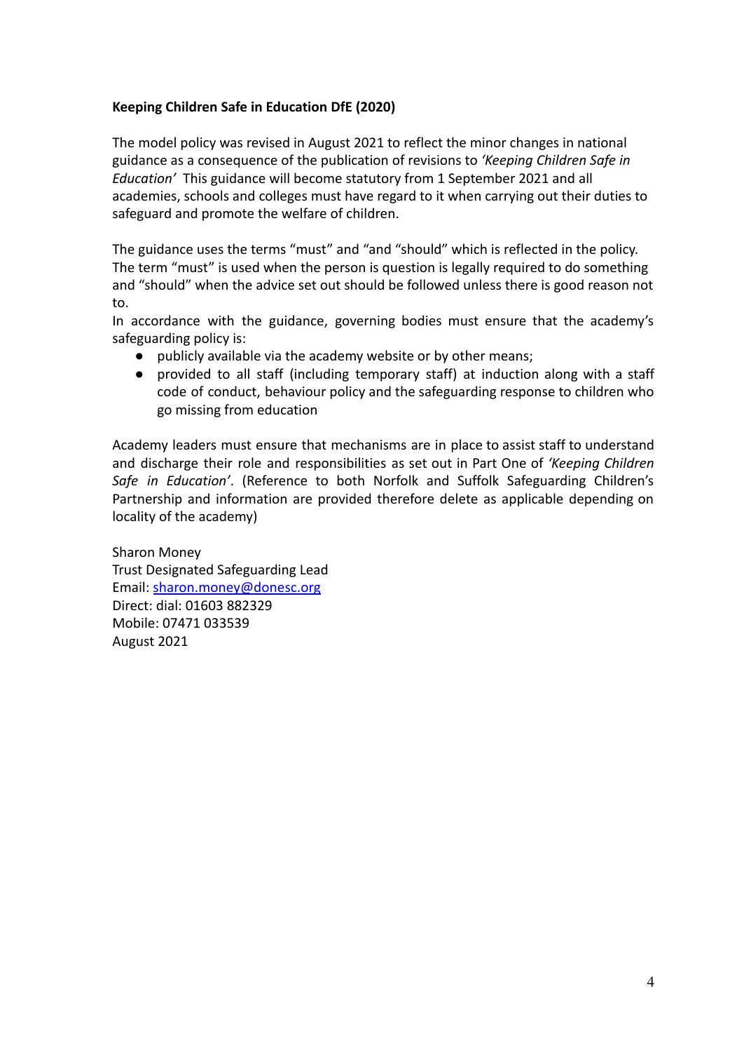**Keeping Children Safe in Education DfE (2020)**

The model policy was revised in August 2021 to reflect the minor changes in national guidance as a consequence of the publication of revisions to *'Keeping Children Safe in Education'* This guidance will become statutory from 1 September 2021 and all academies, schools and colleges must have regard to it when carrying out their duties to safeguard and promote the welfare of children.

The guidance uses the terms "must" and "and "should" which is reflected in the policy. The term "must" is used when the person is question is legally required to do something and "should" when the advice set out should be followed unless there is good reason not to.

In accordance with the guidance, governing bodies must ensure that the academy's safeguarding policy is:

- publicly available via the academy website or by other means;
- provided to all staff (including temporary staff) at induction along with a staff code of conduct, behaviour policy and the safeguarding response to children who go missing from education

Academy leaders must ensure that mechanisms are in place to assist staff to understand and discharge their role and responsibilities as set out in Part One of *'Keeping Children Safe in Education'*. (Reference to both Norfolk and Suffolk Safeguarding Children's Partnership and information are provided therefore delete as applicable depending on locality of the academy)

Sharon Money
Trust Designated Safeguarding Lead
Email: [sharon.money@donesc.org](mailto:sharon.money@donesc.org)
Direct: dial: 01603 882329
Mobile: 07471 033539
August 2021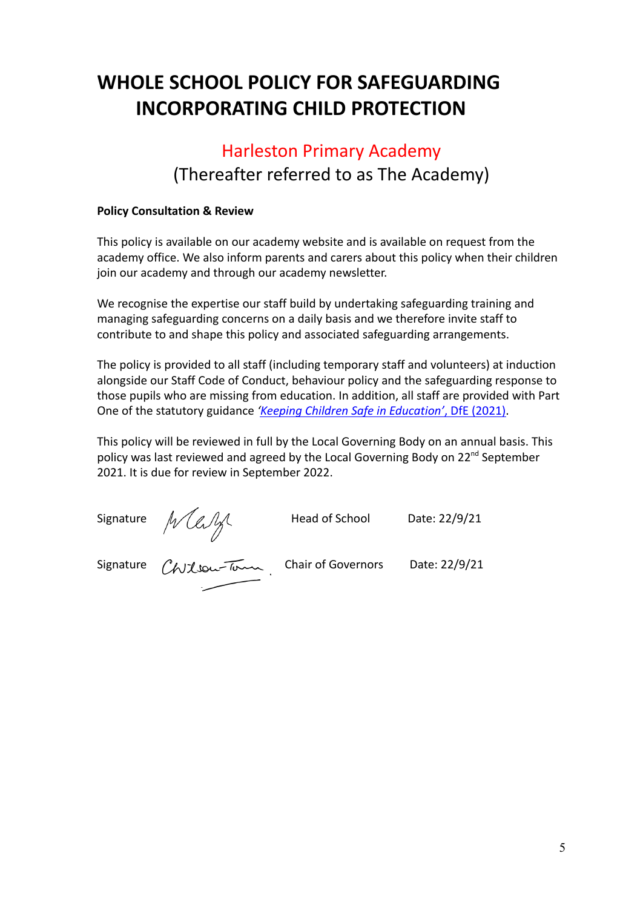# WHOLE SCHOOL POLICY FOR SAFEGUARDING INCORPORATING CHILD PROTECTION

## Harleston Primary Academy
(Thereafter referred to as The Academy)

**Policy Consultation & Review**

This policy is available on our academy website and is available on request from the academy office. We also inform parents and carers about this policy when their children join our academy and through our academy newsletter.

We recognise the expertise our staff build by undertaking safeguarding training and managing safeguarding concerns on a daily basis and we therefore invite staff to contribute to and shape this policy and associated safeguarding arrangements.

The policy is provided to all staff (including temporary staff and volunteers) at induction alongside our Staff Code of Conduct, behaviour policy and the safeguarding response to those pupils who are missing from education. In addition, all staff are provided with Part One of the statutory guidance *'Keeping Children Safe in Education'*, DfE (2021).

This policy will be reviewed in full by the Local Governing Body on an annual basis. This policy was last reviewed and agreed by the Local Governing Body on 22nd September 2021. It is due for review in September 2022.

| Signature | | Head of School | Date: 22/9/21 |
|---|---|---|---|
| Signature | | Chair of Governors | Date: 22/9/21 |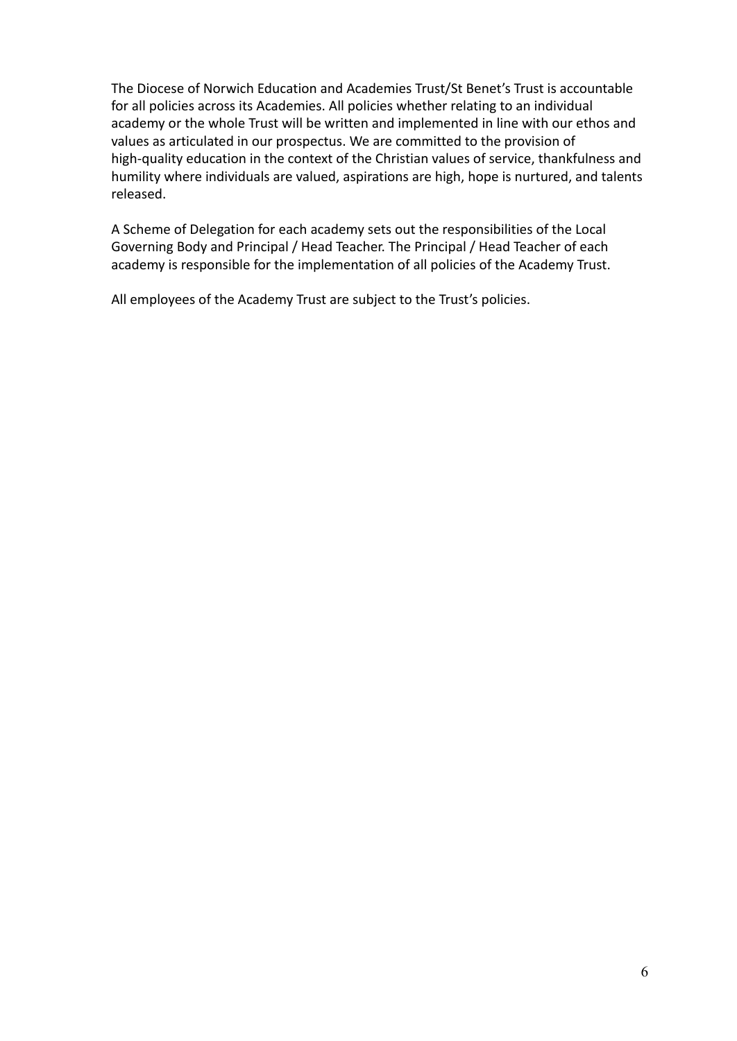The Diocese of Norwich Education and Academies Trust/St Benet's Trust is accountable for all policies across its Academies. All policies whether relating to an individual academy or the whole Trust will be written and implemented in line with our ethos and values as articulated in our prospectus. We are committed to the provision of high-quality education in the context of the Christian values of service, thankfulness and humility where individuals are valued, aspirations are high, hope is nurtured, and talents released.

A Scheme of Delegation for each academy sets out the responsibilities of the Local Governing Body and Principal / Head Teacher. The Principal / Head Teacher of each academy is responsible for the implementation of all policies of the Academy Trust.

All employees of the Academy Trust are subject to the Trust's policies.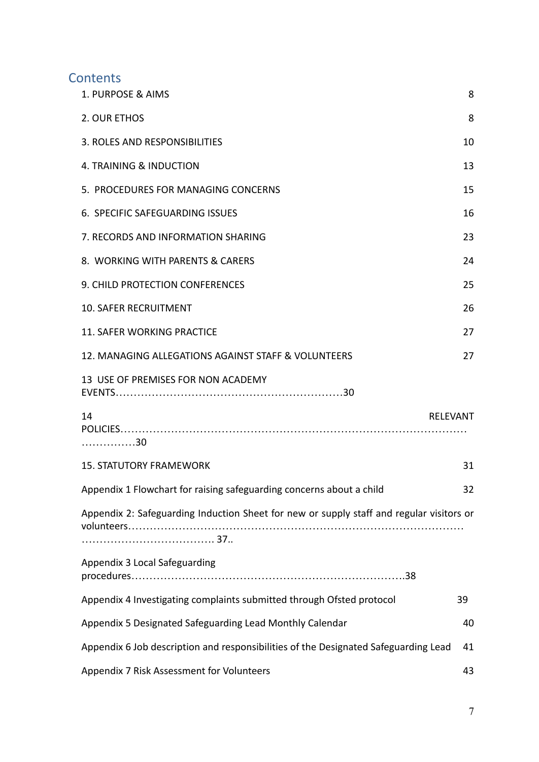## Contents

| | |
|---|---|
| 1. PURPOSE & AIMS | 8 |
| 2. OUR ETHOS | 8 |
| 3. ROLES AND RESPONSIBILITIES | 10 |
| 4. TRAINING & INDUCTION | 13 |
| 5. PROCEDURES FOR MANAGING CONCERNS | 15 |
| 6. SPECIFIC SAFEGUARDING ISSUES | 16 |
| 7. RECORDS AND INFORMATION SHARING | 23 |
| 8. WORKING WITH PARENTS & CARERS | 24 |
| 9. CHILD PROTECTION CONFERENCES | 25 |
| 10. SAFER RECRUITMENT | 26 |
| 11. SAFER WORKING PRACTICE | 27 |
| 12. MANAGING ALLEGATIONS AGAINST STAFF & VOLUNTEERS | 27 |
| 13 USE OF PREMISES FOR NON ACADEMY EVENTS | 30 |
| 14 RELEVANT POLICIES | 30 |
| 15. STATUTORY FRAMEWORK | 31 |
| Appendix 1 Flowchart for raising safeguarding concerns about a child | 32 |
| Appendix 2: Safeguarding Induction Sheet for new or supply staff and regular visitors or volunteers | 37.. |
| Appendix 3 Local Safeguarding procedures | 38 |
| Appendix 4 Investigating complaints submitted through Ofsted protocol | 39 |
| Appendix 5 Designated Safeguarding Lead Monthly Calendar | 40 |
| Appendix 6 Job description and responsibilities of the Designated Safeguarding Lead | 41 |
| Appendix 7 Risk Assessment for Volunteers | 43 |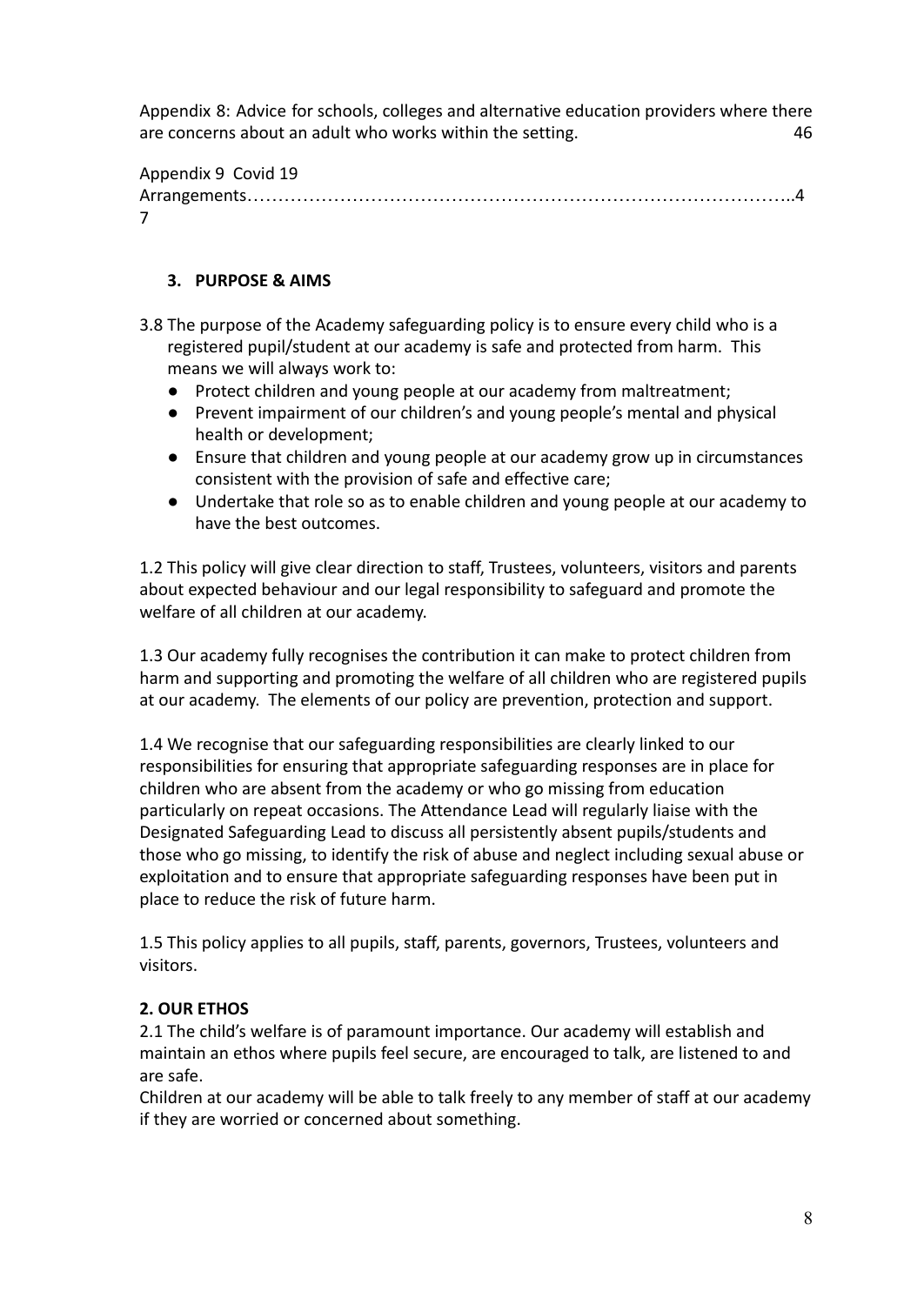Appendix 8: Advice for schools, colleges and alternative education providers where there are concerns about an adult who works within the setting. 46

Appendix 9 Covid 19 Arrangements……………………………………………………………………………..47

### 3. PURPOSE & AIMS

3.8 The purpose of the Academy safeguarding policy is to ensure every child who is a registered pupil/student at our academy is safe and protected from harm. This means we will always work to:

- Protect children and young people at our academy from maltreatment;
- Prevent impairment of our children's and young people's mental and physical health or development;
- Ensure that children and young people at our academy grow up in circumstances consistent with the provision of safe and effective care;
- Undertake that role so as to enable children and young people at our academy to have the best outcomes.

1.2 This policy will give clear direction to staff, Trustees, volunteers, visitors and parents about expected behaviour and our legal responsibility to safeguard and promote the welfare of all children at our academy.

1.3 Our academy fully recognises the contribution it can make to protect children from harm and supporting and promoting the welfare of all children who are registered pupils at our academy. The elements of our policy are prevention, protection and support.

1.4 We recognise that our safeguarding responsibilities are clearly linked to our responsibilities for ensuring that appropriate safeguarding responses are in place for children who are absent from the academy or who go missing from education particularly on repeat occasions. The Attendance Lead will regularly liaise with the Designated Safeguarding Lead to discuss all persistently absent pupils/students and those who go missing, to identify the risk of abuse and neglect including sexual abuse or exploitation and to ensure that appropriate safeguarding responses have been put in place to reduce the risk of future harm.

1.5 This policy applies to all pupils, staff, parents, governors, Trustees, volunteers and visitors.

### 2. OUR ETHOS

2.1 The child's welfare is of paramount importance. Our academy will establish and maintain an ethos where pupils feel secure, are encouraged to talk, are listened to and are safe.

Children at our academy will be able to talk freely to any member of staff at our academy if they are worried or concerned about something.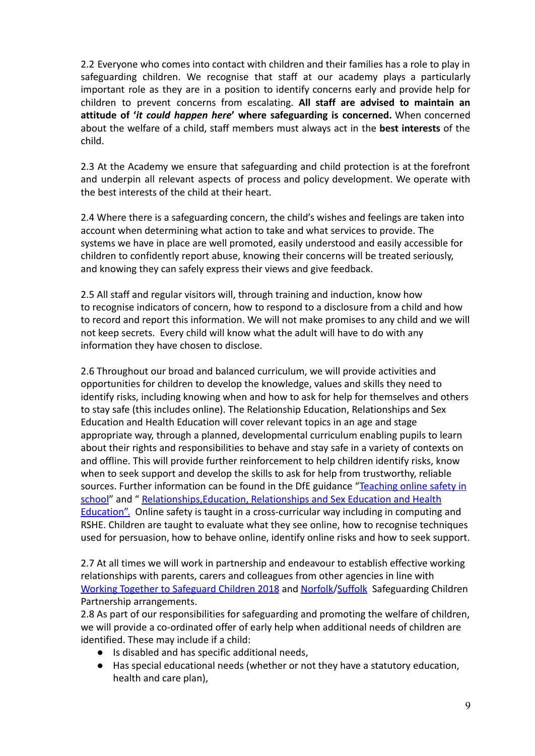2.2 Everyone who comes into contact with children and their families has a role to play in safeguarding children. We recognise that staff at our academy plays a particularly important role as they are in a position to identify concerns early and provide help for children to prevent concerns from escalating. **All staff are advised to maintain an attitude of '*it could happen here*' where safeguarding is concerned.** When concerned about the welfare of a child, staff members must always act in the **best interests** of the child.

2.3 At the Academy we ensure that safeguarding and child protection is at the forefront and underpin all relevant aspects of process and policy development. We operate with the best interests of the child at their heart.

2.4 Where there is a safeguarding concern, the child's wishes and feelings are taken into account when determining what action to take and what services to provide. The systems we have in place are well promoted, easily understood and easily accessible for children to confidently report abuse, knowing their concerns will be treated seriously, and knowing they can safely express their views and give feedback.

2.5 All staff and regular visitors will, through training and induction, know how to recognise indicators of concern, how to respond to a disclosure from a child and how to record and report this information. We will not make promises to any child and we will not keep secrets. Every child will know what the adult will have to do with any information they have chosen to disclose.

2.6 Throughout our broad and balanced curriculum, we will provide activities and opportunities for children to develop the knowledge, values and skills they need to identify risks, including knowing when and how to ask for help for themselves and others to stay safe (this includes online). The Relationship Education, Relationships and Sex Education and Health Education will cover relevant topics in an age and stage appropriate way, through a planned, developmental curriculum enabling pupils to learn about their rights and responsibilities to behave and stay safe in a variety of contexts on and offline. This will provide further reinforcement to help children identify risks, know when to seek support and develop the skills to ask for help from trustworthy, reliable sources. Further information can be found in the DfE guidance "Teaching online safety in school" and " Relationships,Education, Relationships and Sex Education and Health Education". Online safety is taught in a cross-curricular way including in computing and RSHE. Children are taught to evaluate what they see online, how to recognise techniques used for persuasion, how to behave online, identify online risks and how to seek support.

2.7 At all times we will work in partnership and endeavour to establish effective working relationships with parents, carers and colleagues from other agencies in line with Working Together to Safeguard Children 2018 and Norfolk/Suffolk Safeguarding Children Partnership arrangements.

2.8 As part of our responsibilities for safeguarding and promoting the welfare of children, we will provide a co-ordinated offer of early help when additional needs of children are identified. These may include if a child:

- Is disabled and has specific additional needs,
- Has special educational needs (whether or not they have a statutory education, health and care plan),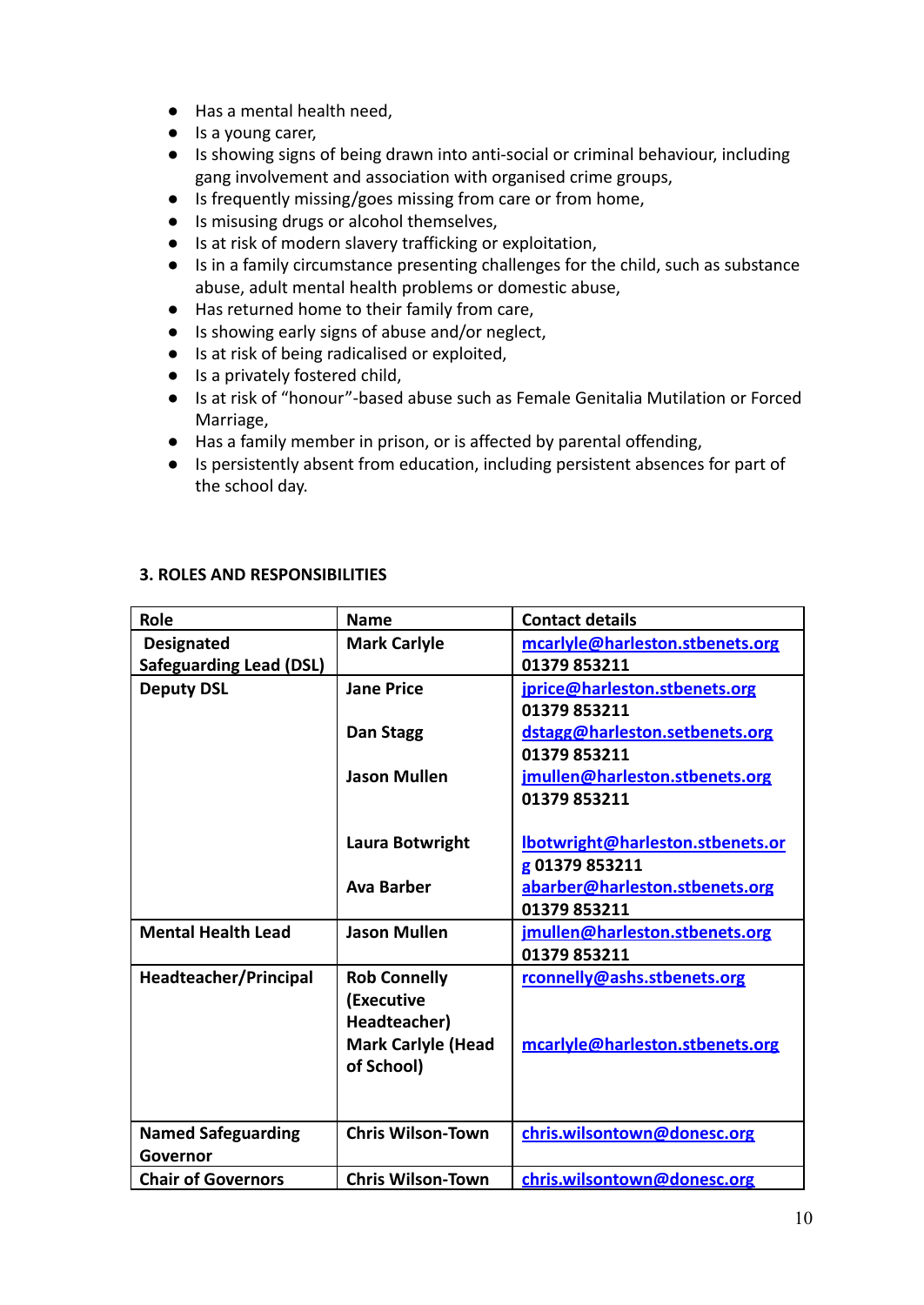- Has a mental health need,
- Is a young carer,
- Is showing signs of being drawn into anti-social or criminal behaviour, including gang involvement and association with organised crime groups,
- Is frequently missing/goes missing from care or from home,
- Is misusing drugs or alcohol themselves,
- Is at risk of modern slavery trafficking or exploitation,
- Is in a family circumstance presenting challenges for the child, such as substance abuse, adult mental health problems or domestic abuse,
- Has returned home to their family from care,
- Is showing early signs of abuse and/or neglect,
- Is at risk of being radicalised or exploited,
- Is a privately fostered child,
- Is at risk of "honour"-based abuse such as Female Genitalia Mutilation or Forced Marriage,
- Has a family member in prison, or is affected by parental offending,
- Is persistently absent from education, including persistent absences for part of the school day.

## 3. ROLES AND RESPONSIBILITIES

| Role | Name | Contact details |
|---|---|---|
| **Designated Safeguarding Lead (DSL)** | **Mark Carlyle** | mcarlyle@harleston.stbenets.org 01379 853211 |
| **Deputy DSL** | **Jane Price**<br><br>**Dan Stagg**<br><br>**Jason Mullen**<br><br>**Laura Botwright**<br><br>**Ava Barber** | jprice@harleston.stbenets.org 01379 853211<br>dstagg@harleston.setbenets.org 01379 853211<br>jmullen@harleston.stbenets.org 01379 853211<br><br>lbotwright@harleston.stbenets.org 01379 853211<br>abarber@harleston.stbenets.org 01379 853211 |
| **Mental Health Lead** | **Jason Mullen** | jmullen@harleston.stbenets.org 01379 853211 |
| **Headteacher/Principal** | **Rob Connelly (Executive Headteacher)**<br>**Mark Carlyle (Head of School)** | rconnelly@ashs.stbenets.org<br><br>mcarlyle@harleston.stbenets.org |
| **Named Safeguarding Governor** | **Chris Wilson-Town** | chris.wilsontown@donesc.org |
| **Chair of Governors** | **Chris Wilson-Town** | chris.wilsontown@donesc.org |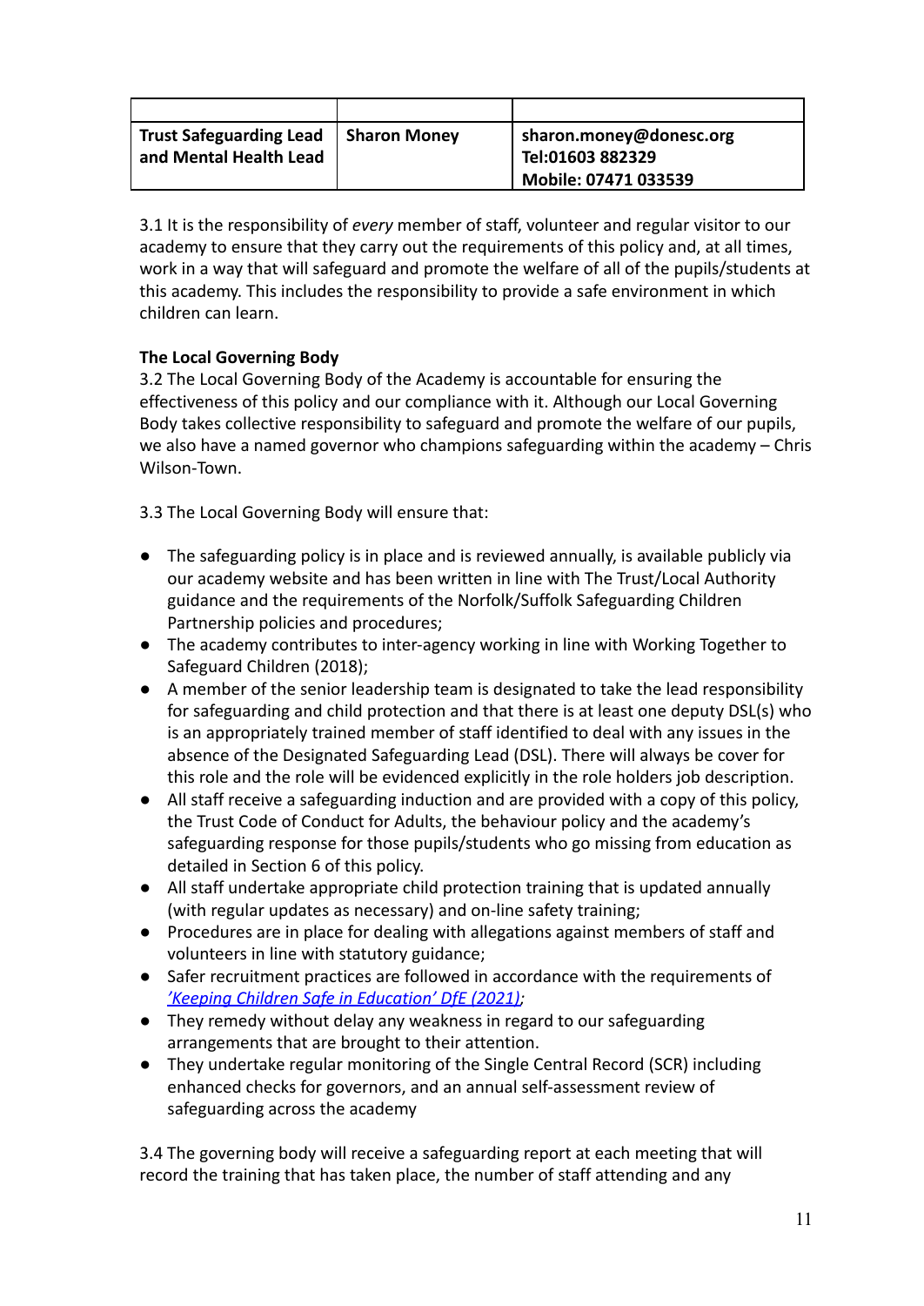| | | |
|---|---|---|
| **Trust Safeguarding Lead and Mental Health Lead** | **Sharon Money** | **sharon.money@donesc.org**<br>**Tel:01603 882329**<br>**Mobile: 07471 033539** |

3.1 It is the responsibility of *every* member of staff, volunteer and regular visitor to our academy to ensure that they carry out the requirements of this policy and, at all times, work in a way that will safeguard and promote the welfare of all of the pupils/students at this academy. This includes the responsibility to provide a safe environment in which children can learn.

**The Local Governing Body**

3.2 The Local Governing Body of the Academy is accountable for ensuring the effectiveness of this policy and our compliance with it. Although our Local Governing Body takes collective responsibility to safeguard and promote the welfare of our pupils, we also have a named governor who champions safeguarding within the academy – Chris Wilson-Town.

3.3 The Local Governing Body will ensure that:

- The safeguarding policy is in place and is reviewed annually, is available publicly via our academy website and has been written in line with The Trust/Local Authority guidance and the requirements of the Norfolk/Suffolk Safeguarding Children Partnership policies and procedures;
- The academy contributes to inter-agency working in line with Working Together to Safeguard Children (2018);
- A member of the senior leadership team is designated to take the lead responsibility for safeguarding and child protection and that there is at least one deputy DSL(s) who is an appropriately trained member of staff identified to deal with any issues in the absence of the Designated Safeguarding Lead (DSL). There will always be cover for this role and the role will be evidenced explicitly in the role holders job description.
- All staff receive a safeguarding induction and are provided with a copy of this policy, the Trust Code of Conduct for Adults, the behaviour policy and the academy's safeguarding response for those pupils/students who go missing from education as detailed in Section 6 of this policy.
- All staff undertake appropriate child protection training that is updated annually (with regular updates as necessary) and on-line safety training;
- Procedures are in place for dealing with allegations against members of staff and volunteers in line with statutory guidance;
- Safer recruitment practices are followed in accordance with the requirements of *'Keeping Children Safe in Education' DfE (2021)*;
- They remedy without delay any weakness in regard to our safeguarding arrangements that are brought to their attention.
- They undertake regular monitoring of the Single Central Record (SCR) including enhanced checks for governors, and an annual self-assessment review of safeguarding across the academy

3.4 The governing body will receive a safeguarding report at each meeting that will record the training that has taken place, the number of staff attending and any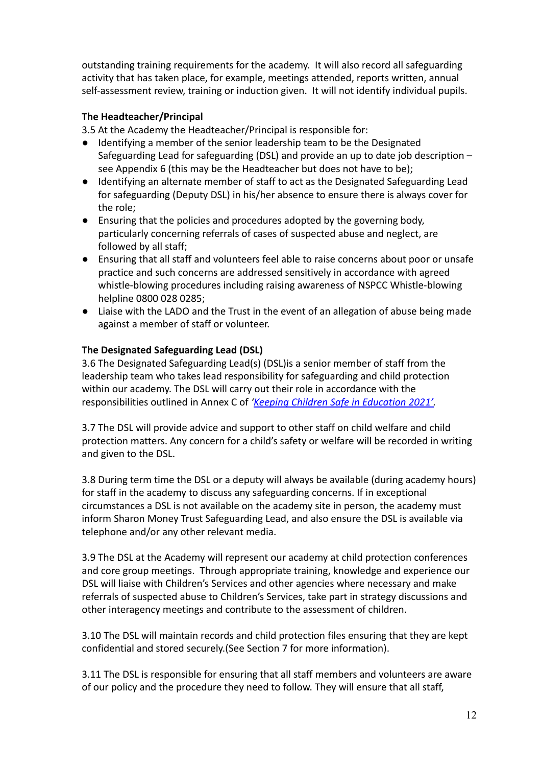outstanding training requirements for the academy. It will also record all safeguarding activity that has taken place, for example, meetings attended, reports written, annual self-assessment review, training or induction given. It will not identify individual pupils.

**The Headteacher/Principal**

3.5 At the Academy the Headteacher/Principal is responsible for:

- Identifying a member of the senior leadership team to be the Designated Safeguarding Lead for safeguarding (DSL) and provide an up to date job description – see Appendix 6 (this may be the Headteacher but does not have to be);
- Identifying an alternate member of staff to act as the Designated Safeguarding Lead for safeguarding (Deputy DSL) in his/her absence to ensure there is always cover for the role;
- Ensuring that the policies and procedures adopted by the governing body, particularly concerning referrals of cases of suspected abuse and neglect, are followed by all staff;
- Ensuring that all staff and volunteers feel able to raise concerns about poor or unsafe practice and such concerns are addressed sensitively in accordance with agreed whistle-blowing procedures including raising awareness of NSPCC Whistle-blowing helpline 0800 028 0285;
- Liaise with the LADO and the Trust in the event of an allegation of abuse being made against a member of staff or volunteer.

**The Designated Safeguarding Lead (DSL)**

3.6 The Designated Safeguarding Lead(s) (DSL)is a senior member of staff from the leadership team who takes lead responsibility for safeguarding and child protection within our academy. The DSL will carry out their role in accordance with the responsibilities outlined in Annex C of *'Keeping Children Safe in Education 2021'*.

3.7 The DSL will provide advice and support to other staff on child welfare and child protection matters. Any concern for a child's safety or welfare will be recorded in writing and given to the DSL.

3.8 During term time the DSL or a deputy will always be available (during academy hours) for staff in the academy to discuss any safeguarding concerns. If in exceptional circumstances a DSL is not available on the academy site in person, the academy must inform Sharon Money Trust Safeguarding Lead, and also ensure the DSL is available via telephone and/or any other relevant media.

3.9 The DSL at the Academy will represent our academy at child protection conferences and core group meetings. Through appropriate training, knowledge and experience our DSL will liaise with Children's Services and other agencies where necessary and make referrals of suspected abuse to Children's Services, take part in strategy discussions and other interagency meetings and contribute to the assessment of children.

3.10 The DSL will maintain records and child protection files ensuring that they are kept confidential and stored securely.(See Section 7 for more information).

3.11 The DSL is responsible for ensuring that all staff members and volunteers are aware of our policy and the procedure they need to follow. They will ensure that all staff,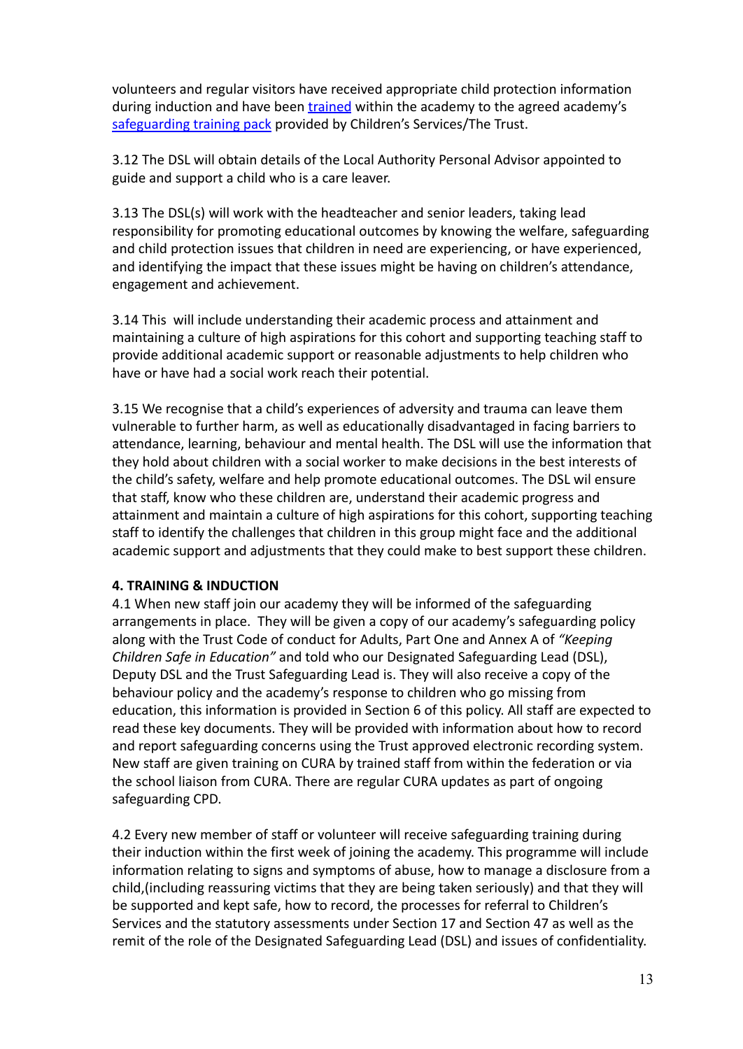volunteers and regular visitors have received appropriate child protection information during induction and have been [trained]() within the academy to the agreed academy's [safeguarding training pack]() provided by Children's Services/The Trust.

3.12 The DSL will obtain details of the Local Authority Personal Advisor appointed to guide and support a child who is a care leaver.

3.13 The DSL(s) will work with the headteacher and senior leaders, taking lead responsibility for promoting educational outcomes by knowing the welfare, safeguarding and child protection issues that children in need are experiencing, or have experienced, and identifying the impact that these issues might be having on children's attendance, engagement and achievement.

3.14 This  will include understanding their academic process and attainment and maintaining a culture of high aspirations for this cohort and supporting teaching staff to provide additional academic support or reasonable adjustments to help children who have or have had a social work reach their potential.

3.15 We recognise that a child's experiences of adversity and trauma can leave them vulnerable to further harm, as well as educationally disadvantaged in facing barriers to attendance, learning, behaviour and mental health. The DSL will use the information that they hold about children with a social worker to make decisions in the best interests of the child's safety, welfare and help promote educational outcomes. The DSL wil ensure that staff, know who these children are, understand their academic progress and attainment and maintain a culture of high aspirations for this cohort, supporting teaching staff to identify the challenges that children in this group might face and the additional academic support and adjustments that they could make to best support these children.

**4. TRAINING & INDUCTION**

4.1 When new staff join our academy they will be informed of the safeguarding arrangements in place.  They will be given a copy of our academy's safeguarding policy along with the Trust Code of conduct for Adults, Part One and Annex A of *"Keeping Children Safe in Education"* and told who our Designated Safeguarding Lead (DSL), Deputy DSL and the Trust Safeguarding Lead is. They will also receive a copy of the behaviour policy and the academy's response to children who go missing from education, this information is provided in Section 6 of this policy. All staff are expected to read these key documents. They will be provided with information about how to record and report safeguarding concerns using the Trust approved electronic recording system. New staff are given training on CURA by trained staff from within the federation or via the school liaison from CURA. There are regular CURA updates as part of ongoing safeguarding CPD.

4.2 Every new member of staff or volunteer will receive safeguarding training during their induction within the first week of joining the academy. This programme will include information relating to signs and symptoms of abuse, how to manage a disclosure from a child,(including reassuring victims that they are being taken seriously) and that they will be supported and kept safe, how to record, the processes for referral to Children's Services and the statutory assessments under Section 17 and Section 47 as well as the remit of the role of the Designated Safeguarding Lead (DSL) and issues of confidentiality.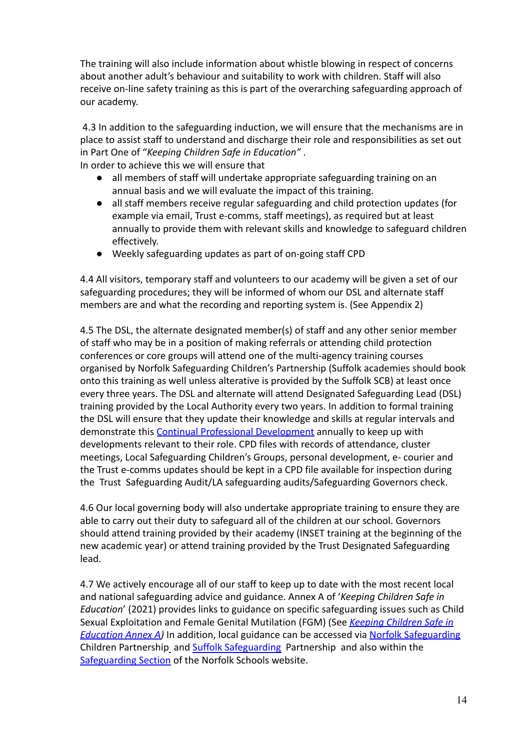The training will also include information about whistle blowing in respect of concerns about another adult's behaviour and suitability to work with children. Staff will also receive on-line safety training as this is part of the overarching safeguarding approach of our academy.

4.3 In addition to the safeguarding induction, we will ensure that the mechanisms are in place to assist staff to understand and discharge their role and responsibilities as set out in Part One of "*Keeping Children Safe in Education"* .
In order to achieve this we will ensure that

- all members of staff will undertake appropriate safeguarding training on an annual basis and we will evaluate the impact of this training.
- all staff members receive regular safeguarding and child protection updates (for example via email, Trust e-comms, staff meetings), as required but at least annually to provide them with relevant skills and knowledge to safeguard children effectively.
- Weekly safeguarding updates as part of on-going staff CPD

4.4 All visitors, temporary staff and volunteers to our academy will be given a set of our safeguarding procedures; they will be informed of whom our DSL and alternate staff members are and what the recording and reporting system is. (See Appendix 2)

4.5 The DSL, the alternate designated member(s) of staff and any other senior member of staff who may be in a position of making referrals or attending child protection conferences or core groups will attend one of the multi-agency training courses organised by Norfolk Safeguarding Children's Partnership (Suffolk academies should book onto this training as well unless alterative is provided by the Suffolk SCB) at least once every three years. The DSL and alternate will attend Designated Safeguarding Lead (DSL) training provided by the Local Authority every two years. In addition to formal training the DSL will ensure that they update their knowledge and skills at regular intervals and demonstrate this [Continual Professional Development]() annually to keep up with developments relevant to their role. CPD files with records of attendance, cluster meetings, Local Safeguarding Children's Groups, personal development, e- courier and the Trust e-comms updates should be kept in a CPD file available for inspection during the Trust Safeguarding Audit/LA safeguarding audits/Safeguarding Governors check.

4.6 Our local governing body will also undertake appropriate training to ensure they are able to carry out their duty to safeguard all of the children at our school. Governors should attend training provided by their academy (INSET training at the beginning of the new academic year) or attend training provided by the Trust Designated Safeguarding lead.

4.7 We actively encourage all of our staff to keep up to date with the most recent local and national safeguarding advice and guidance. Annex A of '*Keeping Children Safe in Education*' (2021) provides links to guidance on specific safeguarding issues such as Child Sexual Exploitation and Female Genital Mutilation (FGM) (See [*Keeping Children Safe in Education Annex A*]()*)* In addition, local guidance can be accessed via [Norfolk Safeguarding]() Children Partnership and [Suffolk Safeguarding]() Partnership and also within the [Safeguarding Section]() of the Norfolk Schools website.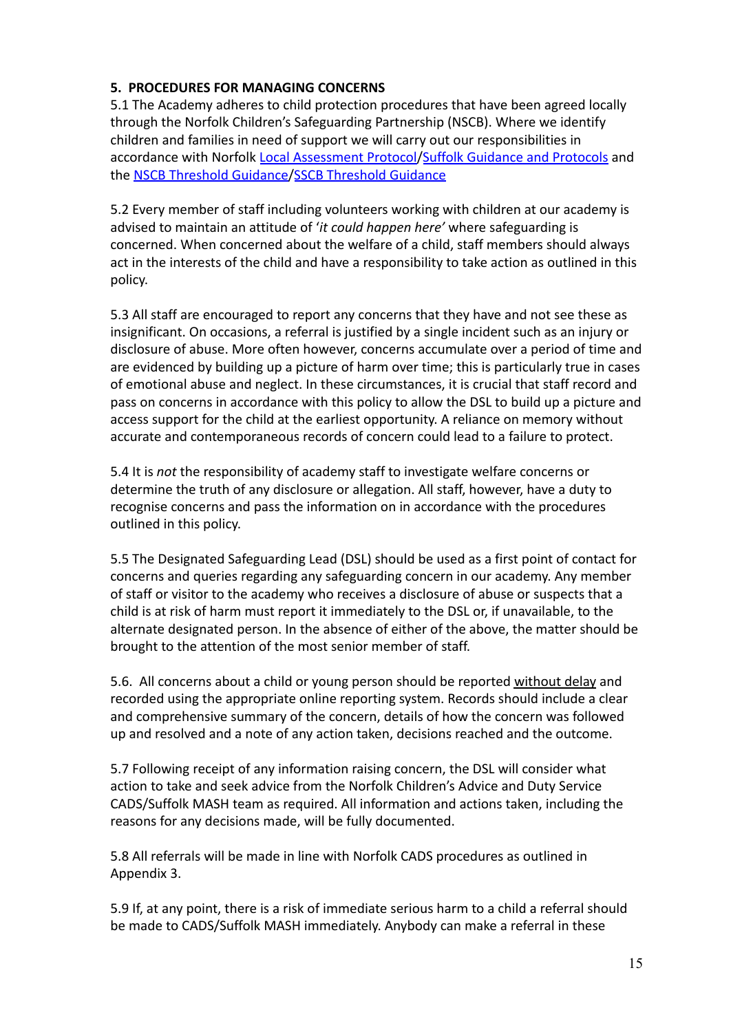## 5. PROCEDURES FOR MANAGING CONCERNS

5.1 The Academy adheres to child protection procedures that have been agreed locally through the Norfolk Children's Safeguarding Partnership (NSCB). Where we identify children and families in need of support we will carry out our responsibilities in accordance with Norfolk Local Assessment Protocol/Suffolk Guidance and Protocols and the NSCB Threshold Guidance/SSCB Threshold Guidance

5.2 Every member of staff including volunteers working with children at our academy is advised to maintain an attitude of '*it could happen here'* where safeguarding is concerned. When concerned about the welfare of a child, staff members should always act in the interests of the child and have a responsibility to take action as outlined in this policy.

5.3 All staff are encouraged to report any concerns that they have and not see these as insignificant. On occasions, a referral is justified by a single incident such as an injury or disclosure of abuse. More often however, concerns accumulate over a period of time and are evidenced by building up a picture of harm over time; this is particularly true in cases of emotional abuse and neglect. In these circumstances, it is crucial that staff record and pass on concerns in accordance with this policy to allow the DSL to build up a picture and access support for the child at the earliest opportunity. A reliance on memory without accurate and contemporaneous records of concern could lead to a failure to protect.

5.4 It is *not* the responsibility of academy staff to investigate welfare concerns or determine the truth of any disclosure or allegation. All staff, however, have a duty to recognise concerns and pass the information on in accordance with the procedures outlined in this policy.

5.5 The Designated Safeguarding Lead (DSL) should be used as a first point of contact for concerns and queries regarding any safeguarding concern in our academy. Any member of staff or visitor to the academy who receives a disclosure of abuse or suspects that a child is at risk of harm must report it immediately to the DSL or, if unavailable, to the alternate designated person. In the absence of either of the above, the matter should be brought to the attention of the most senior member of staff.

5.6. All concerns about a child or young person should be reported without delay and recorded using the appropriate online reporting system. Records should include a clear and comprehensive summary of the concern, details of how the concern was followed up and resolved and a note of any action taken, decisions reached and the outcome.

5.7 Following receipt of any information raising concern, the DSL will consider what action to take and seek advice from the Norfolk Children's Advice and Duty Service CADS/Suffolk MASH team as required. All information and actions taken, including the reasons for any decisions made, will be fully documented.

5.8 All referrals will be made in line with Norfolk CADS procedures as outlined in Appendix 3.

5.9 If, at any point, there is a risk of immediate serious harm to a child a referral should be made to CADS/Suffolk MASH immediately. Anybody can make a referral in these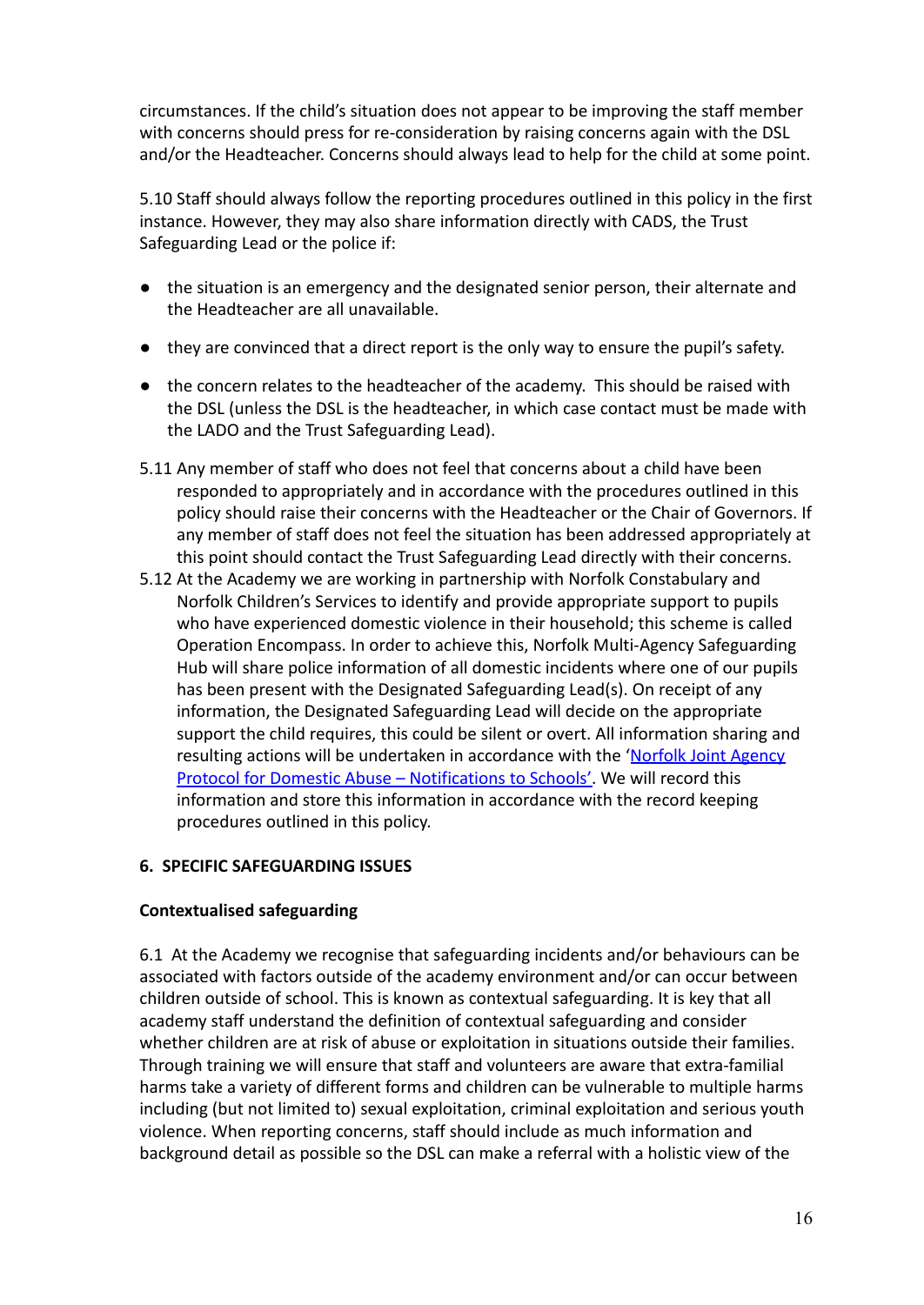circumstances. If the child's situation does not appear to be improving the staff member with concerns should press for re-consideration by raising concerns again with the DSL and/or the Headteacher. Concerns should always lead to help for the child at some point.

5.10 Staff should always follow the reporting procedures outlined in this policy in the first instance. However, they may also share information directly with CADS, the Trust Safeguarding Lead or the police if:

- the situation is an emergency and the designated senior person, their alternate and the Headteacher are all unavailable.
- they are convinced that a direct report is the only way to ensure the pupil's safety.
- the concern relates to the headteacher of the academy. This should be raised with the DSL (unless the DSL is the headteacher, in which case contact must be made with the LADO and the Trust Safeguarding Lead).

5.11 Any member of staff who does not feel that concerns about a child have been responded to appropriately and in accordance with the procedures outlined in this policy should raise their concerns with the Headteacher or the Chair of Governors. If any member of staff does not feel the situation has been addressed appropriately at this point should contact the Trust Safeguarding Lead directly with their concerns.

5.12 At the Academy we are working in partnership with Norfolk Constabulary and Norfolk Children's Services to identify and provide appropriate support to pupils who have experienced domestic violence in their household; this scheme is called Operation Encompass. In order to achieve this, Norfolk Multi-Agency Safeguarding Hub will share police information of all domestic incidents where one of our pupils has been present with the Designated Safeguarding Lead(s). On receipt of any information, the Designated Safeguarding Lead will decide on the appropriate support the child requires, this could be silent or overt. All information sharing and resulting actions will be undertaken in accordance with the 'Norfolk Joint Agency Protocol for Domestic Abuse – Notifications to Schools'. We will record this information and store this information in accordance with the record keeping procedures outlined in this policy.

## 6. SPECIFIC SAFEGUARDING ISSUES

### Contextualised safeguarding

6.1 At the Academy we recognise that safeguarding incidents and/or behaviours can be associated with factors outside of the academy environment and/or can occur between children outside of school. This is known as contextual safeguarding. It is key that all academy staff understand the definition of contextual safeguarding and consider whether children are at risk of abuse or exploitation in situations outside their families. Through training we will ensure that staff and volunteers are aware that extra-familial harms take a variety of different forms and children can be vulnerable to multiple harms including (but not limited to) sexual exploitation, criminal exploitation and serious youth violence. When reporting concerns, staff should include as much information and background detail as possible so the DSL can make a referral with a holistic view of the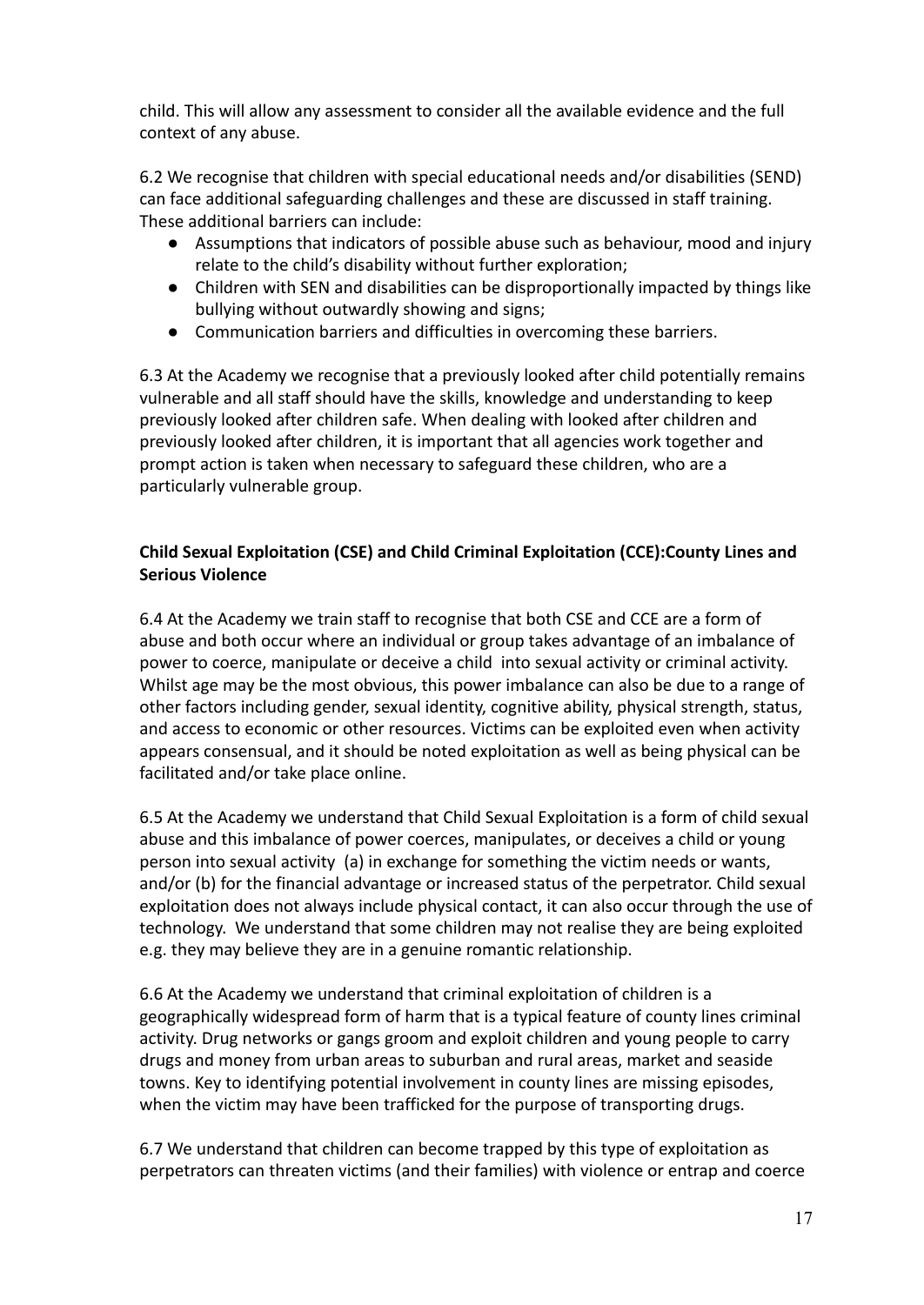child. This will allow any assessment to consider all the available evidence and the full context of any abuse.

6.2 We recognise that children with special educational needs and/or disabilities (SEND) can face additional safeguarding challenges and these are discussed in staff training. These additional barriers can include:

- Assumptions that indicators of possible abuse such as behaviour, mood and injury relate to the child's disability without further exploration;
- Children with SEN and disabilities can be disproportionally impacted by things like bullying without outwardly showing and signs;
- Communication barriers and difficulties in overcoming these barriers.

6.3 At the Academy we recognise that a previously looked after child potentially remains vulnerable and all staff should have the skills, knowledge and understanding to keep previously looked after children safe. When dealing with looked after children and previously looked after children, it is important that all agencies work together and prompt action is taken when necessary to safeguard these children, who are a particularly vulnerable group.

**Child Sexual Exploitation (CSE) and Child Criminal Exploitation (CCE):County Lines and Serious Violence**

6.4 At the Academy we train staff to recognise that both CSE and CCE are a form of abuse and both occur where an individual or group takes advantage of an imbalance of power to coerce, manipulate or deceive a child into sexual activity or criminal activity. Whilst age may be the most obvious, this power imbalance can also be due to a range of other factors including gender, sexual identity, cognitive ability, physical strength, status, and access to economic or other resources. Victims can be exploited even when activity appears consensual, and it should be noted exploitation as well as being physical can be facilitated and/or take place online.

6.5 At the Academy we understand that Child Sexual Exploitation is a form of child sexual abuse and this imbalance of power coerces, manipulates, or deceives a child or young person into sexual activity (a) in exchange for something the victim needs or wants, and/or (b) for the financial advantage or increased status of the perpetrator. Child sexual exploitation does not always include physical contact, it can also occur through the use of technology. We understand that some children may not realise they are being exploited e.g. they may believe they are in a genuine romantic relationship.

6.6 At the Academy we understand that criminal exploitation of children is a geographically widespread form of harm that is a typical feature of county lines criminal activity. Drug networks or gangs groom and exploit children and young people to carry drugs and money from urban areas to suburban and rural areas, market and seaside towns. Key to identifying potential involvement in county lines are missing episodes, when the victim may have been trafficked for the purpose of transporting drugs.

6.7 We understand that children can become trapped by this type of exploitation as perpetrators can threaten victims (and their families) with violence or entrap and coerce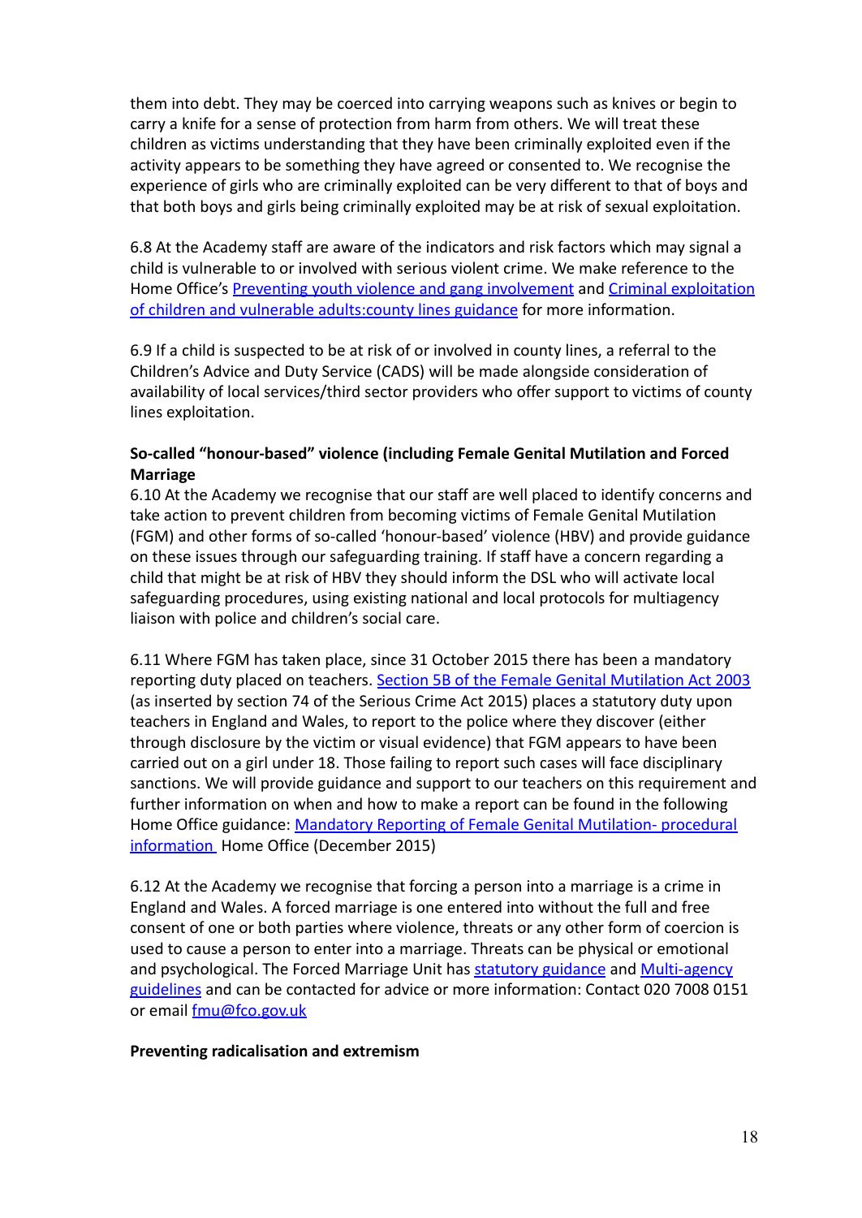them into debt. They may be coerced into carrying weapons such as knives or begin to carry a knife for a sense of protection from harm from others. We will treat these children as victims understanding that they have been criminally exploited even if the activity appears to be something they have agreed or consented to. We recognise the experience of girls who are criminally exploited can be very different to that of boys and that both boys and girls being criminally exploited may be at risk of sexual exploitation.

6.8 At the Academy staff are aware of the indicators and risk factors which may signal a child is vulnerable to or involved with serious violent crime. We make reference to the Home Office's Preventing youth violence and gang involvement and Criminal exploitation of children and vulnerable adults:county lines guidance for more information.

6.9 If a child is suspected to be at risk of or involved in county lines, a referral to the Children's Advice and Duty Service (CADS) will be made alongside consideration of availability of local services/third sector providers who offer support to victims of county lines exploitation.

**So-called "honour-based" violence (including Female Genital Mutilation and Forced Marriage**

6.10 At the Academy we recognise that our staff are well placed to identify concerns and take action to prevent children from becoming victims of Female Genital Mutilation (FGM) and other forms of so-called 'honour-based' violence (HBV) and provide guidance on these issues through our safeguarding training. If staff have a concern regarding a child that might be at risk of HBV they should inform the DSL who will activate local safeguarding procedures, using existing national and local protocols for multiagency liaison with police and children's social care.

6.11 Where FGM has taken place, since 31 October 2015 there has been a mandatory reporting duty placed on teachers. Section 5B of the Female Genital Mutilation Act 2003 (as inserted by section 74 of the Serious Crime Act 2015) places a statutory duty upon teachers in England and Wales, to report to the police where they discover (either through disclosure by the victim or visual evidence) that FGM appears to have been carried out on a girl under 18. Those failing to report such cases will face disciplinary sanctions. We will provide guidance and support to our teachers on this requirement and further information on when and how to make a report can be found in the following Home Office guidance: Mandatory Reporting of Female Genital Mutilation- procedural information Home Office (December 2015)

6.12 At the Academy we recognise that forcing a person into a marriage is a crime in England and Wales. A forced marriage is one entered into without the full and free consent of one or both parties where violence, threats or any other form of coercion is used to cause a person to enter into a marriage. Threats can be physical or emotional and psychological. The Forced Marriage Unit has statutory guidance and Multi-agency guidelines and can be contacted for advice or more information: Contact 020 7008 0151 or email fmu@fco.gov.uk

**Preventing radicalisation and extremism**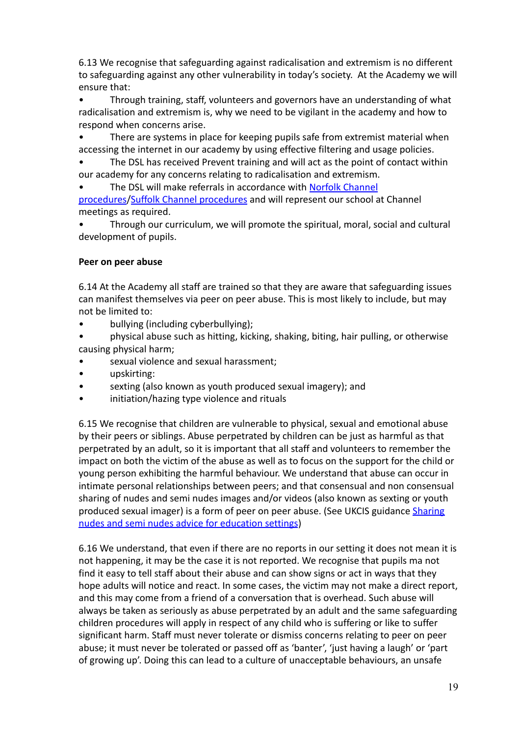6.13 We recognise that safeguarding against radicalisation and extremism is no different to safeguarding against any other vulnerability in today's society. At the Academy we will ensure that:

- Through training, staff, volunteers and governors have an understanding of what radicalisation and extremism is, why we need to be vigilant in the academy and how to respond when concerns arise.
- There are systems in place for keeping pupils safe from extremist material when accessing the internet in our academy by using effective filtering and usage policies.
- The DSL has received Prevent training and will act as the point of contact within our academy for any concerns relating to radicalisation and extremism.
- The DSL will make referrals in accordance with Norfolk Channel procedures/Suffolk Channel procedures and will represent our school at Channel meetings as required.
- Through our curriculum, we will promote the spiritual, moral, social and cultural development of pupils.

**Peer on peer abuse**

6.14 At the Academy all staff are trained so that they are aware that safeguarding issues can manifest themselves via peer on peer abuse. This is most likely to include, but may not be limited to:

- bullying (including cyberbullying);
- physical abuse such as hitting, kicking, shaking, biting, hair pulling, or otherwise causing physical harm;
- sexual violence and sexual harassment;
- upskirting:
- sexting (also known as youth produced sexual imagery); and
- initiation/hazing type violence and rituals

6.15 We recognise that children are vulnerable to physical, sexual and emotional abuse by their peers or siblings. Abuse perpetrated by children can be just as harmful as that perpetrated by an adult, so it is important that all staff and volunteers to remember the impact on both the victim of the abuse as well as to focus on the support for the child or young person exhibiting the harmful behaviour. We understand that abuse can occur in intimate personal relationships between peers; and that consensual and non consensual sharing of nudes and semi nudes images and/or videos (also known as sexting or youth produced sexual imager) is a form of peer on peer abuse. (See UKCIS guidance Sharing nudes and semi nudes advice for education settings)

6.16 We understand, that even if there are no reports in our setting it does not mean it is not happening, it may be the case it is not reported. We recognise that pupils ma not find it easy to tell staff about their abuse and can show signs or act in ways that they hope adults will notice and react. In some cases, the victim may not make a direct report, and this may come from a friend of a conversation that is overhead. Such abuse will always be taken as seriously as abuse perpetrated by an adult and the same safeguarding children procedures will apply in respect of any child who is suffering or like to suffer significant harm. Staff must never tolerate or dismiss concerns relating to peer on peer abuse; it must never be tolerated or passed off as 'banter', 'just having a laugh' or 'part of growing up'. Doing this can lead to a culture of unacceptable behaviours, an unsafe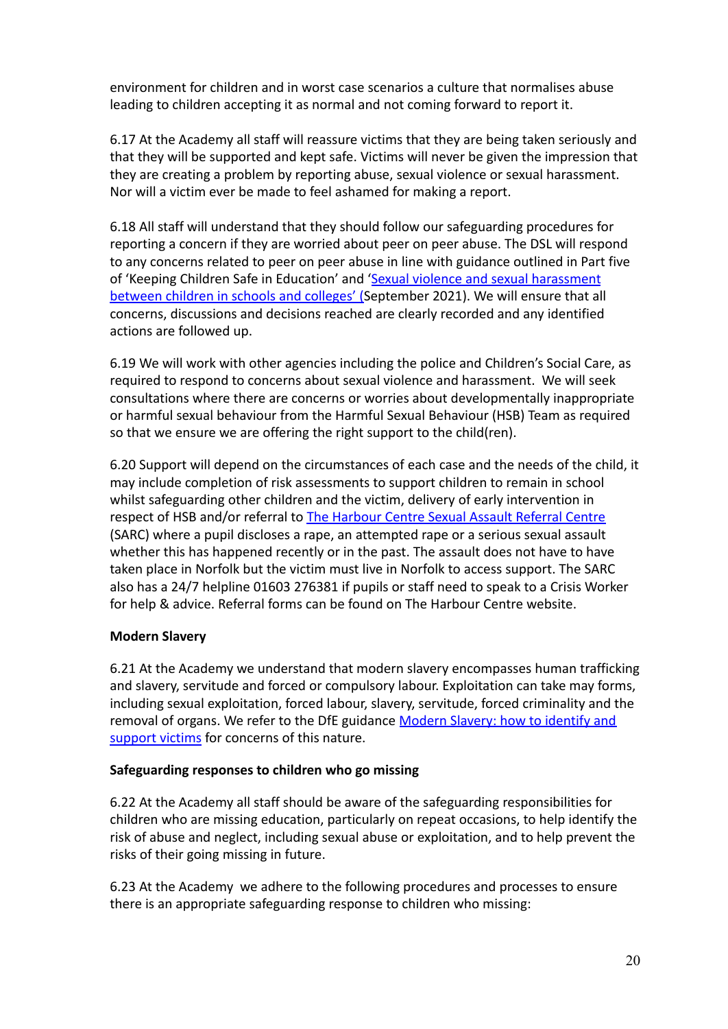environment for children and in worst case scenarios a culture that normalises abuse leading to children accepting it as normal and not coming forward to report it.

6.17 At the Academy all staff will reassure victims that they are being taken seriously and that they will be supported and kept safe. Victims will never be given the impression that they are creating a problem by reporting abuse, sexual violence or sexual harassment. Nor will a victim ever be made to feel ashamed for making a report.

6.18 All staff will understand that they should follow our safeguarding procedures for reporting a concern if they are worried about peer on peer abuse. The DSL will respond to any concerns related to peer on peer abuse in line with guidance outlined in Part five of 'Keeping Children Safe in Education' and 'Sexual violence and sexual harassment between children in schools and colleges' (September 2021). We will ensure that all concerns, discussions and decisions reached are clearly recorded and any identified actions are followed up.

6.19 We will work with other agencies including the police and Children's Social Care, as required to respond to concerns about sexual violence and harassment. We will seek consultations where there are concerns or worries about developmentally inappropriate or harmful sexual behaviour from the Harmful Sexual Behaviour (HSB) Team as required so that we ensure we are offering the right support to the child(ren).

6.20 Support will depend on the circumstances of each case and the needs of the child, it may include completion of risk assessments to support children to remain in school whilst safeguarding other children and the victim, delivery of early intervention in respect of HSB and/or referral to The Harbour Centre Sexual Assault Referral Centre (SARC) where a pupil discloses a rape, an attempted rape or a serious sexual assault whether this has happened recently or in the past. The assault does not have to have taken place in Norfolk but the victim must live in Norfolk to access support. The SARC also has a 24/7 helpline 01603 276381 if pupils or staff need to speak to a Crisis Worker for help & advice. Referral forms can be found on The Harbour Centre website.

**Modern Slavery**

6.21 At the Academy we understand that modern slavery encompasses human trafficking and slavery, servitude and forced or compulsory labour. Exploitation can take may forms, including sexual exploitation, forced labour, slavery, servitude, forced criminality and the removal of organs. We refer to the DfE guidance Modern Slavery: how to identify and support victims for concerns of this nature.

**Safeguarding responses to children who go missing**

6.22 At the Academy all staff should be aware of the safeguarding responsibilities for children who are missing education, particularly on repeat occasions, to help identify the risk of abuse and neglect, including sexual abuse or exploitation, and to help prevent the risks of their going missing in future.

6.23 At the Academy we adhere to the following procedures and processes to ensure there is an appropriate safeguarding response to children who missing: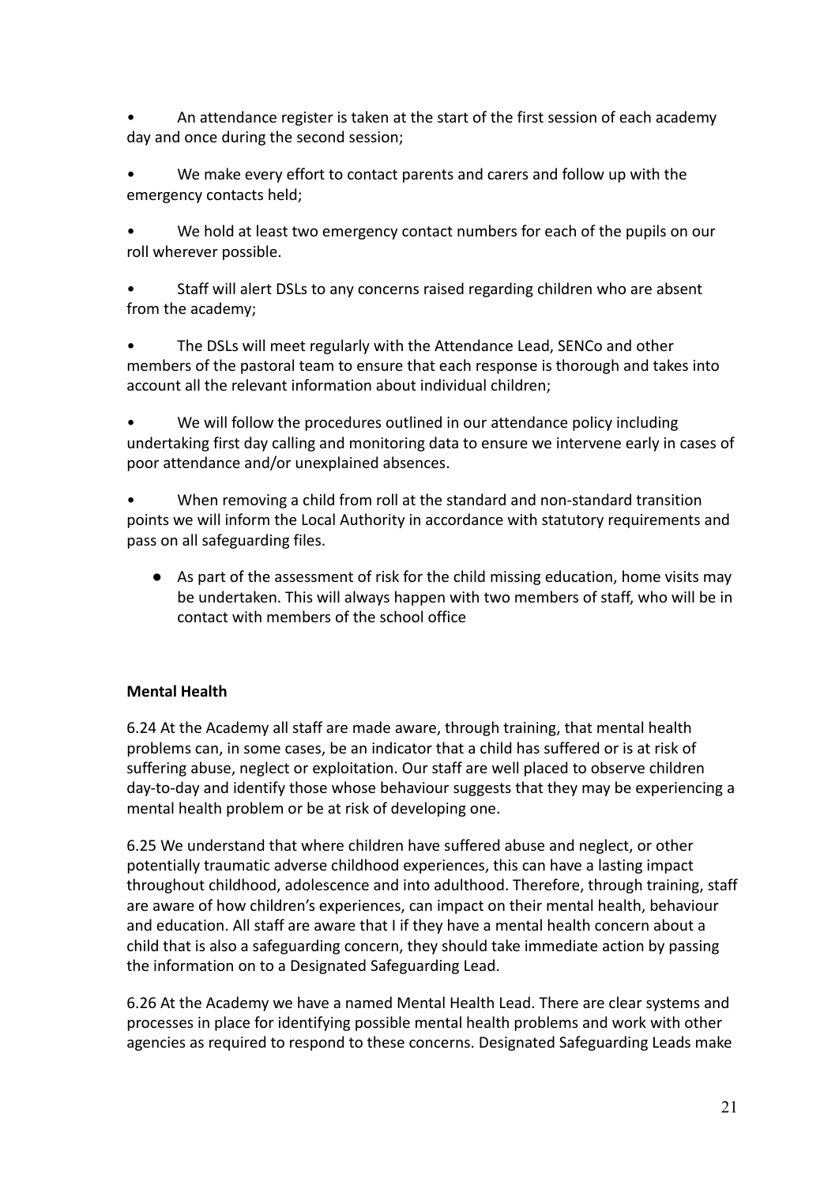- An attendance register is taken at the start of the first session of each academy day and once during the second session;
- We make every effort to contact parents and carers and follow up with the emergency contacts held;
- We hold at least two emergency contact numbers for each of the pupils on our roll wherever possible.
- Staff will alert DSLs to any concerns raised regarding children who are absent from the academy;
- The DSLs will meet regularly with the Attendance Lead, SENCo and other members of the pastoral team to ensure that each response is thorough and takes into account all the relevant information about individual children;
- We will follow the procedures outlined in our attendance policy including undertaking first day calling and monitoring data to ensure we intervene early in cases of poor attendance and/or unexplained absences.
- When removing a child from roll at the standard and non-standard transition points we will inform the Local Authority in accordance with statutory requirements and pass on all safeguarding files.
- As part of the assessment of risk for the child missing education, home visits may be undertaken. This will always happen with two members of staff, who will be in contact with members of the school office

**Mental Health**

6.24 At the Academy all staff are made aware, through training, that mental health problems can, in some cases, be an indicator that a child has suffered or is at risk of suffering abuse, neglect or exploitation. Our staff are well placed to observe children day-to-day and identify those whose behaviour suggests that they may be experiencing a mental health problem or be at risk of developing one.

6.25 We understand that where children have suffered abuse and neglect, or other potentially traumatic adverse childhood experiences, this can have a lasting impact throughout childhood, adolescence and into adulthood. Therefore, through training, staff are aware of how children's experiences, can impact on their mental health, behaviour and education. All staff are aware that I if they have a mental health concern about a child that is also a safeguarding concern, they should take immediate action by passing the information on to a Designated Safeguarding Lead.

6.26 At the Academy we have a named Mental Health Lead. There are clear systems and processes in place for identifying possible mental health problems and work with other agencies as required to respond to these concerns. Designated Safeguarding Leads make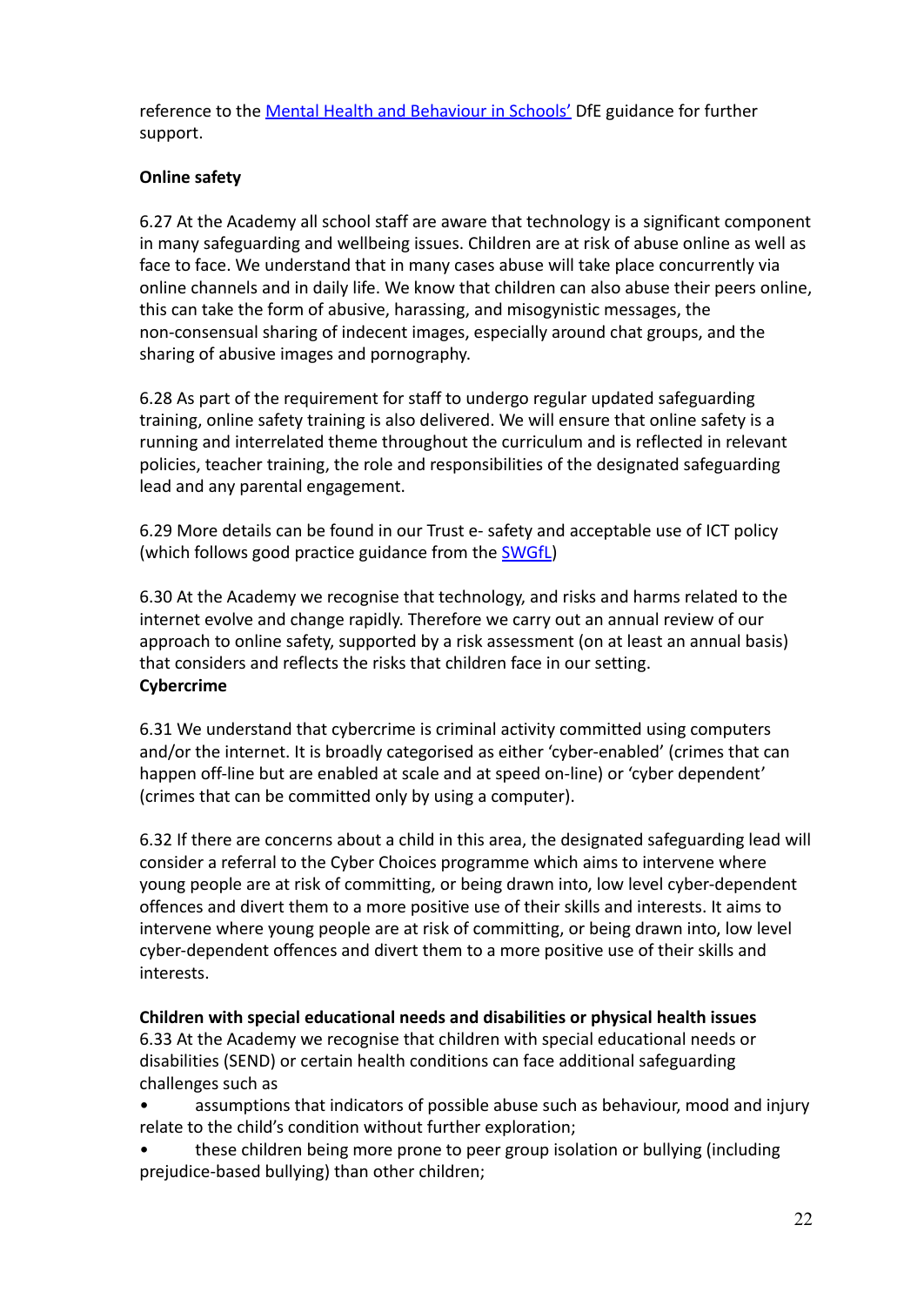reference to the [Mental Health and Behaviour in Schools'](#) DfE guidance for further support.

**Online safety**

6.27 At the Academy all school staff are aware that technology is a significant component in many safeguarding and wellbeing issues. Children are at risk of abuse online as well as face to face. We understand that in many cases abuse will take place concurrently via online channels and in daily life. We know that children can also abuse their peers online, this can take the form of abusive, harassing, and misogynistic messages, the non-consensual sharing of indecent images, especially around chat groups, and the sharing of abusive images and pornography.

6.28 As part of the requirement for staff to undergo regular updated safeguarding training, online safety training is also delivered. We will ensure that online safety is a running and interrelated theme throughout the curriculum and is reflected in relevant policies, teacher training, the role and responsibilities of the designated safeguarding lead and any parental engagement.

6.29 More details can be found in our Trust e- safety and acceptable use of ICT policy (which follows good practice guidance from the [SWGfL](#))

6.30 At the Academy we recognise that technology, and risks and harms related to the internet evolve and change rapidly. Therefore we carry out an annual review of our approach to online safety, supported by a risk assessment (on at least an annual basis) that considers and reflects the risks that children face in our setting.

**Cybercrime**

6.31 We understand that cybercrime is criminal activity committed using computers and/or the internet. It is broadly categorised as either 'cyber-enabled' (crimes that can happen off-line but are enabled at scale and at speed on-line) or 'cyber dependent' (crimes that can be committed only by using a computer).

6.32 If there are concerns about a child in this area, the designated safeguarding lead will consider a referral to the Cyber Choices programme which aims to intervene where young people are at risk of committing, or being drawn into, low level cyber-dependent offences and divert them to a more positive use of their skills and interests. It aims to intervene where young people are at risk of committing, or being drawn into, low level cyber-dependent offences and divert them to a more positive use of their skills and interests.

**Children with special educational needs and disabilities or physical health issues**

6.33 At the Academy we recognise that children with special educational needs or disabilities (SEND) or certain health conditions can face additional safeguarding challenges such as

- assumptions that indicators of possible abuse such as behaviour, mood and injury relate to the child's condition without further exploration;
- these children being more prone to peer group isolation or bullying (including prejudice-based bullying) than other children;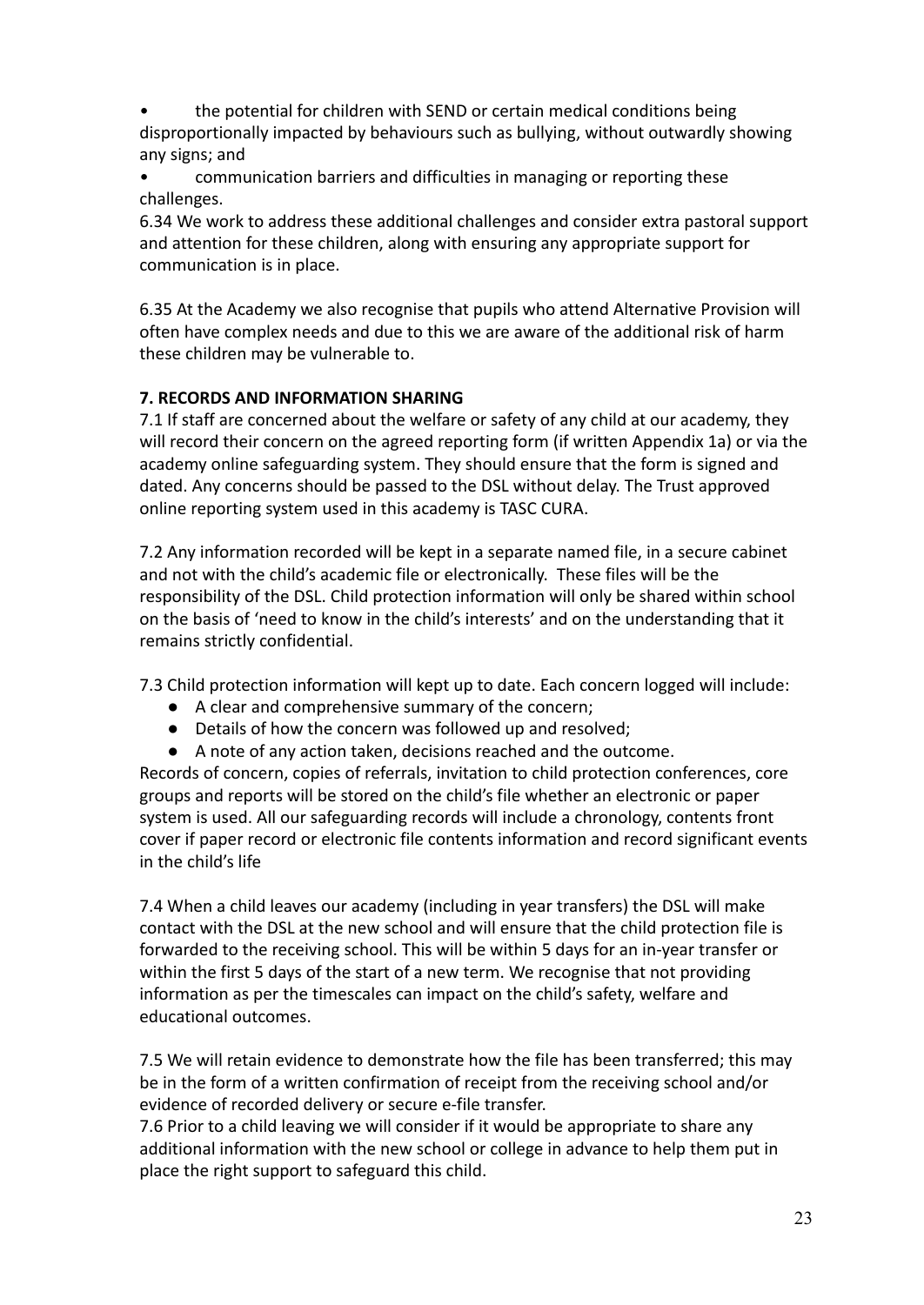- the potential for children with SEND or certain medical conditions being disproportionally impacted by behaviours such as bullying, without outwardly showing any signs; and
- communication barriers and difficulties in managing or reporting these challenges.

6.34 We work to address these additional challenges and consider extra pastoral support and attention for these children, along with ensuring any appropriate support for communication is in place.

6.35 At the Academy we also recognise that pupils who attend Alternative Provision will often have complex needs and due to this we are aware of the additional risk of harm these children may be vulnerable to.

**7. RECORDS AND INFORMATION SHARING**

7.1 If staff are concerned about the welfare or safety of any child at our academy, they will record their concern on the agreed reporting form (if written Appendix 1a) or via the academy online safeguarding system. They should ensure that the form is signed and dated. Any concerns should be passed to the DSL without delay. The Trust approved online reporting system used in this academy is TASC CURA.

7.2 Any information recorded will be kept in a separate named file, in a secure cabinet and not with the child's academic file or electronically. These files will be the responsibility of the DSL. Child protection information will only be shared within school on the basis of 'need to know in the child's interests' and on the understanding that it remains strictly confidential.

7.3 Child protection information will kept up to date. Each concern logged will include:

- A clear and comprehensive summary of the concern;
- Details of how the concern was followed up and resolved;
- A note of any action taken, decisions reached and the outcome.

Records of concern, copies of referrals, invitation to child protection conferences, core groups and reports will be stored on the child's file whether an electronic or paper system is used. All our safeguarding records will include a chronology, contents front cover if paper record or electronic file contents information and record significant events in the child's life

7.4 When a child leaves our academy (including in year transfers) the DSL will make contact with the DSL at the new school and will ensure that the child protection file is forwarded to the receiving school. This will be within 5 days for an in-year transfer or within the first 5 days of the start of a new term. We recognise that not providing information as per the timescales can impact on the child's safety, welfare and educational outcomes.

7.5 We will retain evidence to demonstrate how the file has been transferred; this may be in the form of a written confirmation of receipt from the receiving school and/or evidence of recorded delivery or secure e-file transfer.

7.6 Prior to a child leaving we will consider if it would be appropriate to share any additional information with the new school or college in advance to help them put in place the right support to safeguard this child.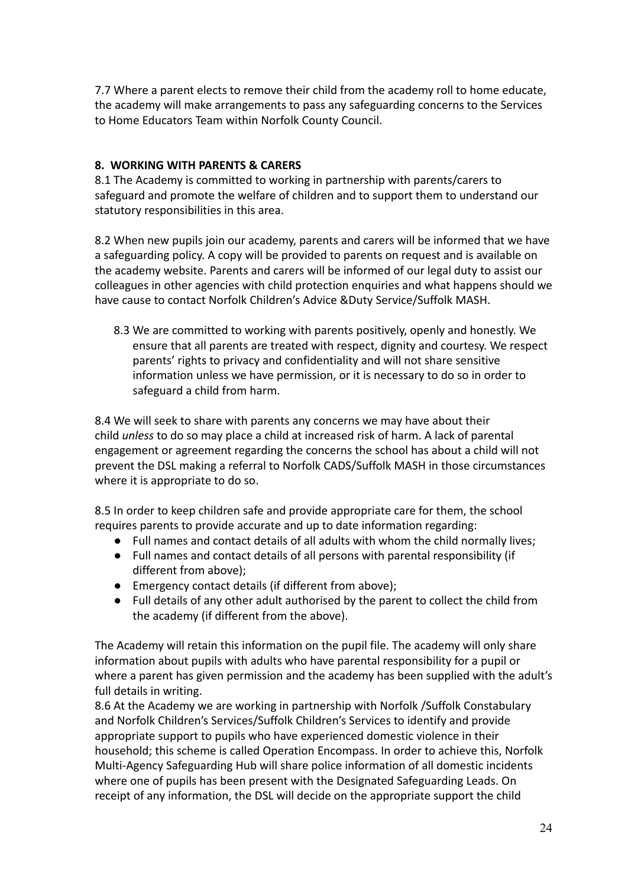7.7 Where a parent elects to remove their child from the academy roll to home educate, the academy will make arrangements to pass any safeguarding concerns to the Services to Home Educators Team within Norfolk County Council.

## 8. WORKING WITH PARENTS & CARERS

8.1 The Academy is committed to working in partnership with parents/carers to safeguard and promote the welfare of children and to support them to understand our statutory responsibilities in this area.

8.2 When new pupils join our academy, parents and carers will be informed that we have a safeguarding policy. A copy will be provided to parents on request and is available on the academy website. Parents and carers will be informed of our legal duty to assist our colleagues in other agencies with child protection enquiries and what happens should we have cause to contact Norfolk Children's Advice &Duty Service/Suffolk MASH.

8.3 We are committed to working with parents positively, openly and honestly. We ensure that all parents are treated with respect, dignity and courtesy. We respect parents' rights to privacy and confidentiality and will not share sensitive information unless we have permission, or it is necessary to do so in order to safeguard a child from harm.

8.4 We will seek to share with parents any concerns we may have about their child *unless* to do so may place a child at increased risk of harm. A lack of parental engagement or agreement regarding the concerns the school has about a child will not prevent the DSL making a referral to Norfolk CADS/Suffolk MASH in those circumstances where it is appropriate to do so.

8.5 In order to keep children safe and provide appropriate care for them, the school requires parents to provide accurate and up to date information regarding:

- Full names and contact details of all adults with whom the child normally lives;
- Full names and contact details of all persons with parental responsibility (if different from above);
- Emergency contact details (if different from above);
- Full details of any other adult authorised by the parent to collect the child from the academy (if different from the above).

The Academy will retain this information on the pupil file. The academy will only share information about pupils with adults who have parental responsibility for a pupil or where a parent has given permission and the academy has been supplied with the adult's full details in writing.

8.6 At the Academy we are working in partnership with Norfolk /Suffolk Constabulary and Norfolk Children's Services/Suffolk Children's Services to identify and provide appropriate support to pupils who have experienced domestic violence in their household; this scheme is called Operation Encompass. In order to achieve this, Norfolk Multi-Agency Safeguarding Hub will share police information of all domestic incidents where one of pupils has been present with the Designated Safeguarding Leads. On receipt of any information, the DSL will decide on the appropriate support the child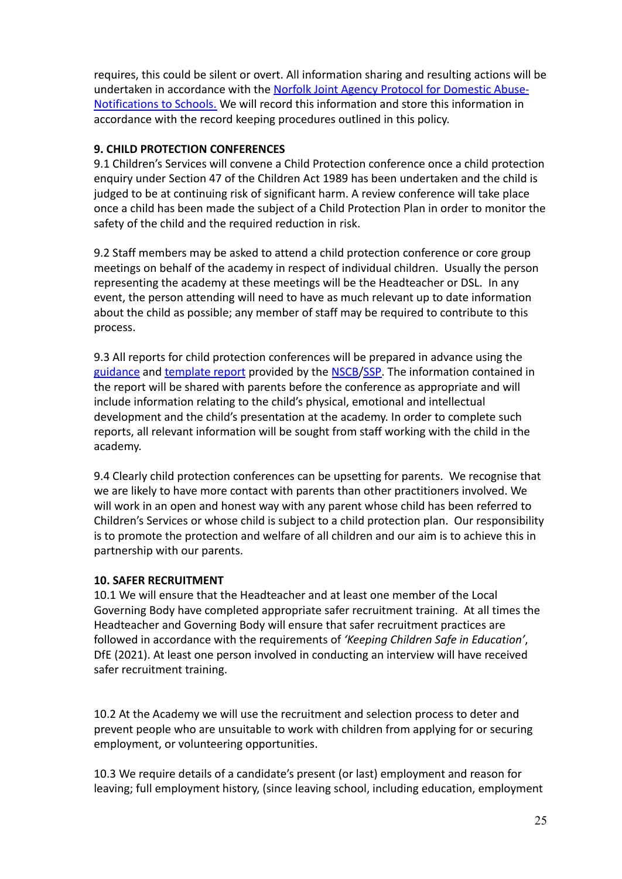requires, this could be silent or overt. All information sharing and resulting actions will be undertaken in accordance with the Norfolk Joint Agency Protocol for Domestic Abuse-Notifications to Schools. We will record this information and store this information in accordance with the record keeping procedures outlined in this policy.

**9. CHILD PROTECTION CONFERENCES**

9.1 Children's Services will convene a Child Protection conference once a child protection enquiry under Section 47 of the Children Act 1989 has been undertaken and the child is judged to be at continuing risk of significant harm. A review conference will take place once a child has been made the subject of a Child Protection Plan in order to monitor the safety of the child and the required reduction in risk.

9.2 Staff members may be asked to attend a child protection conference or core group meetings on behalf of the academy in respect of individual children. Usually the person representing the academy at these meetings will be the Headteacher or DSL. In any event, the person attending will need to have as much relevant up to date information about the child as possible; any member of staff may be required to contribute to this process.

9.3 All reports for child protection conferences will be prepared in advance using the guidance and template report provided by the NSCB/SSP. The information contained in the report will be shared with parents before the conference as appropriate and will include information relating to the child's physical, emotional and intellectual development and the child's presentation at the academy. In order to complete such reports, all relevant information will be sought from staff working with the child in the academy.

9.4 Clearly child protection conferences can be upsetting for parents. We recognise that we are likely to have more contact with parents than other practitioners involved. We will work in an open and honest way with any parent whose child has been referred to Children's Services or whose child is subject to a child protection plan. Our responsibility is to promote the protection and welfare of all children and our aim is to achieve this in partnership with our parents.

**10. SAFER RECRUITMENT**

10.1 We will ensure that the Headteacher and at least one member of the Local Governing Body have completed appropriate safer recruitment training. At all times the Headteacher and Governing Body will ensure that safer recruitment practices are followed in accordance with the requirements of *'Keeping Children Safe in Education'*, DfE (2021). At least one person involved in conducting an interview will have received safer recruitment training.

10.2 At the Academy we will use the recruitment and selection process to deter and prevent people who are unsuitable to work with children from applying for or securing employment, or volunteering opportunities.

10.3 We require details of a candidate's present (or last) employment and reason for leaving; full employment history, (since leaving school, including education, employment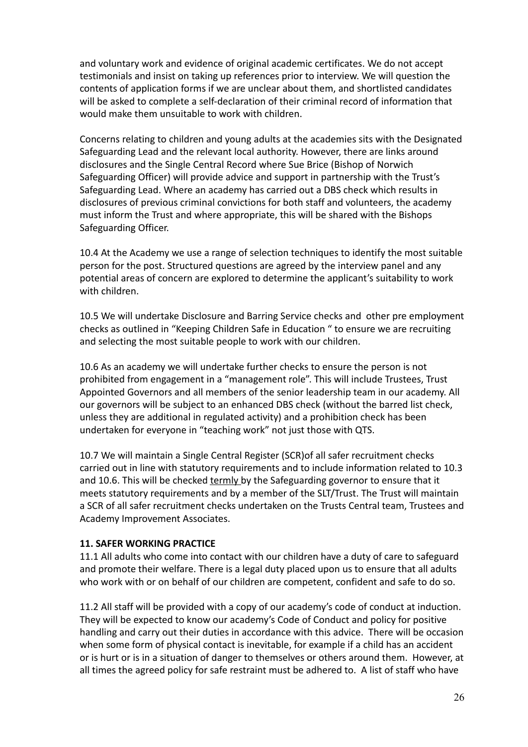and voluntary work and evidence of original academic certificates. We do not accept testimonials and insist on taking up references prior to interview. We will question the contents of application forms if we are unclear about them, and shortlisted candidates will be asked to complete a self-declaration of their criminal record of information that would make them unsuitable to work with children.

Concerns relating to children and young adults at the academies sits with the Designated Safeguarding Lead and the relevant local authority. However, there are links around disclosures and the Single Central Record where Sue Brice (Bishop of Norwich Safeguarding Officer) will provide advice and support in partnership with the Trust's Safeguarding Lead. Where an academy has carried out a DBS check which results in disclosures of previous criminal convictions for both staff and volunteers, the academy must inform the Trust and where appropriate, this will be shared with the Bishops Safeguarding Officer.

10.4 At the Academy we use a range of selection techniques to identify the most suitable person for the post. Structured questions are agreed by the interview panel and any potential areas of concern are explored to determine the applicant's suitability to work with children.

10.5 We will undertake Disclosure and Barring Service checks and other pre employment checks as outlined in "Keeping Children Safe in Education " to ensure we are recruiting and selecting the most suitable people to work with our children.

10.6 As an academy we will undertake further checks to ensure the person is not prohibited from engagement in a "management role". This will include Trustees, Trust Appointed Governors and all members of the senior leadership team in our academy. All our governors will be subject to an enhanced DBS check (without the barred list check, unless they are additional in regulated activity) and a prohibition check has been undertaken for everyone in "teaching work" not just those with QTS.

10.7 We will maintain a Single Central Register (SCR)of all safer recruitment checks carried out in line with statutory requirements and to include information related to 10.3 and 10.6. This will be checked termly by the Safeguarding governor to ensure that it meets statutory requirements and by a member of the SLT/Trust. The Trust will maintain a SCR of all safer recruitment checks undertaken on the Trusts Central team, Trustees and Academy Improvement Associates.

**11. SAFER WORKING PRACTICE**

11.1 All adults who come into contact with our children have a duty of care to safeguard and promote their welfare. There is a legal duty placed upon us to ensure that all adults who work with or on behalf of our children are competent, confident and safe to do so.

11.2 All staff will be provided with a copy of our academy's code of conduct at induction. They will be expected to know our academy's Code of Conduct and policy for positive handling and carry out their duties in accordance with this advice. There will be occasion when some form of physical contact is inevitable, for example if a child has an accident or is hurt or is in a situation of danger to themselves or others around them. However, at all times the agreed policy for safe restraint must be adhered to. A list of staff who have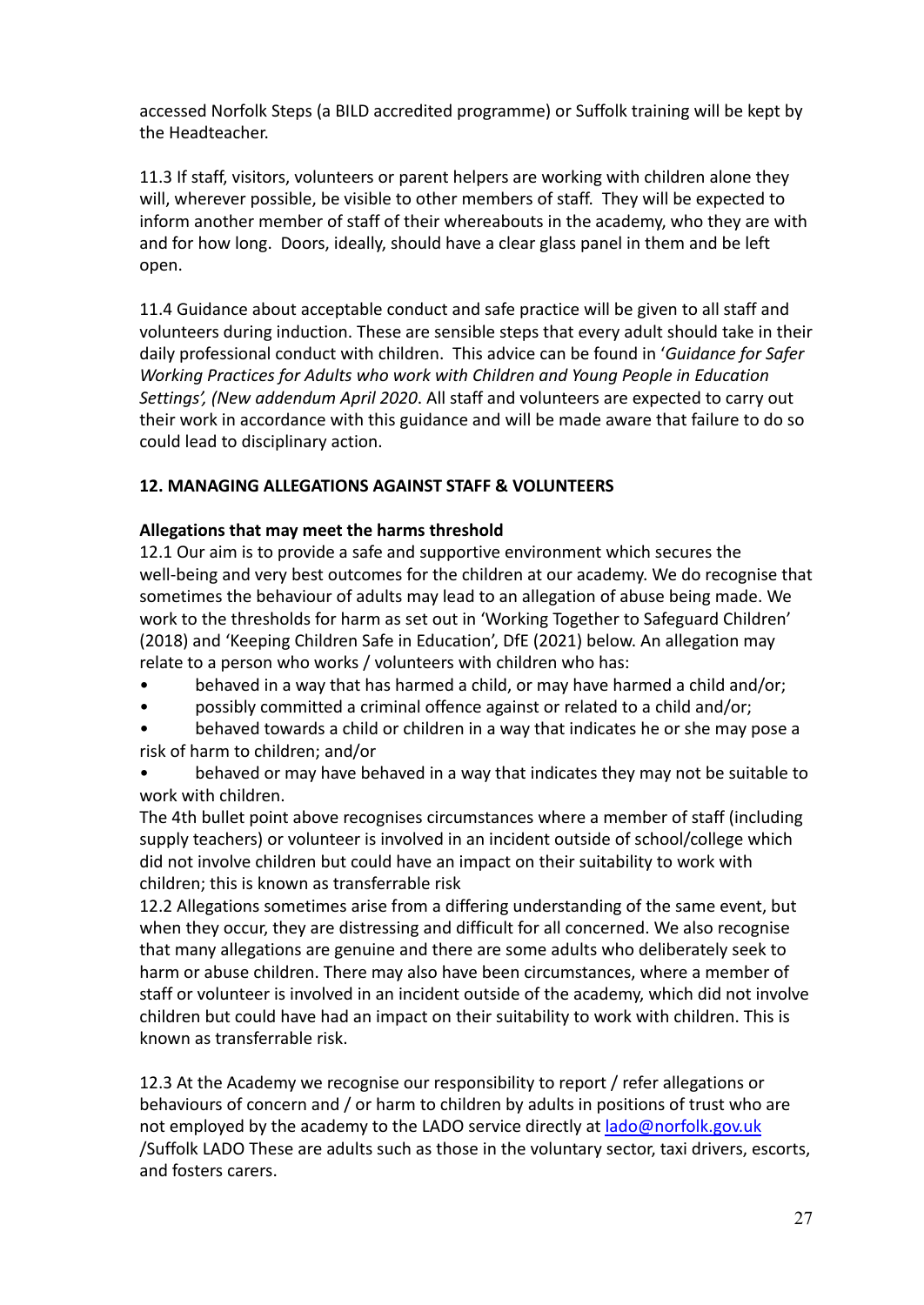accessed Norfolk Steps (a BILD accredited programme) or Suffolk training will be kept by the Headteacher.

11.3 If staff, visitors, volunteers or parent helpers are working with children alone they will, wherever possible, be visible to other members of staff. They will be expected to inform another member of staff of their whereabouts in the academy, who they are with and for how long. Doors, ideally, should have a clear glass panel in them and be left open.

11.4 Guidance about acceptable conduct and safe practice will be given to all staff and volunteers during induction. These are sensible steps that every adult should take in their daily professional conduct with children. This advice can be found in '*Guidance for Safer Working Practices for Adults who work with Children and Young People in Education Settings', (New addendum April 2020*. All staff and volunteers are expected to carry out their work in accordance with this guidance and will be made aware that failure to do so could lead to disciplinary action.

## 12. MANAGING ALLEGATIONS AGAINST STAFF & VOLUNTEERS

### Allegations that may meet the harms threshold

12.1 Our aim is to provide a safe and supportive environment which secures the well-being and very best outcomes for the children at our academy. We do recognise that sometimes the behaviour of adults may lead to an allegation of abuse being made. We work to the thresholds for harm as set out in 'Working Together to Safeguard Children' (2018) and 'Keeping Children Safe in Education', DfE (2021) below. An allegation may relate to a person who works / volunteers with children who has:

- behaved in a way that has harmed a child, or may have harmed a child and/or;
- possibly committed a criminal offence against or related to a child and/or;
- behaved towards a child or children in a way that indicates he or she may pose a risk of harm to children; and/or
- behaved or may have behaved in a way that indicates they may not be suitable to work with children.

The 4th bullet point above recognises circumstances where a member of staff (including supply teachers) or volunteer is involved in an incident outside of school/college which did not involve children but could have an impact on their suitability to work with children; this is known as transferrable risk

12.2 Allegations sometimes arise from a differing understanding of the same event, but when they occur, they are distressing and difficult for all concerned. We also recognise that many allegations are genuine and there are some adults who deliberately seek to harm or abuse children. There may also have been circumstances, where a member of staff or volunteer is involved in an incident outside of the academy, which did not involve children but could have had an impact on their suitability to work with children. This is known as transferrable risk.

12.3 At the Academy we recognise our responsibility to report / refer allegations or behaviours of concern and / or harm to children by adults in positions of trust who are not employed by the academy to the LADO service directly at [lado@norfolk.gov.uk](mailto:lado@norfolk.gov.uk) /Suffolk LADO These are adults such as those in the voluntary sector, taxi drivers, escorts, and fosters carers.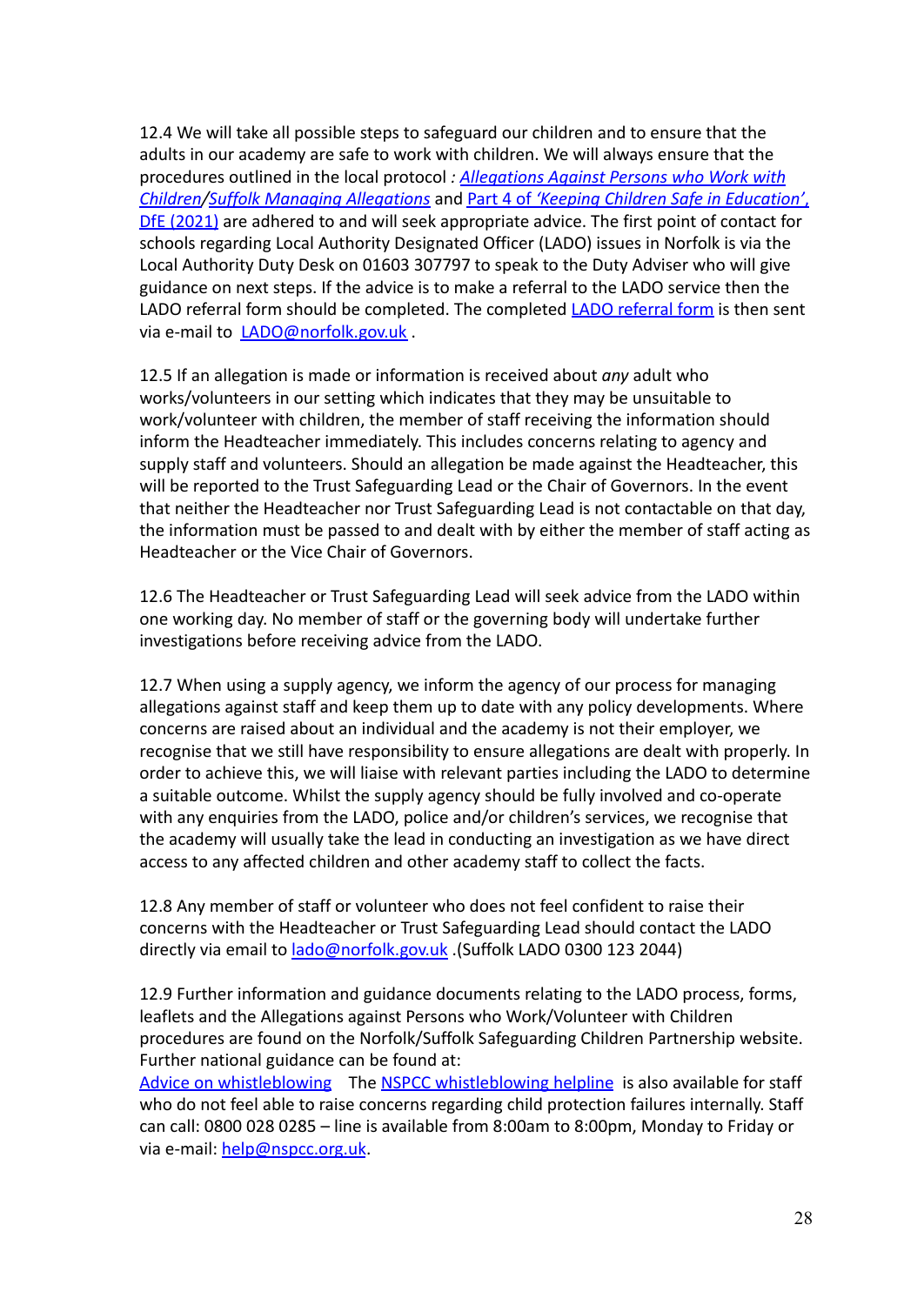12.4 We will take all possible steps to safeguard our children and to ensure that the adults in our academy are safe to work with children. We will always ensure that the procedures outlined in the local protocol *: Allegations Against Persons who Work with Children/Suffolk Managing Allegations* and Part 4 of 'Keeping Children Safe in Education', DfE (2021) are adhered to and will seek appropriate advice. The first point of contact for schools regarding Local Authority Designated Officer (LADO) issues in Norfolk is via the Local Authority Duty Desk on 01603 307797 to speak to the Duty Adviser who will give guidance on next steps. If the advice is to make a referral to the LADO service then the LADO referral form should be completed. The completed LADO referral form is then sent via e-mail to LADO@norfolk.gov.uk .

12.5 If an allegation is made or information is received about *any* adult who works/volunteers in our setting which indicates that they may be unsuitable to work/volunteer with children, the member of staff receiving the information should inform the Headteacher immediately. This includes concerns relating to agency and supply staff and volunteers. Should an allegation be made against the Headteacher, this will be reported to the Trust Safeguarding Lead or the Chair of Governors. In the event that neither the Headteacher nor Trust Safeguarding Lead is not contactable on that day, the information must be passed to and dealt with by either the member of staff acting as Headteacher or the Vice Chair of Governors.

12.6 The Headteacher or Trust Safeguarding Lead will seek advice from the LADO within one working day. No member of staff or the governing body will undertake further investigations before receiving advice from the LADO.

12.7 When using a supply agency, we inform the agency of our process for managing allegations against staff and keep them up to date with any policy developments. Where concerns are raised about an individual and the academy is not their employer, we recognise that we still have responsibility to ensure allegations are dealt with properly. In order to achieve this, we will liaise with relevant parties including the LADO to determine a suitable outcome. Whilst the supply agency should be fully involved and co-operate with any enquiries from the LADO, police and/or children's services, we recognise that the academy will usually take the lead in conducting an investigation as we have direct access to any affected children and other academy staff to collect the facts.

12.8 Any member of staff or volunteer who does not feel confident to raise their concerns with the Headteacher or Trust Safeguarding Lead should contact the LADO directly via email to lado@norfolk.gov.uk .(Suffolk LADO 0300 123 2044)

12.9 Further information and guidance documents relating to the LADO process, forms, leaflets and the Allegations against Persons who Work/Volunteer with Children procedures are found on the Norfolk/Suffolk Safeguarding Children Partnership website. Further national guidance can be found at:
Advice on whistleblowing The NSPCC whistleblowing helpline is also available for staff who do not feel able to raise concerns regarding child protection failures internally. Staff can call: 0800 028 0285 – line is available from 8:00am to 8:00pm, Monday to Friday or via e-mail: help@nspcc.org.uk.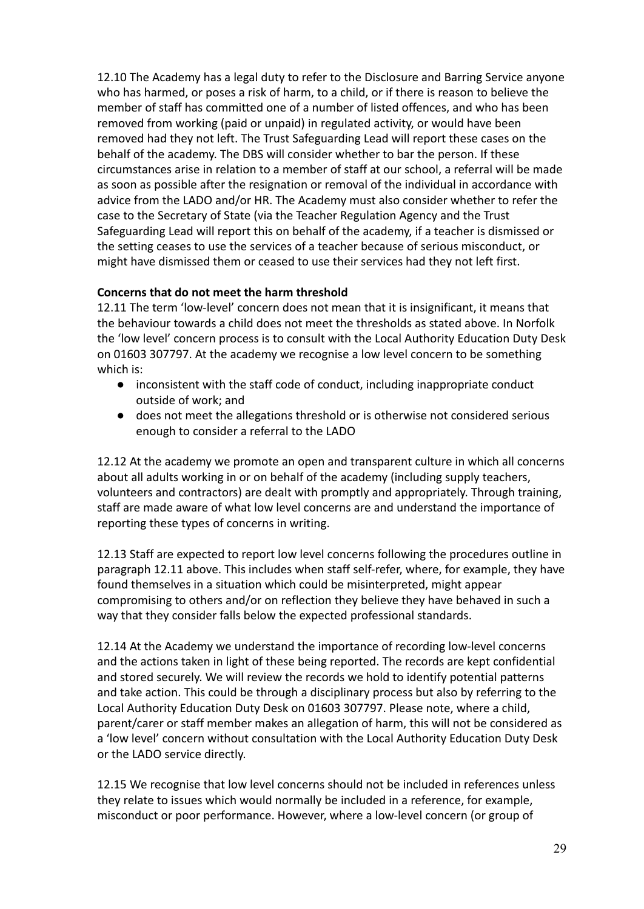12.10 The Academy has a legal duty to refer to the Disclosure and Barring Service anyone who has harmed, or poses a risk of harm, to a child, or if there is reason to believe the member of staff has committed one of a number of listed offences, and who has been removed from working (paid or unpaid) in regulated activity, or would have been removed had they not left. The Trust Safeguarding Lead will report these cases on the behalf of the academy. The DBS will consider whether to bar the person. If these circumstances arise in relation to a member of staff at our school, a referral will be made as soon as possible after the resignation or removal of the individual in accordance with advice from the LADO and/or HR. The Academy must also consider whether to refer the case to the Secretary of State (via the Teacher Regulation Agency and the Trust Safeguarding Lead will report this on behalf of the academy, if a teacher is dismissed or the setting ceases to use the services of a teacher because of serious misconduct, or might have dismissed them or ceased to use their services had they not left first.

**Concerns that do not meet the harm threshold**

12.11 The term 'low-level' concern does not mean that it is insignificant, it means that the behaviour towards a child does not meet the thresholds as stated above. In Norfolk the 'low level' concern process is to consult with the Local Authority Education Duty Desk on 01603 307797. At the academy we recognise a low level concern to be something which is:

- inconsistent with the staff code of conduct, including inappropriate conduct outside of work; and
- does not meet the allegations threshold or is otherwise not considered serious enough to consider a referral to the LADO

12.12 At the academy we promote an open and transparent culture in which all concerns about all adults working in or on behalf of the academy (including supply teachers, volunteers and contractors) are dealt with promptly and appropriately. Through training, staff are made aware of what low level concerns are and understand the importance of reporting these types of concerns in writing.

12.13 Staff are expected to report low level concerns following the procedures outline in paragraph 12.11 above. This includes when staff self-refer, where, for example, they have found themselves in a situation which could be misinterpreted, might appear compromising to others and/or on reflection they believe they have behaved in such a way that they consider falls below the expected professional standards.

12.14 At the Academy we understand the importance of recording low-level concerns and the actions taken in light of these being reported. The records are kept confidential and stored securely. We will review the records we hold to identify potential patterns and take action. This could be through a disciplinary process but also by referring to the Local Authority Education Duty Desk on 01603 307797. Please note, where a child, parent/carer or staff member makes an allegation of harm, this will not be considered as a 'low level' concern without consultation with the Local Authority Education Duty Desk or the LADO service directly.

12.15 We recognise that low level concerns should not be included in references unless they relate to issues which would normally be included in a reference, for example, misconduct or poor performance. However, where a low-level concern (or group of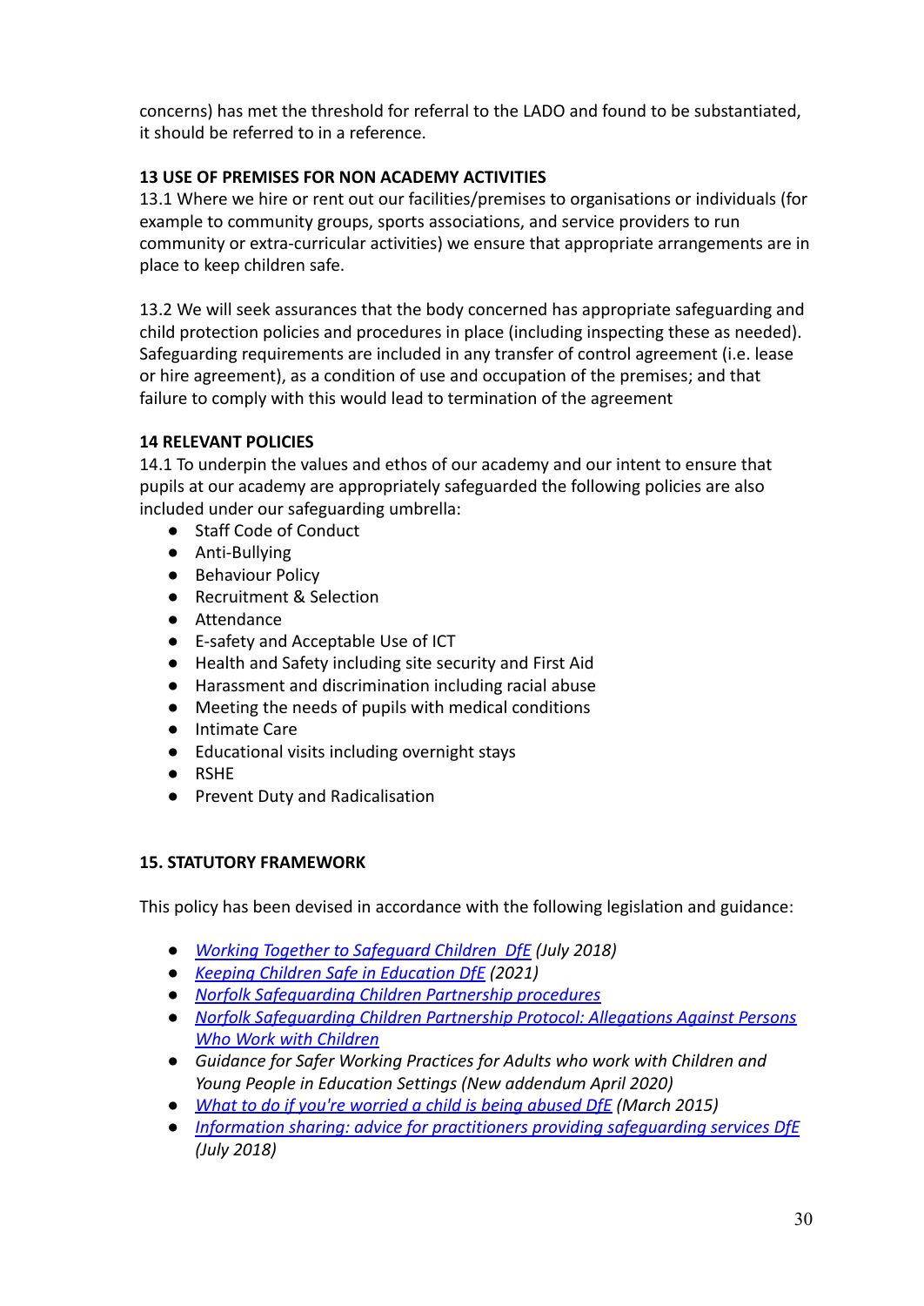concerns) has met the threshold for referral to the LADO and found to be substantiated, it should be referred to in a reference.

**13 USE OF PREMISES FOR NON ACADEMY ACTIVITIES**

13.1 Where we hire or rent out our facilities/premises to organisations or individuals (for example to community groups, sports associations, and service providers to run community or extra-curricular activities) we ensure that appropriate arrangements are in place to keep children safe.

13.2 We will seek assurances that the body concerned has appropriate safeguarding and child protection policies and procedures in place (including inspecting these as needed). Safeguarding requirements are included in any transfer of control agreement (i.e. lease or hire agreement), as a condition of use and occupation of the premises; and that failure to comply with this would lead to termination of the agreement

**14 RELEVANT POLICIES**

14.1 To underpin the values and ethos of our academy and our intent to ensure that pupils at our academy are appropriately safeguarded the following policies are also included under our safeguarding umbrella:

- Staff Code of Conduct
- Anti-Bullying
- Behaviour Policy
- Recruitment & Selection
- Attendance
- E-safety and Acceptable Use of ICT
- Health and Safety including site security and First Aid
- Harassment and discrimination including racial abuse
- Meeting the needs of pupils with medical conditions
- Intimate Care
- Educational visits including overnight stays
- RSHE
- Prevent Duty and Radicalisation

**15. STATUTORY FRAMEWORK**

This policy has been devised in accordance with the following legislation and guidance:

- *Working Together to Safeguard Children DfE (July 2018)*
- *Keeping Children Safe in Education DfE (2021)*
- *Norfolk Safeguarding Children Partnership procedures*
- *Norfolk Safeguarding Children Partnership Protocol: Allegations Against Persons Who Work with Children*
- *Guidance for Safer Working Practices for Adults who work with Children and Young People in Education Settings (New addendum April 2020)*
- *What to do if you're worried a child is being abused DfE (March 2015)*
- *Information sharing: advice for practitioners providing safeguarding services DfE (July 2018)*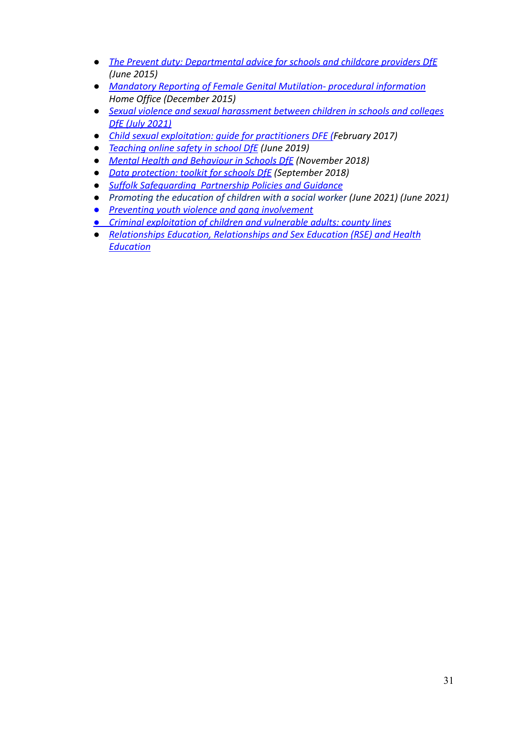- *The Prevent duty: Departmental advice for schools and childcare providers DfE (June 2015)*
- *Mandatory Reporting of Female Genital Mutilation- procedural information* Home Office (December 2015)
- *Sexual violence and sexual harassment between children in schools and colleges DfE (July 2021)*
- *Child sexual exploitation: guide for practitioners DFE (February 2017)*
- *Teaching online safety in school DfE (June 2019)*
- *Mental Health and Behaviour in Schools DfE (November 2018)*
- *Data protection: toolkit for schools DfE (September 2018)*
- *Suffolk Safeguarding Partnership Policies and Guidance*
- *Promoting the education of children with a social worker (June 2021) (June 2021)*
- *Preventing youth violence and gang involvement*
- *Criminal exploitation of children and vulnerable adults: county lines*
- *Relationships Education, Relationships and Sex Education (RSE) and Health Education*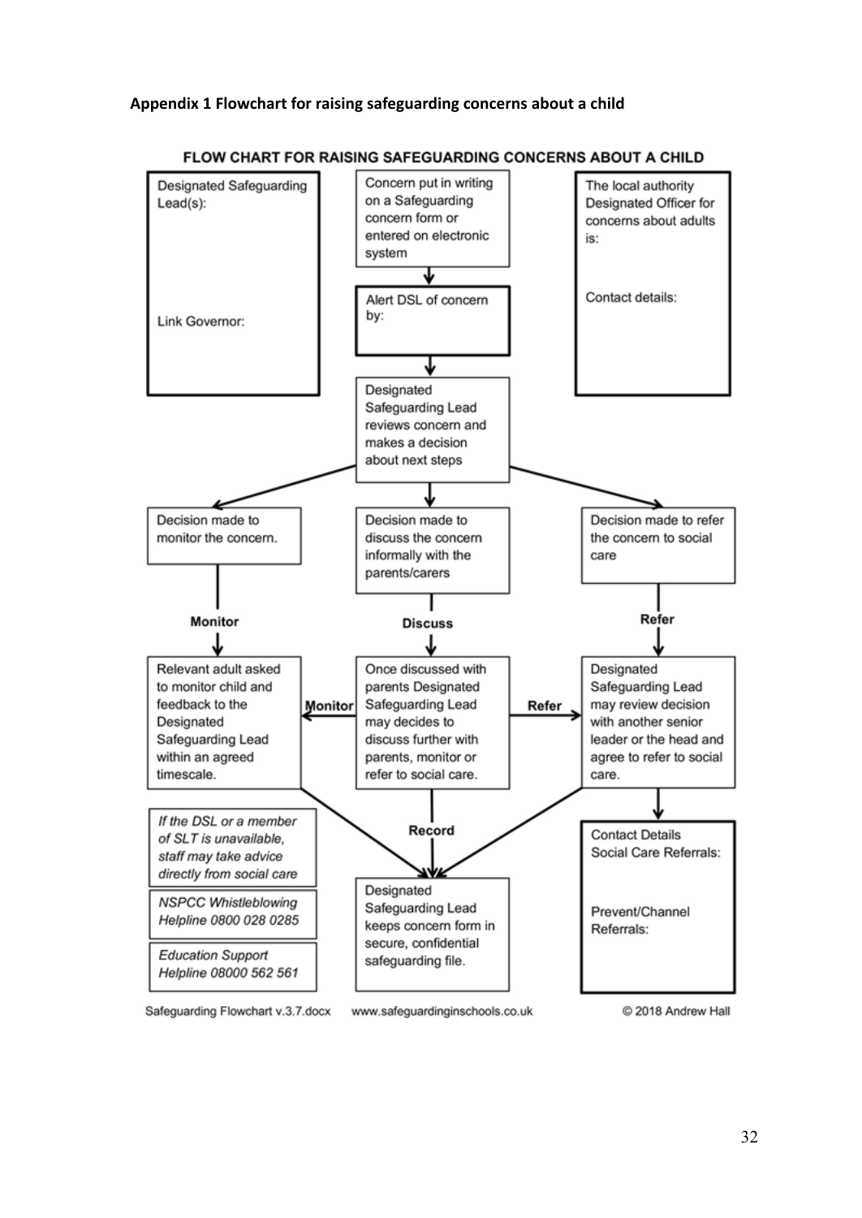**Appendix 1 Flowchart for raising safeguarding concerns about a child**

## FLOW CHART FOR RAISING SAFEGUARDING CONCERNS ABOUT A CHILD

Designated Safeguarding Lead(s):

Link Governor:

The local authority Designated Officer for concerns about adults is:

Contact details:

Concern put in writing on a Safeguarding concern form or entered on electronic system

↓

Alert DSL of concern by:

↓

Designated Safeguarding Lead reviews concern and makes a decision about next steps

↓

- Decision made to monitor the concern.
  - **Monitor** ↓
  - Relevant adult asked to monitor child and feedback to the Designated Safeguarding Lead within an agreed timescale.
- Decision made to discuss the concern informally with the parents/carers
  - **Discuss** ↓
  - Once discussed with parents Designated Safeguarding Lead may decides to discuss further with parents, monitor or refer to social care. (**Monitor** ← / **Refer** →)
- Decision made to refer the concern to social care
  - **Refer** ↓
  - Designated Safeguarding Lead may review decision with another senior leader or the head and agree to refer to social care.
  - ↓ Contact Details Social Care Referrals:

    Prevent/Channel Referrals:

**Record** ↓

Designated Safeguarding Lead keeps concern form in secure, confidential safeguarding file.

*If the DSL or a member of SLT is unavailable, staff may take advice directly from social care*

*NSPCC Whistleblowing Helpline 0800 028 0285*

*Education Support Helpline 08000 562 561*

Safeguarding Flowchart v.3.7.docx www.safeguardinginschools.co.uk © 2018 Andrew Hall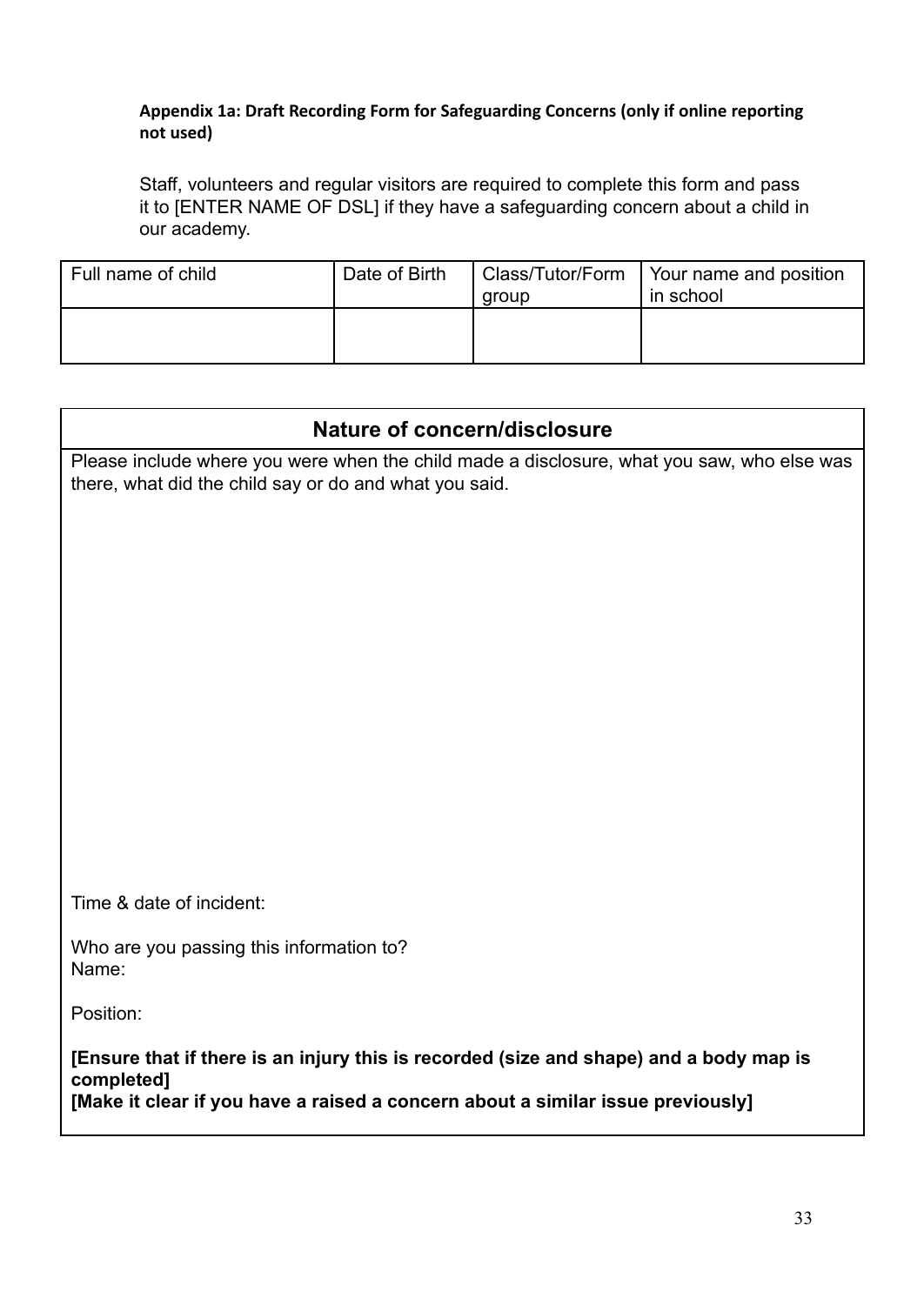**Appendix 1a: Draft Recording Form for Safeguarding Concerns (only if online reporting not used)**

Staff, volunteers and regular visitors are required to complete this form and pass it to [ENTER NAME OF DSL] if they have a safeguarding concern about a child in our academy.

| Full name of child | Date of Birth | Class/Tutor/Form group | Your name and position in school |
|---|---|---|---|
| | | | |

| **Nature of concern/disclosure** |
|---|
| Please include where you were when the child made a disclosure, what you saw, who else was there, what did the child say or do and what you said.<br><br>Time & date of incident:<br><br>Who are you passing this information to?<br>Name:<br><br>Position:<br><br>**[Ensure that if there is an injury this is recorded (size and shape) and a body map is completed]**<br>**[Make it clear if you have a raised a concern about a similar issue previously]** |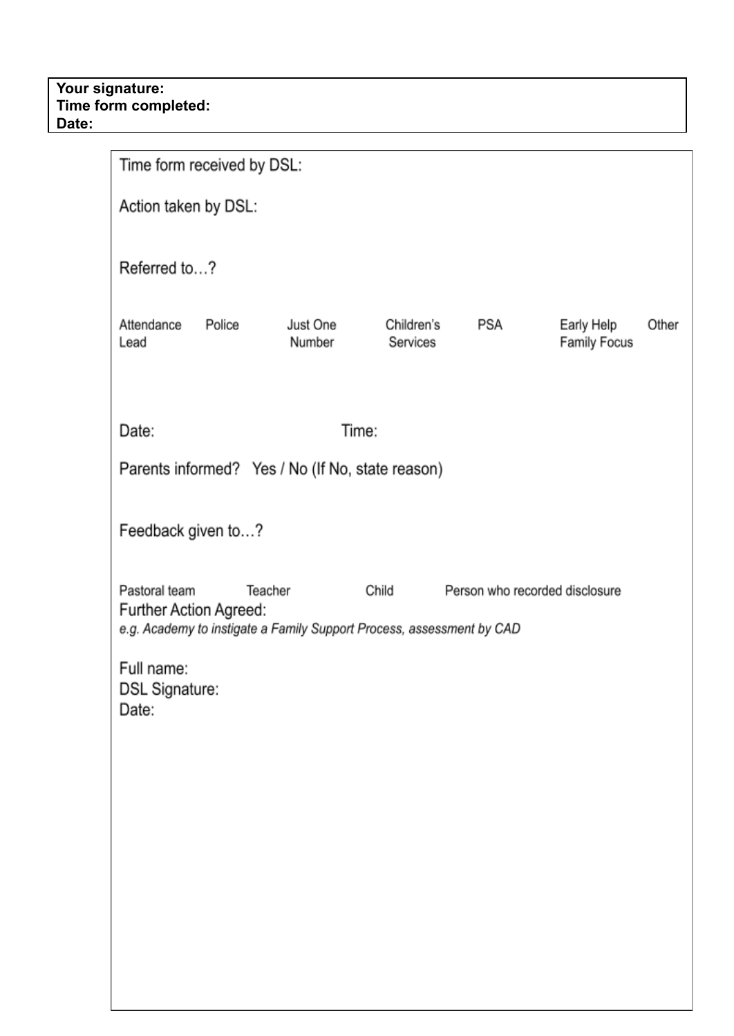**Your signature:**
**Time form completed:**
**Date:**

Time form received by DSL:

Action taken by DSL:

Referred to…?

| Attendance Lead | Police | Just One Number | Children's Services | PSA | Early Help Family Focus | Other |
|---|---|---|---|---|---|---|

Date: Time:

Parents informed? Yes / No (If No, state reason)

Feedback given to…?

| Pastoral team | Teacher | Child | Person who recorded disclosure |
|---|---|---|---|

Further Action Agreed:
*e.g. Academy to instigate a Family Support Process, assessment by CAD*

Full name:
DSL Signature:
Date: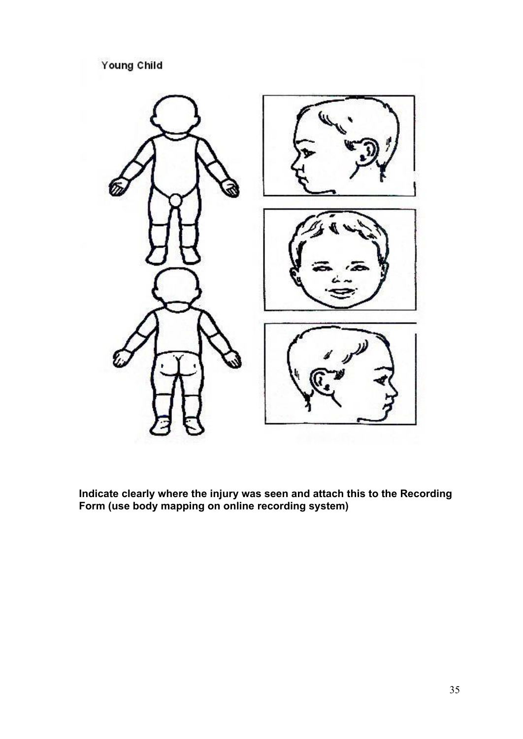Young Child

**Indicate clearly where the injury was seen and attach this to the Recording Form (use body mapping on online recording system)**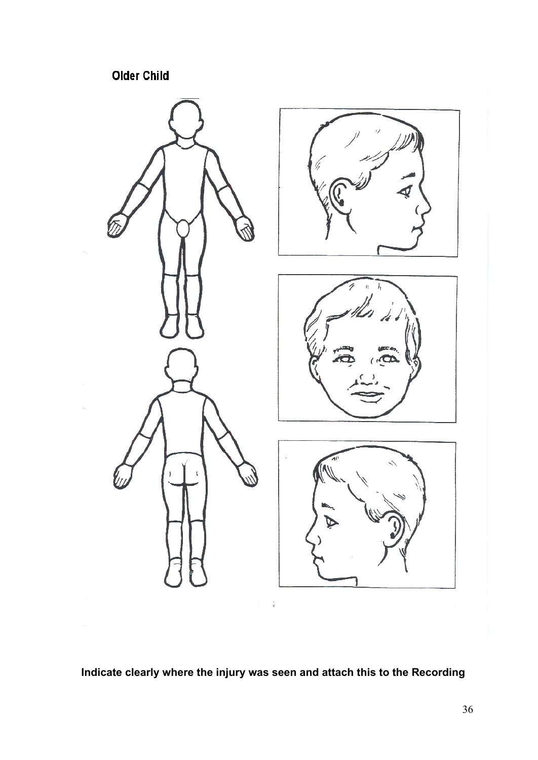**Older Child**

**Indicate clearly where the injury was seen and attach this to the Recording**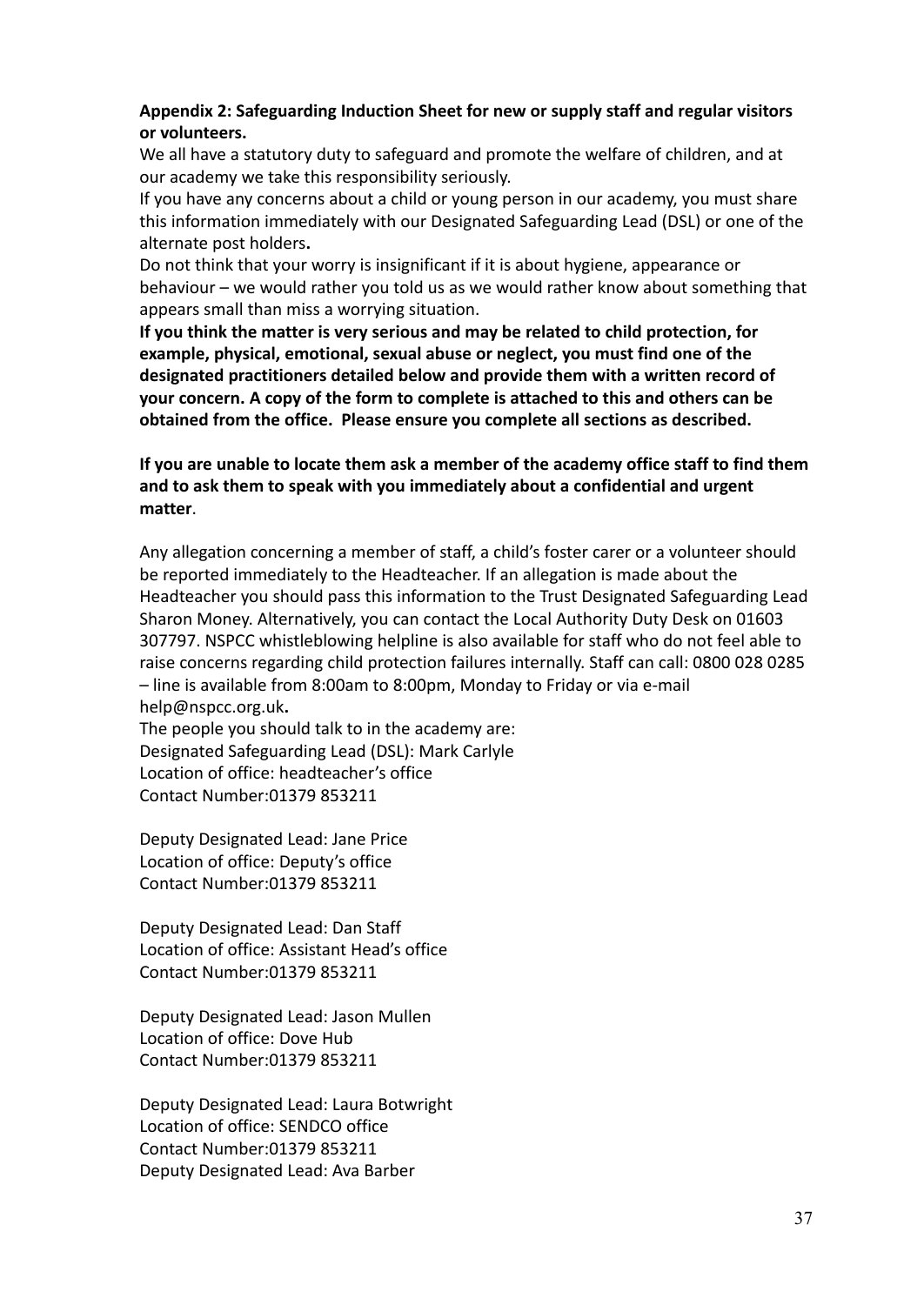**Appendix 2: Safeguarding Induction Sheet for new or supply staff and regular visitors or volunteers.**

We all have a statutory duty to safeguard and promote the welfare of children, and at our academy we take this responsibility seriously.

If you have any concerns about a child or young person in our academy, you must share this information immediately with our Designated Safeguarding Lead (DSL) or one of the alternate post holders**.**

Do not think that your worry is insignificant if it is about hygiene, appearance or behaviour – we would rather you told us as we would rather know about something that appears small than miss a worrying situation.

**If you think the matter is very serious and may be related to child protection, for example, physical, emotional, sexual abuse or neglect, you must find one of the designated practitioners detailed below and provide them with a written record of your concern. A copy of the form to complete is attached to this and others can be obtained from the office. Please ensure you complete all sections as described.**

**If you are unable to locate them ask a member of the academy office staff to find them and to ask them to speak with you immediately about a confidential and urgent matter**.

Any allegation concerning a member of staff, a child's foster carer or a volunteer should be reported immediately to the Headteacher. If an allegation is made about the Headteacher you should pass this information to the Trust Designated Safeguarding Lead Sharon Money. Alternatively, you can contact the Local Authority Duty Desk on 01603 307797. NSPCC whistleblowing helpline is also available for staff who do not feel able to raise concerns regarding child protection failures internally. Staff can call: 0800 028 0285 – line is available from 8:00am to 8:00pm, Monday to Friday or via e-mail help@nspcc.org.uk**.**

The people you should talk to in the academy are:

Designated Safeguarding Lead (DSL): Mark Carlyle
Location of office: headteacher's office
Contact Number:01379 853211

Deputy Designated Lead: Jane Price
Location of office: Deputy's office
Contact Number:01379 853211

Deputy Designated Lead: Dan Staff
Location of office: Assistant Head's office
Contact Number:01379 853211

Deputy Designated Lead: Jason Mullen
Location of office: Dove Hub
Contact Number:01379 853211

Deputy Designated Lead: Laura Botwright
Location of office: SENDCO office
Contact Number:01379 853211
Deputy Designated Lead: Ava Barber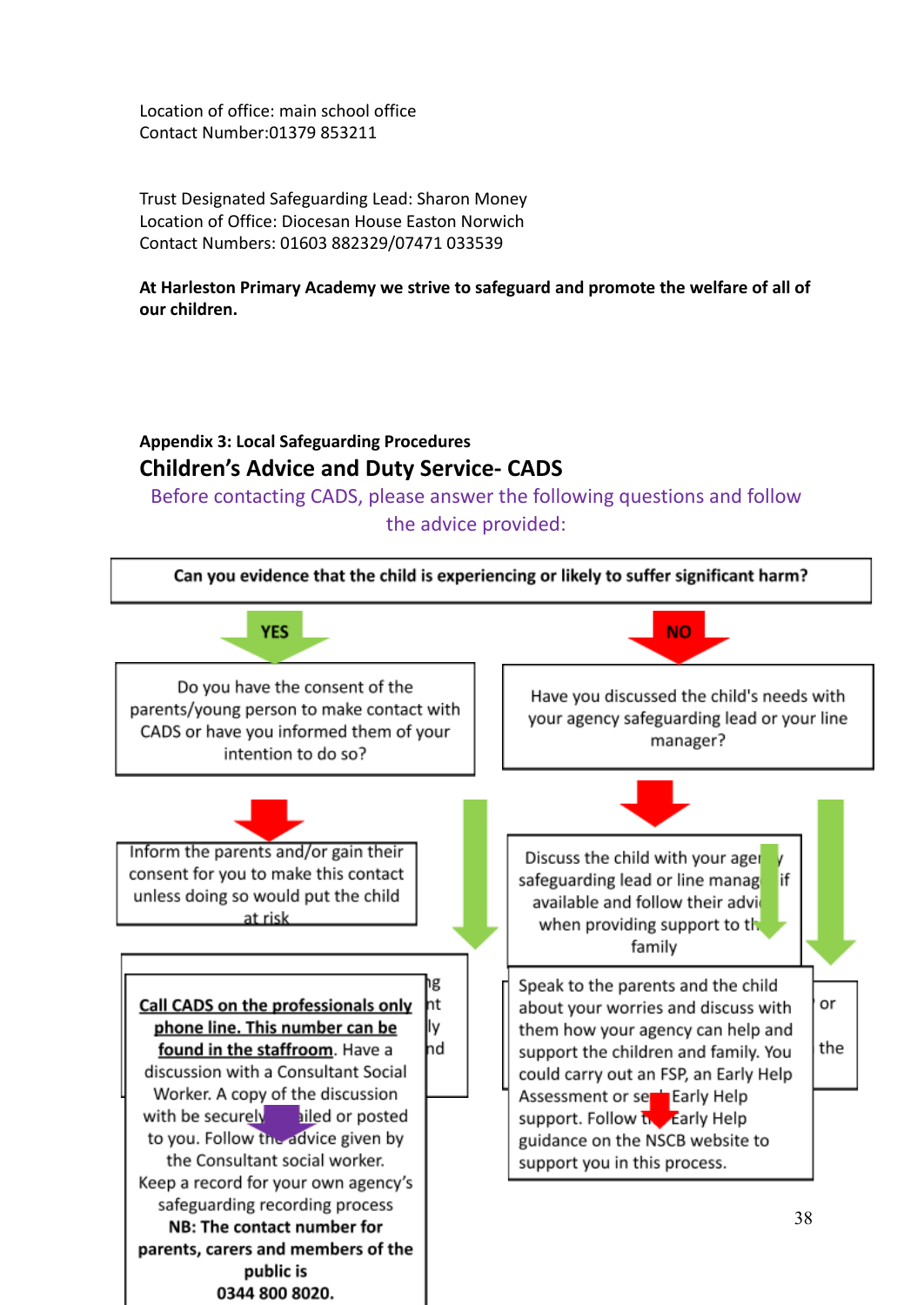Location of office: main school office
Contact Number:01379 853211

Trust Designated Safeguarding Lead: Sharon Money
Location of Office: Diocesan House Easton Norwich
Contact Numbers: 01603 882329/07471 033539

**At Harleston Primary Academy we strive to safeguard and promote the welfare of all of our children.**

**Appendix 3: Local Safeguarding Procedures**

## Children's Advice and Duty Service- CADS

Before contacting CADS, please answer the following questions and follow the advice provided:

**Can you evidence that the child is experiencing or likely to suffer significant harm?**

**YES**

Do you have the consent of the parents/young person to make contact with CADS or have you informed them of your intention to do so?

Inform the parents and/or gain their consent for you to make this contact unless doing so would put the child at risk

**Call CADS on the professionals only phone line. This number can be found in the staffroom**. Have a discussion with a Consultant Social Worker. A copy of the discussion with be securely emailed or posted to you. Follow the advice given by the Consultant social worker.
Keep a record for your own agency's safeguarding recording process
**NB: The contact number for parents, carers and members of the public is 0344 800 8020.**

**NO**

Have you discussed the child's needs with your agency safeguarding lead or your line manager?

Discuss the child with your agency safeguarding lead or line manager if available and follow their advice when providing support to the family

Speak to the parents and the child about your worries and discuss with them how your agency can help and support the children and family. You could carry out an FSP, an Early Help Assessment or seek Early Help support. Follow the Early Help guidance on the NSCB website to support you in this process.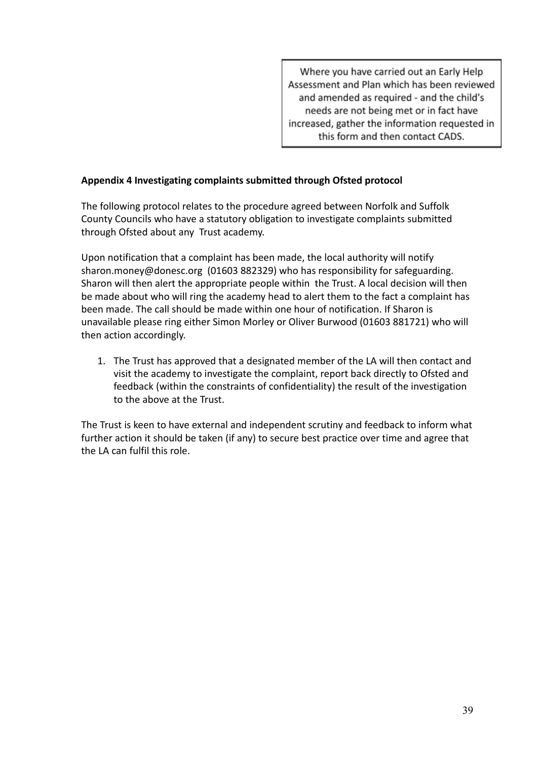Where you have carried out an Early Help Assessment and Plan which has been reviewed and amended as required - and the child's needs are not being met or in fact have increased, gather the information requested in this form and then contact CADS.

**Appendix 4 Investigating complaints submitted through Ofsted protocol**

The following protocol relates to the procedure agreed between Norfolk and Suffolk County Councils who have a statutory obligation to investigate complaints submitted through Ofsted about any  Trust academy.

Upon notification that a complaint has been made, the local authority will notify sharon.money@donesc.org  (01603 882329) who has responsibility for safeguarding. Sharon will then alert the appropriate people within  the Trust. A local decision will then be made about who will ring the academy head to alert them to the fact a complaint has been made. The call should be made within one hour of notification. If Sharon is unavailable please ring either Simon Morley or Oliver Burwood (01603 881721) who will then action accordingly.

1. The Trust has approved that a designated member of the LA will then contact and visit the academy to investigate the complaint, report back directly to Ofsted and feedback (within the constraints of confidentiality) the result of the investigation to the above at the Trust.

The Trust is keen to have external and independent scrutiny and feedback to inform what further action it should be taken (if any) to secure best practice over time and agree that the LA can fulfil this role.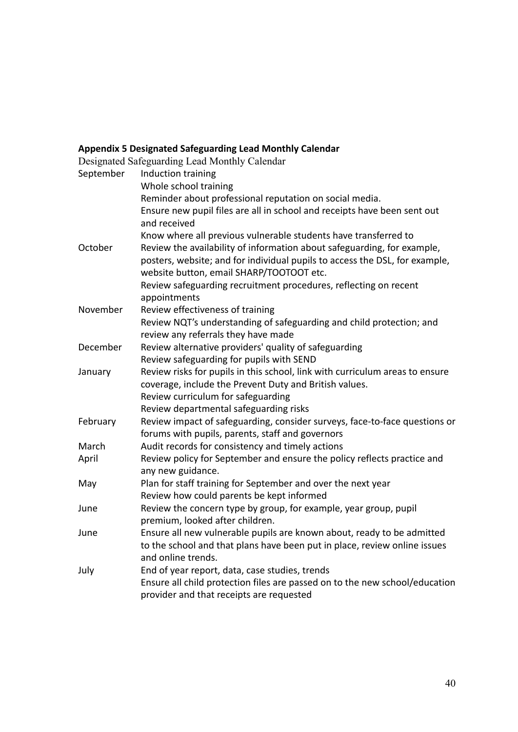**Appendix 5 Designated Safeguarding Lead Monthly Calendar**

Designated Safeguarding Lead Monthly Calendar

| Month | Activity |
| --- | --- |
| September | Induction training<br>Whole school training<br>Reminder about professional reputation on social media.<br>Ensure new pupil files are all in school and receipts have been sent out and received<br>Know where all previous vulnerable students have transferred to |
| October | Review the availability of information about safeguarding, for example, posters, website; and for individual pupils to access the DSL, for example, website button, email SHARP/TOOTOOT etc.<br>Review safeguarding recruitment procedures, reflecting on recent appointments |
| November | Review effectiveness of training<br>Review NQT's understanding of safeguarding and child protection; and review any referrals they have made |
| December | Review alternative providers' quality of safeguarding<br>Review safeguarding for pupils with SEND |
| January | Review risks for pupils in this school, link with curriculum areas to ensure coverage, include the Prevent Duty and British values.<br>Review curriculum for safeguarding<br>Review departmental safeguarding risks |
| February | Review impact of safeguarding, consider surveys, face-to-face questions or forums with pupils, parents, staff and governors |
| March | Audit records for consistency and timely actions |
| April | Review policy for September and ensure the policy reflects practice and any new guidance. |
| May | Plan for staff training for September and over the next year<br>Review how could parents be kept informed |
| June | Review the concern type by group, for example, year group, pupil premium, looked after children. |
| June | Ensure all new vulnerable pupils are known about, ready to be admitted to the school and that plans have been put in place, review online issues and online trends. |
| July | End of year report, data, case studies, trends<br>Ensure all child protection files are passed on to the new school/education provider and that receipts are requested |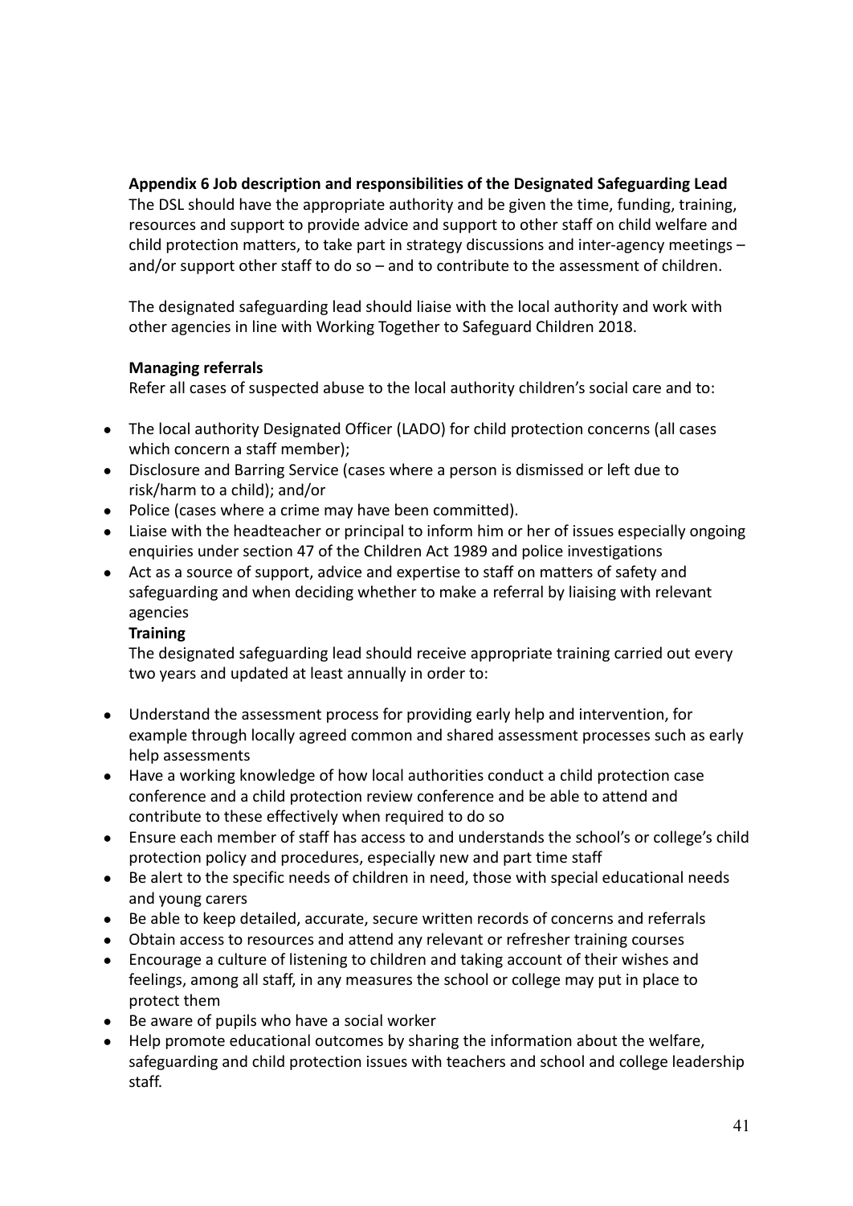**Appendix 6 Job description and responsibilities of the Designated Safeguarding Lead**

The DSL should have the appropriate authority and be given the time, funding, training, resources and support to provide advice and support to other staff on child welfare and child protection matters, to take part in strategy discussions and inter-agency meetings – and/or support other staff to do so – and to contribute to the assessment of children.

The designated safeguarding lead should liaise with the local authority and work with other agencies in line with Working Together to Safeguard Children 2018.

**Managing referrals**

Refer all cases of suspected abuse to the local authority children's social care and to:

- The local authority Designated Officer (LADO) for child protection concerns (all cases which concern a staff member);
- Disclosure and Barring Service (cases where a person is dismissed or left due to risk/harm to a child); and/or
- Police (cases where a crime may have been committed).
- Liaise with the headteacher or principal to inform him or her of issues especially ongoing enquiries under section 47 of the Children Act 1989 and police investigations
- Act as a source of support, advice and expertise to staff on matters of safety and safeguarding and when deciding whether to make a referral by liaising with relevant agencies

**Training**

The designated safeguarding lead should receive appropriate training carried out every two years and updated at least annually in order to:

- Understand the assessment process for providing early help and intervention, for example through locally agreed common and shared assessment processes such as early help assessments
- Have a working knowledge of how local authorities conduct a child protection case conference and a child protection review conference and be able to attend and contribute to these effectively when required to do so
- Ensure each member of staff has access to and understands the school's or college's child protection policy and procedures, especially new and part time staff
- Be alert to the specific needs of children in need, those with special educational needs and young carers
- Be able to keep detailed, accurate, secure written records of concerns and referrals
- Obtain access to resources and attend any relevant or refresher training courses
- Encourage a culture of listening to children and taking account of their wishes and feelings, among all staff, in any measures the school or college may put in place to protect them
- Be aware of pupils who have a social worker
- Help promote educational outcomes by sharing the information about the welfare, safeguarding and child protection issues with teachers and school and college leadership staff.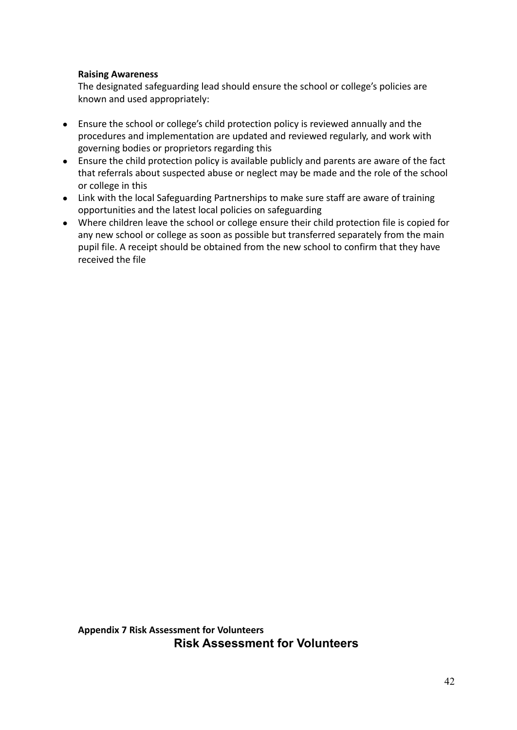**Raising Awareness**

The designated safeguarding lead should ensure the school or college's policies are known and used appropriately:

- Ensure the school or college's child protection policy is reviewed annually and the procedures and implementation are updated and reviewed regularly, and work with governing bodies or proprietors regarding this
- Ensure the child protection policy is available publicly and parents are aware of the fact that referrals about suspected abuse or neglect may be made and the role of the school or college in this
- Link with the local Safeguarding Partnerships to make sure staff are aware of training opportunities and the latest local policies on safeguarding
- Where children leave the school or college ensure their child protection file is copied for any new school or college as soon as possible but transferred separately from the main pupil file. A receipt should be obtained from the new school to confirm that they have received the file

**Appendix 7 Risk Assessment for Volunteers**

## Risk Assessment for Volunteers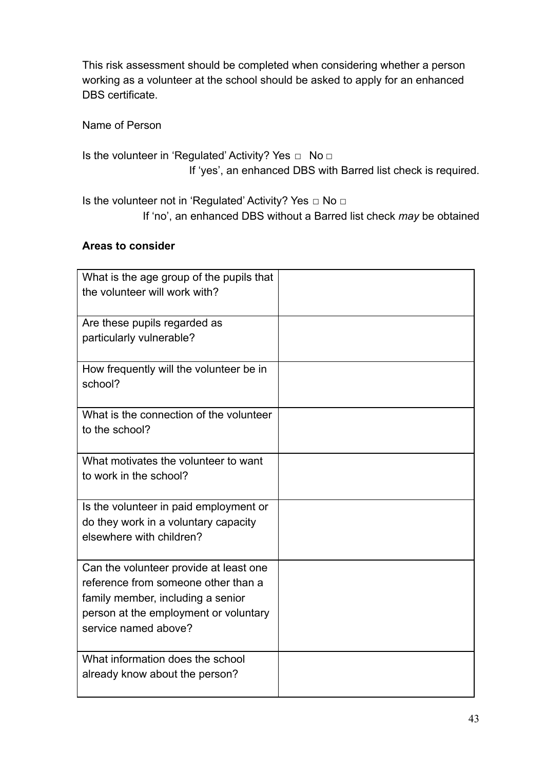This risk assessment should be completed when considering whether a person working as a volunteer at the school should be asked to apply for an enhanced DBS certificate.

Name of Person

Is the volunteer in 'Regulated' Activity? Yes □ No □
If 'yes', an enhanced DBS with Barred list check is required.

Is the volunteer not in 'Regulated' Activity? Yes □ No □
If 'no', an enhanced DBS without a Barred list check *may* be obtained

**Areas to consider**

| What is the age group of the pupils that the volunteer will work with? | |
|---|---|
| Are these pupils regarded as particularly vulnerable? | |
| How frequently will the volunteer be in school? | |
| What is the connection of the volunteer to the school? | |
| What motivates the volunteer to want to work in the school? | |
| Is the volunteer in paid employment or do they work in a voluntary capacity elsewhere with children? | |
| Can the volunteer provide at least one reference from someone other than a family member, including a senior person at the employment or voluntary service named above? | |
| What information does the school already know about the person? | |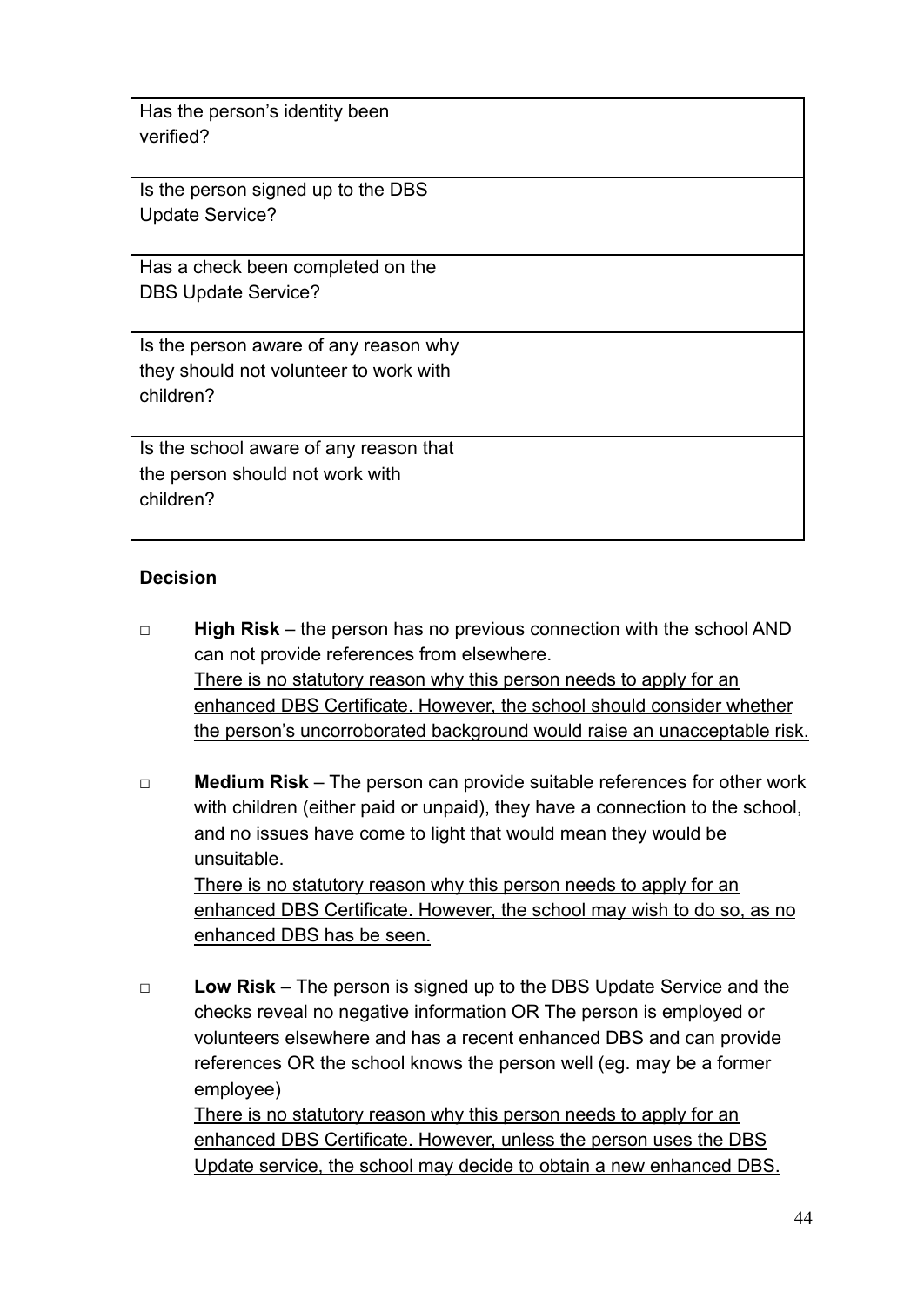| Has the person's identity been verified? | |
|---|---|
| Is the person signed up to the DBS Update Service? | |
| Has a check been completed on the DBS Update Service? | |
| Is the person aware of any reason why they should not volunteer to work with children? | |
| Is the school aware of any reason that the person should not work with children? | |

**Decision**

□ **High Risk** – the person has no previous connection with the school AND can not provide references from elsewhere.
<u>There is no statutory reason why this person needs to apply for an enhanced DBS Certificate. However, the school should consider whether the person's uncorroborated background would raise an unacceptable risk.</u>

□ **Medium Risk** – The person can provide suitable references for other work with children (either paid or unpaid), they have a connection to the school, and no issues have come to light that would mean they would be unsuitable.
<u>There is no statutory reason why this person needs to apply for an enhanced DBS Certificate. However, the school may wish to do so, as no enhanced DBS has be seen.</u>

□ **Low Risk** – The person is signed up to the DBS Update Service and the checks reveal no negative information OR The person is employed or volunteers elsewhere and has a recent enhanced DBS and can provide references OR the school knows the person well (eg. may be a former employee)
<u>There is no statutory reason why this person needs to apply for an enhanced DBS Certificate. However, unless the person uses the DBS Update service, the school may decide to obtain a new enhanced DBS.</u>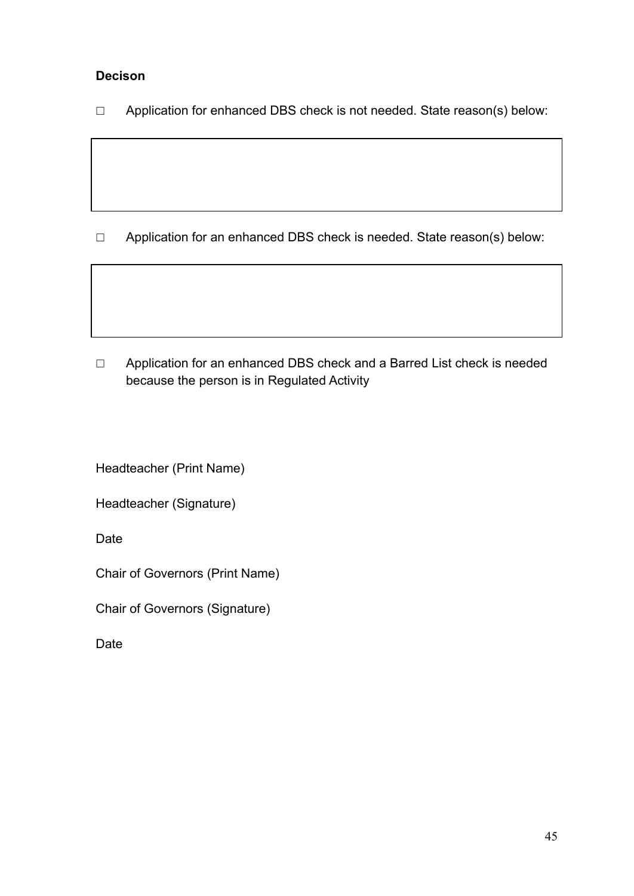**Decison**

☐ Application for enhanced DBS check is not needed. State reason(s) below:

| |
|---|
| |

☐ Application for an enhanced DBS check is needed. State reason(s) below:

| |
|---|
| |

☐ Application for an enhanced DBS check and a Barred List check is needed because the person is in Regulated Activity

Headteacher (Print Name)

Headteacher (Signature)

Date

Chair of Governors (Print Name)

Chair of Governors (Signature)

Date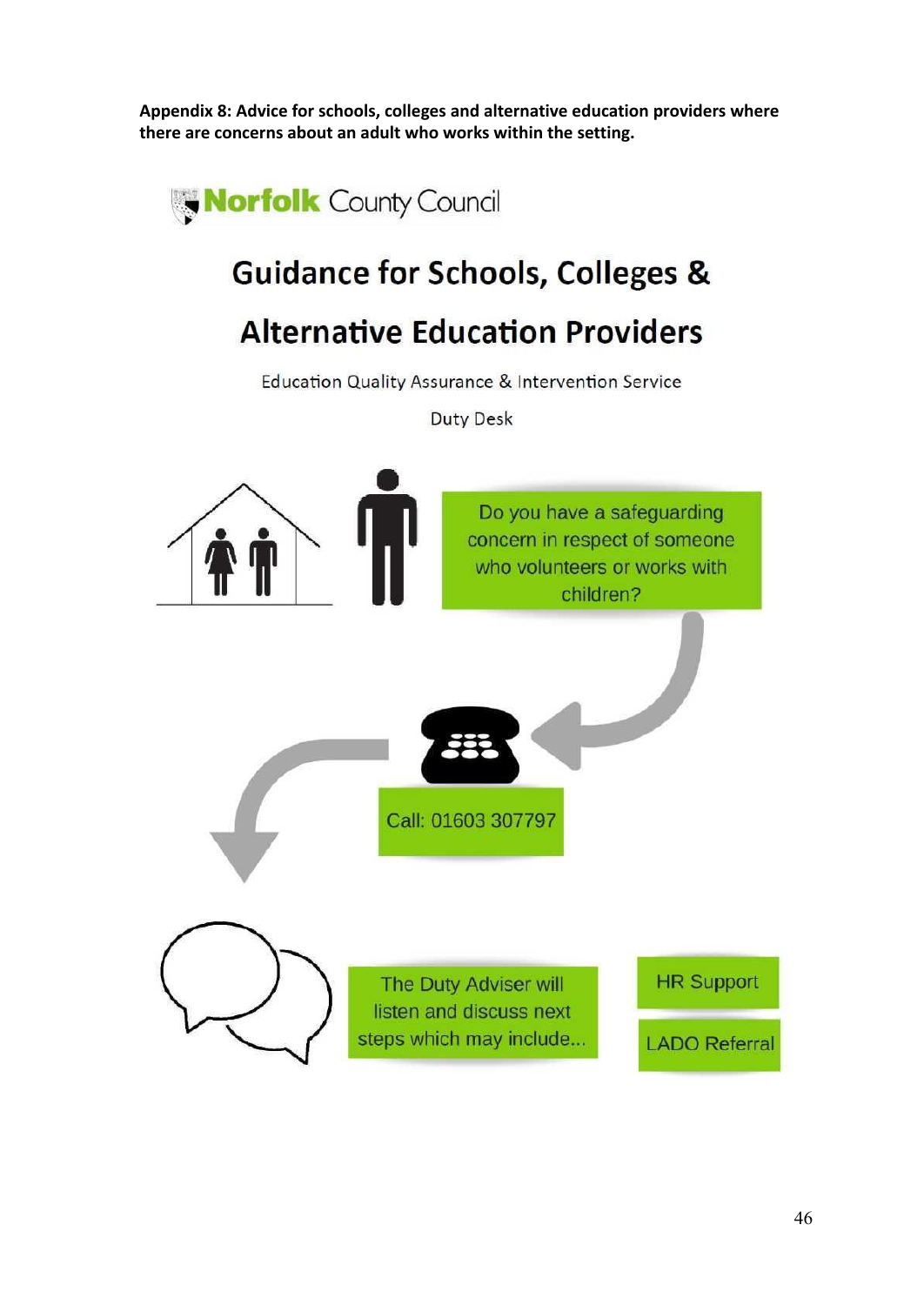**Appendix 8: Advice for schools, colleges and alternative education providers where there are concerns about an adult who works within the setting.**

Norfolk County Council

# Guidance for Schools, Colleges & Alternative Education Providers

Education Quality Assurance & Intervention Service

Duty Desk

Do you have a safeguarding concern in respect of someone who volunteers or works with children?

Call: 01603 307797

The Duty Adviser will listen and discuss next steps which may include...

- HR Support
- LADO Referral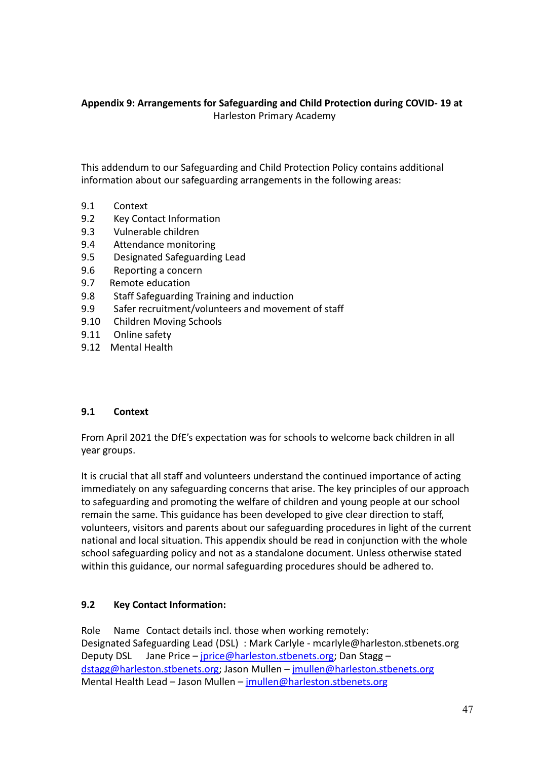**Appendix 9: Arrangements for Safeguarding and Child Protection during COVID- 19 at**
Harleston Primary Academy

This addendum to our Safeguarding and Child Protection Policy contains additional information about our safeguarding arrangements in the following areas:

9.1 Context
9.2 Key Contact Information
9.3 Vulnerable children
9.4 Attendance monitoring
9.5 Designated Safeguarding Lead
9.6 Reporting a concern
9.7 Remote education
9.8 Staff Safeguarding Training and induction
9.9 Safer recruitment/volunteers and movement of staff
9.10 Children Moving Schools
9.11 Online safety
9.12 Mental Health

**9.1 Context**

From April 2021 the DfE's expectation was for schools to welcome back children in all year groups.

It is crucial that all staff and volunteers understand the continued importance of acting immediately on any safeguarding concerns that arise. The key principles of our approach to safeguarding and promoting the welfare of children and young people at our school remain the same. This guidance has been developed to give clear direction to staff, volunteers, visitors and parents about our safeguarding procedures in light of the current national and local situation. This appendix should be read in conjunction with the whole school safeguarding policy and not as a standalone document. Unless otherwise stated within this guidance, our normal safeguarding procedures should be adhered to.

**9.2 Key Contact Information:**

Role Name Contact details incl. those when working remotely:
Designated Safeguarding Lead (DSL) : Mark Carlyle - mcarlyle@harleston.stbenets.org
Deputy DSL Jane Price – jprice@harleston.stbenets.org; Dan Stagg – dstagg@harleston.stbenets.org; Jason Mullen – jmullen@harleston.stbenets.org
Mental Health Lead – Jason Mullen – jmullen@harleston.stbenets.org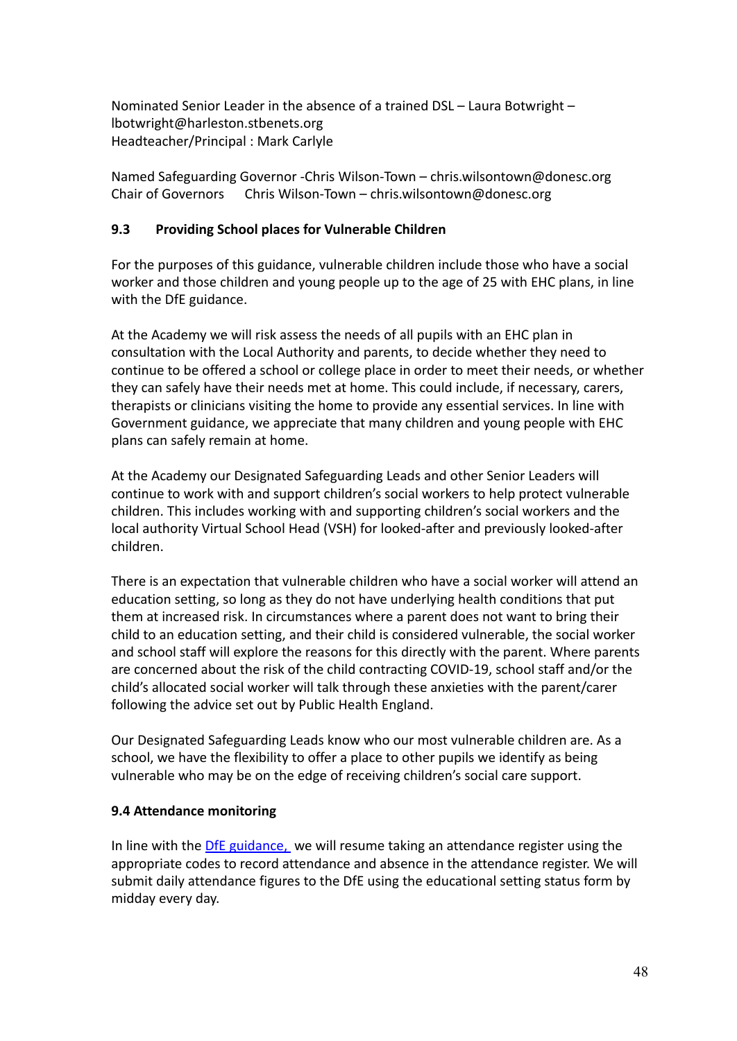Nominated Senior Leader in the absence of a trained DSL – Laura Botwright – lbotwright@harleston.stbenets.org
Headteacher/Principal : Mark Carlyle

Named Safeguarding Governor -Chris Wilson-Town – chris.wilsontown@donesc.org
Chair of Governors Chris Wilson-Town – chris.wilsontown@donesc.org

### 9.3 Providing School places for Vulnerable Children

For the purposes of this guidance, vulnerable children include those who have a social worker and those children and young people up to the age of 25 with EHC plans, in line with the DfE guidance.

At the Academy we will risk assess the needs of all pupils with an EHC plan in consultation with the Local Authority and parents, to decide whether they need to continue to be offered a school or college place in order to meet their needs, or whether they can safely have their needs met at home. This could include, if necessary, carers, therapists or clinicians visiting the home to provide any essential services. In line with Government guidance, we appreciate that many children and young people with EHC plans can safely remain at home.

At the Academy our Designated Safeguarding Leads and other Senior Leaders will continue to work with and support children's social workers to help protect vulnerable children. This includes working with and supporting children's social workers and the local authority Virtual School Head (VSH) for looked-after and previously looked-after children.

There is an expectation that vulnerable children who have a social worker will attend an education setting, so long as they do not have underlying health conditions that put them at increased risk. In circumstances where a parent does not want to bring their child to an education setting, and their child is considered vulnerable, the social worker and school staff will explore the reasons for this directly with the parent. Where parents are concerned about the risk of the child contracting COVID-19, school staff and/or the child's allocated social worker will talk through these anxieties with the parent/carer following the advice set out by Public Health England.

Our Designated Safeguarding Leads know who our most vulnerable children are. As a school, we have the flexibility to offer a place to other pupils we identify as being vulnerable who may be on the edge of receiving children's social care support.

### 9.4 Attendance monitoring

In line with the DfE guidance, we will resume taking an attendance register using the appropriate codes to record attendance and absence in the attendance register. We will submit daily attendance figures to the DfE using the educational setting status form by midday every day.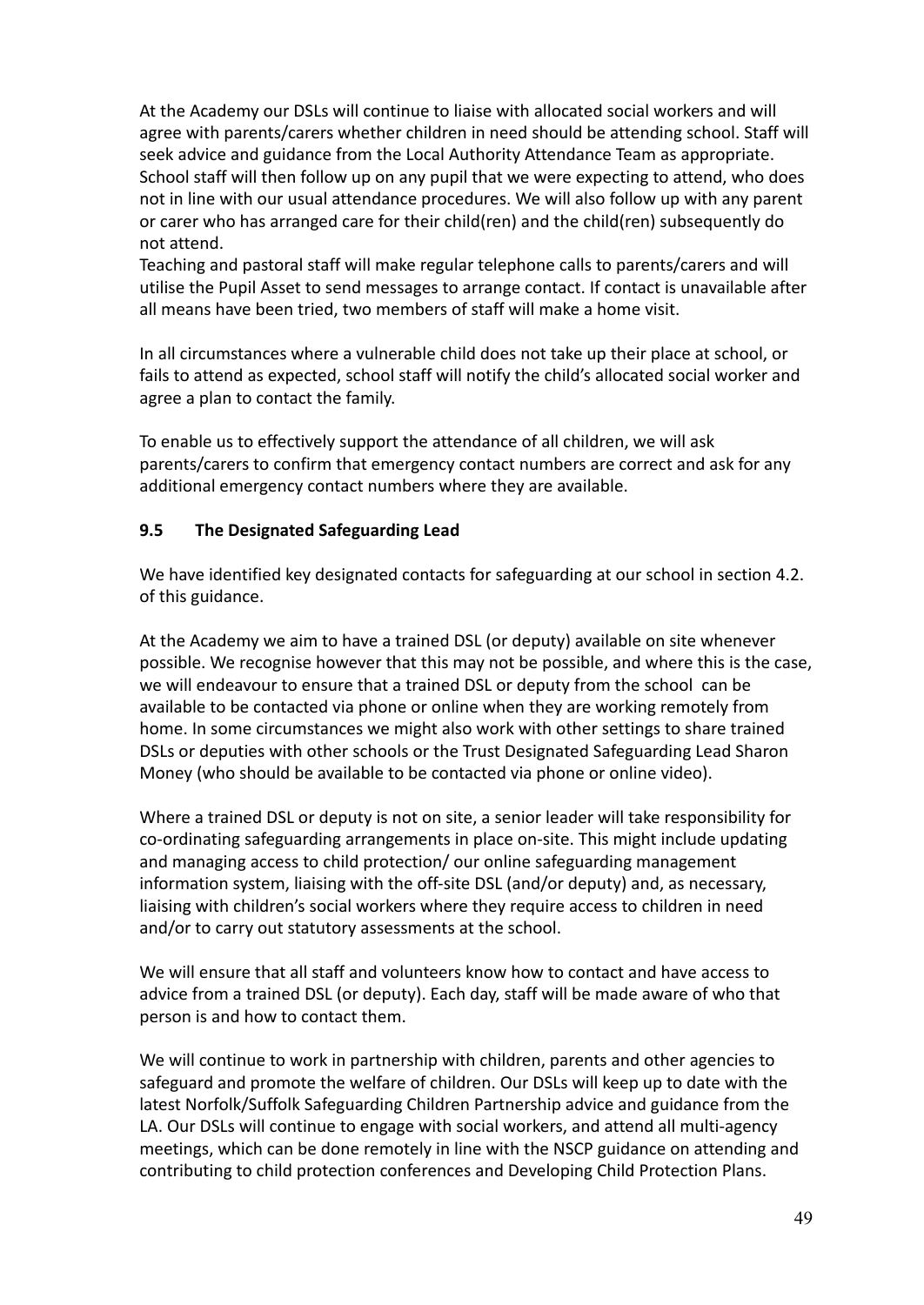At the Academy our DSLs will continue to liaise with allocated social workers and will agree with parents/carers whether children in need should be attending school. Staff will seek advice and guidance from the Local Authority Attendance Team as appropriate. School staff will then follow up on any pupil that we were expecting to attend, who does not in line with our usual attendance procedures. We will also follow up with any parent or carer who has arranged care for their child(ren) and the child(ren) subsequently do not attend.

Teaching and pastoral staff will make regular telephone calls to parents/carers and will utilise the Pupil Asset to send messages to arrange contact. If contact is unavailable after all means have been tried, two members of staff will make a home visit.

In all circumstances where a vulnerable child does not take up their place at school, or fails to attend as expected, school staff will notify the child's allocated social worker and agree a plan to contact the family.

To enable us to effectively support the attendance of all children, we will ask parents/carers to confirm that emergency contact numbers are correct and ask for any additional emergency contact numbers where they are available.

### 9.5 The Designated Safeguarding Lead

We have identified key designated contacts for safeguarding at our school in section 4.2. of this guidance.

At the Academy we aim to have a trained DSL (or deputy) available on site whenever possible. We recognise however that this may not be possible, and where this is the case, we will endeavour to ensure that a trained DSL or deputy from the school can be available to be contacted via phone or online when they are working remotely from home. In some circumstances we might also work with other settings to share trained DSLs or deputies with other schools or the Trust Designated Safeguarding Lead Sharon Money (who should be available to be contacted via phone or online video).

Where a trained DSL or deputy is not on site, a senior leader will take responsibility for co-ordinating safeguarding arrangements in place on-site. This might include updating and managing access to child protection/ our online safeguarding management information system, liaising with the off-site DSL (and/or deputy) and, as necessary, liaising with children's social workers where they require access to children in need and/or to carry out statutory assessments at the school.

We will ensure that all staff and volunteers know how to contact and have access to advice from a trained DSL (or deputy). Each day, staff will be made aware of who that person is and how to contact them.

We will continue to work in partnership with children, parents and other agencies to safeguard and promote the welfare of children. Our DSLs will keep up to date with the latest Norfolk/Suffolk Safeguarding Children Partnership advice and guidance from the LA. Our DSLs will continue to engage with social workers, and attend all multi-agency meetings, which can be done remotely in line with the NSCP guidance on attending and contributing to child protection conferences and Developing Child Protection Plans.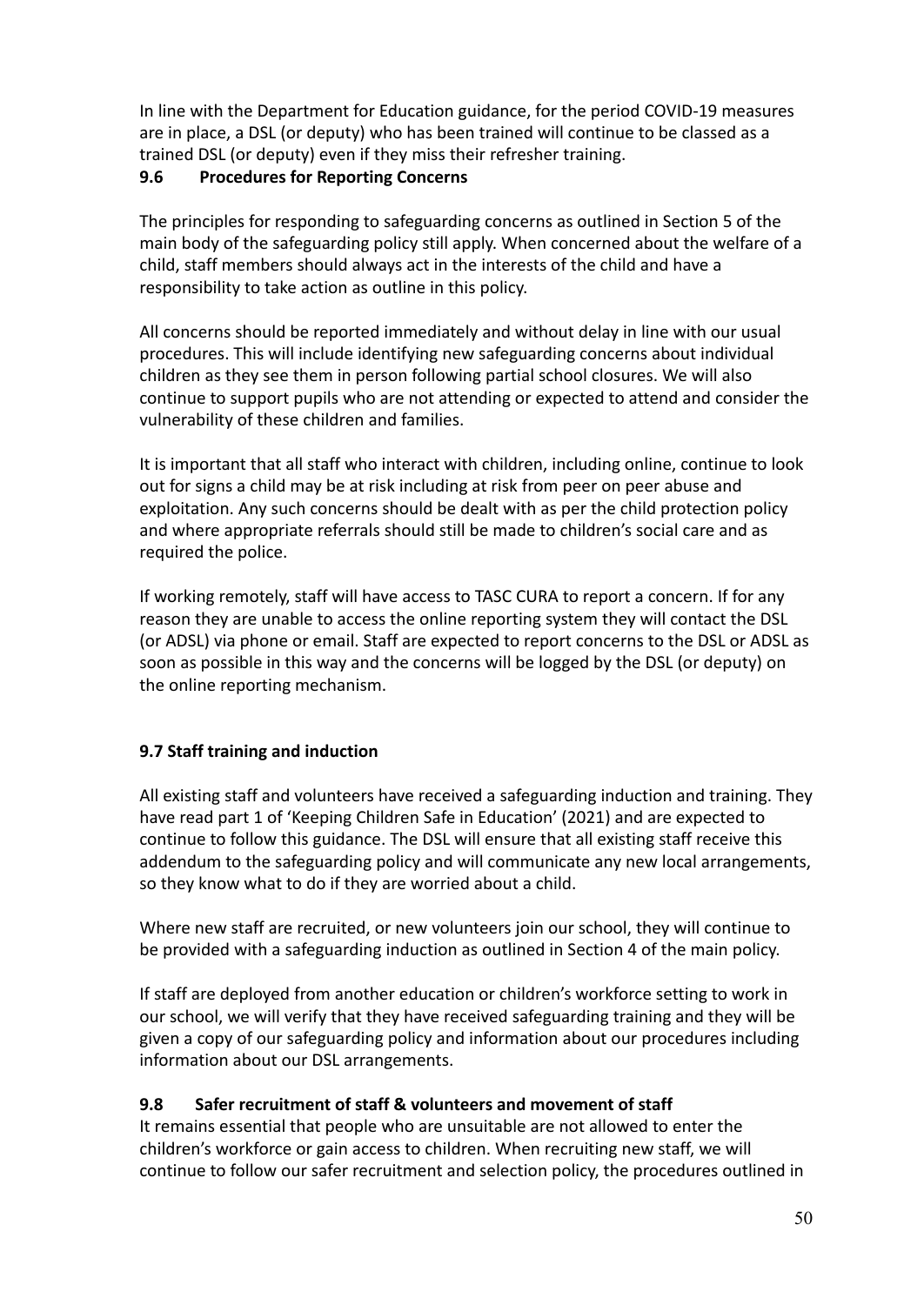In line with the Department for Education guidance, for the period COVID-19 measures are in place, a DSL (or deputy) who has been trained will continue to be classed as a trained DSL (or deputy) even if they miss their refresher training.

### 9.6 Procedures for Reporting Concerns

The principles for responding to safeguarding concerns as outlined in Section 5 of the main body of the safeguarding policy still apply. When concerned about the welfare of a child, staff members should always act in the interests of the child and have a responsibility to take action as outline in this policy.

All concerns should be reported immediately and without delay in line with our usual procedures. This will include identifying new safeguarding concerns about individual children as they see them in person following partial school closures. We will also continue to support pupils who are not attending or expected to attend and consider the vulnerability of these children and families.

It is important that all staff who interact with children, including online, continue to look out for signs a child may be at risk including at risk from peer on peer abuse and exploitation. Any such concerns should be dealt with as per the child protection policy and where appropriate referrals should still be made to children's social care and as required the police.

If working remotely, staff will have access to TASC CURA to report a concern. If for any reason they are unable to access the online reporting system they will contact the DSL (or ADSL) via phone or email. Staff are expected to report concerns to the DSL or ADSL as soon as possible in this way and the concerns will be logged by the DSL (or deputy) on the online reporting mechanism.

### 9.7 Staff training and induction

All existing staff and volunteers have received a safeguarding induction and training. They have read part 1 of 'Keeping Children Safe in Education' (2021) and are expected to continue to follow this guidance. The DSL will ensure that all existing staff receive this addendum to the safeguarding policy and will communicate any new local arrangements, so they know what to do if they are worried about a child.

Where new staff are recruited, or new volunteers join our school, they will continue to be provided with a safeguarding induction as outlined in Section 4 of the main policy.

If staff are deployed from another education or children's workforce setting to work in our school, we will verify that they have received safeguarding training and they will be given a copy of our safeguarding policy and information about our procedures including information about our DSL arrangements.

### 9.8 Safer recruitment of staff & volunteers and movement of staff

It remains essential that people who are unsuitable are not allowed to enter the children's workforce or gain access to children. When recruiting new staff, we will continue to follow our safer recruitment and selection policy, the procedures outlined in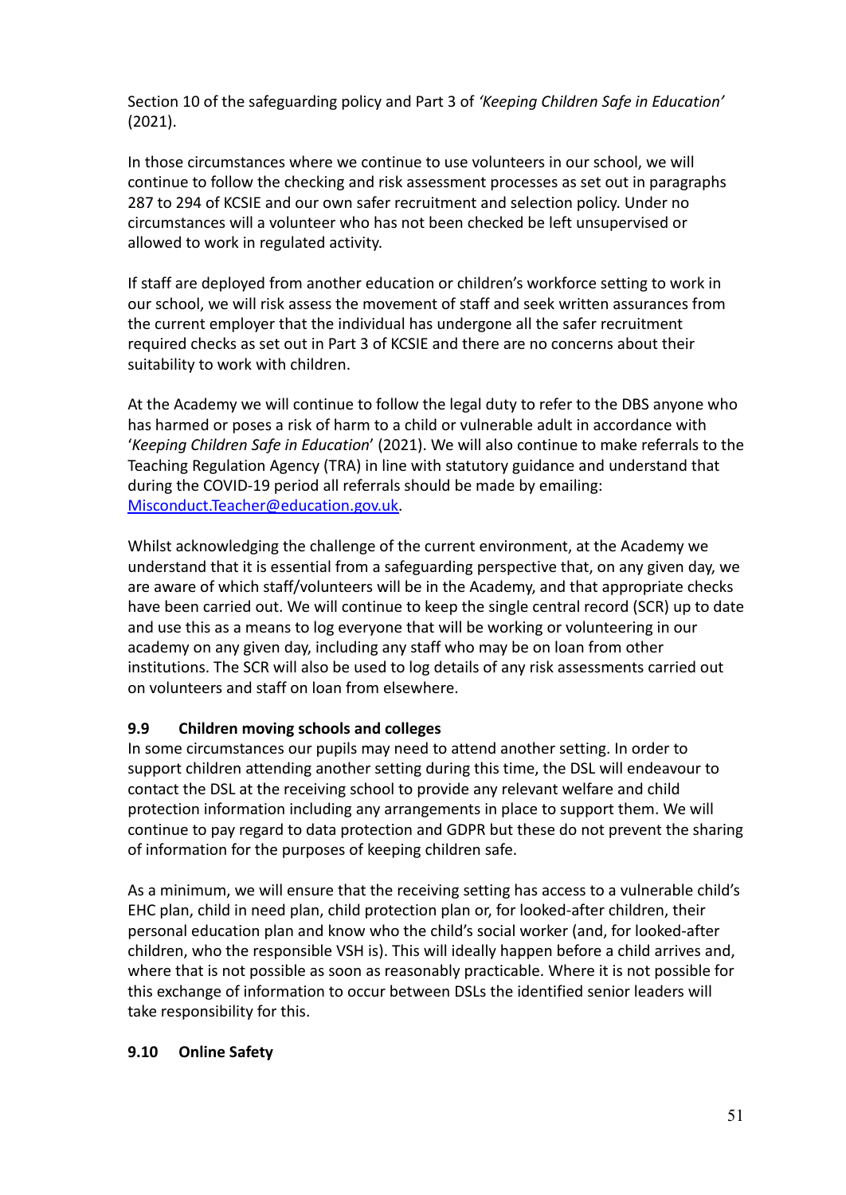Section 10 of the safeguarding policy and Part 3 of *'Keeping Children Safe in Education'* (2021).

In those circumstances where we continue to use volunteers in our school, we will continue to follow the checking and risk assessment processes as set out in paragraphs 287 to 294 of KCSIE and our own safer recruitment and selection policy. Under no circumstances will a volunteer who has not been checked be left unsupervised or allowed to work in regulated activity.

If staff are deployed from another education or children's workforce setting to work in our school, we will risk assess the movement of staff and seek written assurances from the current employer that the individual has undergone all the safer recruitment required checks as set out in Part 3 of KCSIE and there are no concerns about their suitability to work with children.

At the Academy we will continue to follow the legal duty to refer to the DBS anyone who has harmed or poses a risk of harm to a child or vulnerable adult in accordance with '*Keeping Children Safe in Education*' (2021). We will also continue to make referrals to the Teaching Regulation Agency (TRA) in line with statutory guidance and understand that during the COVID-19 period all referrals should be made by emailing: [Misconduct.Teacher@education.gov.uk](mailto:Misconduct.Teacher@education.gov.uk).

Whilst acknowledging the challenge of the current environment, at the Academy we understand that it is essential from a safeguarding perspective that, on any given day, we are aware of which staff/volunteers will be in the Academy, and that appropriate checks have been carried out. We will continue to keep the single central record (SCR) up to date and use this as a means to log everyone that will be working or volunteering in our academy on any given day, including any staff who may be on loan from other institutions. The SCR will also be used to log details of any risk assessments carried out on volunteers and staff on loan from elsewhere.

### 9.9 Children moving schools and colleges

In some circumstances our pupils may need to attend another setting. In order to support children attending another setting during this time, the DSL will endeavour to contact the DSL at the receiving school to provide any relevant welfare and child protection information including any arrangements in place to support them. We will continue to pay regard to data protection and GDPR but these do not prevent the sharing of information for the purposes of keeping children safe.

As a minimum, we will ensure that the receiving setting has access to a vulnerable child's EHC plan, child in need plan, child protection plan or, for looked-after children, their personal education plan and know who the child's social worker (and, for looked-after children, who the responsible VSH is). This will ideally happen before a child arrives and, where that is not possible as soon as reasonably practicable. Where it is not possible for this exchange of information to occur between DSLs the identified senior leaders will take responsibility for this.

### 9.10 Online Safety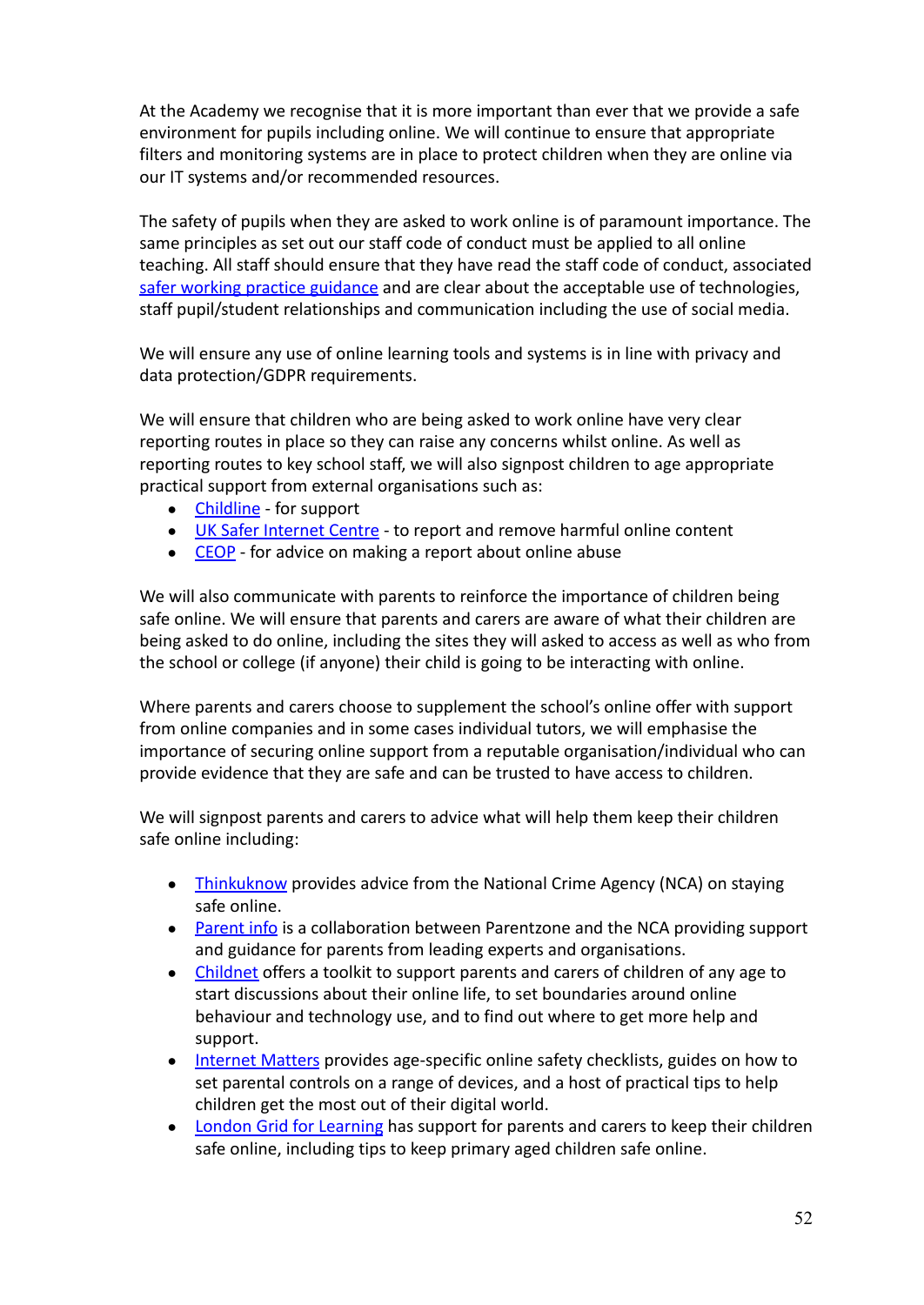At the Academy we recognise that it is more important than ever that we provide a safe environment for pupils including online. We will continue to ensure that appropriate filters and monitoring systems are in place to protect children when they are online via our IT systems and/or recommended resources.

The safety of pupils when they are asked to work online is of paramount importance. The same principles as set out our staff code of conduct must be applied to all online teaching. All staff should ensure that they have read the staff code of conduct, associated safer working practice guidance and are clear about the acceptable use of technologies, staff pupil/student relationships and communication including the use of social media.

We will ensure any use of online learning tools and systems is in line with privacy and data protection/GDPR requirements.

We will ensure that children who are being asked to work online have very clear reporting routes in place so they can raise any concerns whilst online. As well as reporting routes to key school staff, we will also signpost children to age appropriate practical support from external organisations such as:

- Childline - for support
- UK Safer Internet Centre - to report and remove harmful online content
- CEOP - for advice on making a report about online abuse

We will also communicate with parents to reinforce the importance of children being safe online. We will ensure that parents and carers are aware of what their children are being asked to do online, including the sites they will asked to access as well as who from the school or college (if anyone) their child is going to be interacting with online.

Where parents and carers choose to supplement the school's online offer with support from online companies and in some cases individual tutors, we will emphasise the importance of securing online support from a reputable organisation/individual who can provide evidence that they are safe and can be trusted to have access to children.

We will signpost parents and carers to advice what will help them keep their children safe online including:

- Thinkuknow provides advice from the National Crime Agency (NCA) on staying safe online.
- Parent info is a collaboration between Parentzone and the NCA providing support and guidance for parents from leading experts and organisations.
- Childnet offers a toolkit to support parents and carers of children of any age to start discussions about their online life, to set boundaries around online behaviour and technology use, and to find out where to get more help and support.
- Internet Matters provides age-specific online safety checklists, guides on how to set parental controls on a range of devices, and a host of practical tips to help children get the most out of their digital world.
- London Grid for Learning has support for parents and carers to keep their children safe online, including tips to keep primary aged children safe online.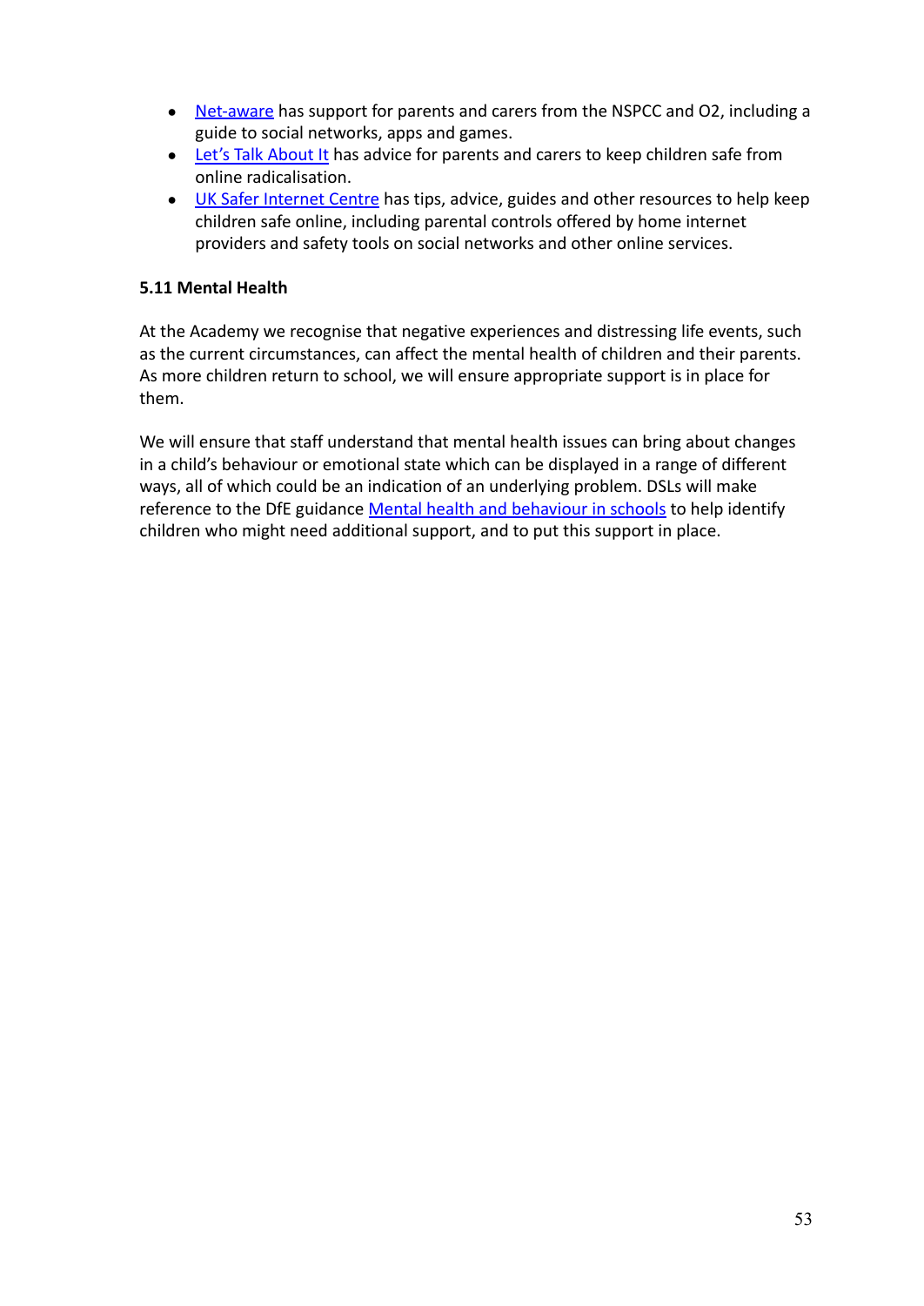- Net-aware has support for parents and carers from the NSPCC and O2, including a guide to social networks, apps and games.
- Let's Talk About It has advice for parents and carers to keep children safe from online radicalisation.
- UK Safer Internet Centre has tips, advice, guides and other resources to help keep children safe online, including parental controls offered by home internet providers and safety tools on social networks and other online services.

**5.11 Mental Health**

At the Academy we recognise that negative experiences and distressing life events, such as the current circumstances, can affect the mental health of children and their parents. As more children return to school, we will ensure appropriate support is in place for them.

We will ensure that staff understand that mental health issues can bring about changes in a child's behaviour or emotional state which can be displayed in a range of different ways, all of which could be an indication of an underlying problem. DSLs will make reference to the DfE guidance Mental health and behaviour in schools to help identify children who might need additional support, and to put this support in place.